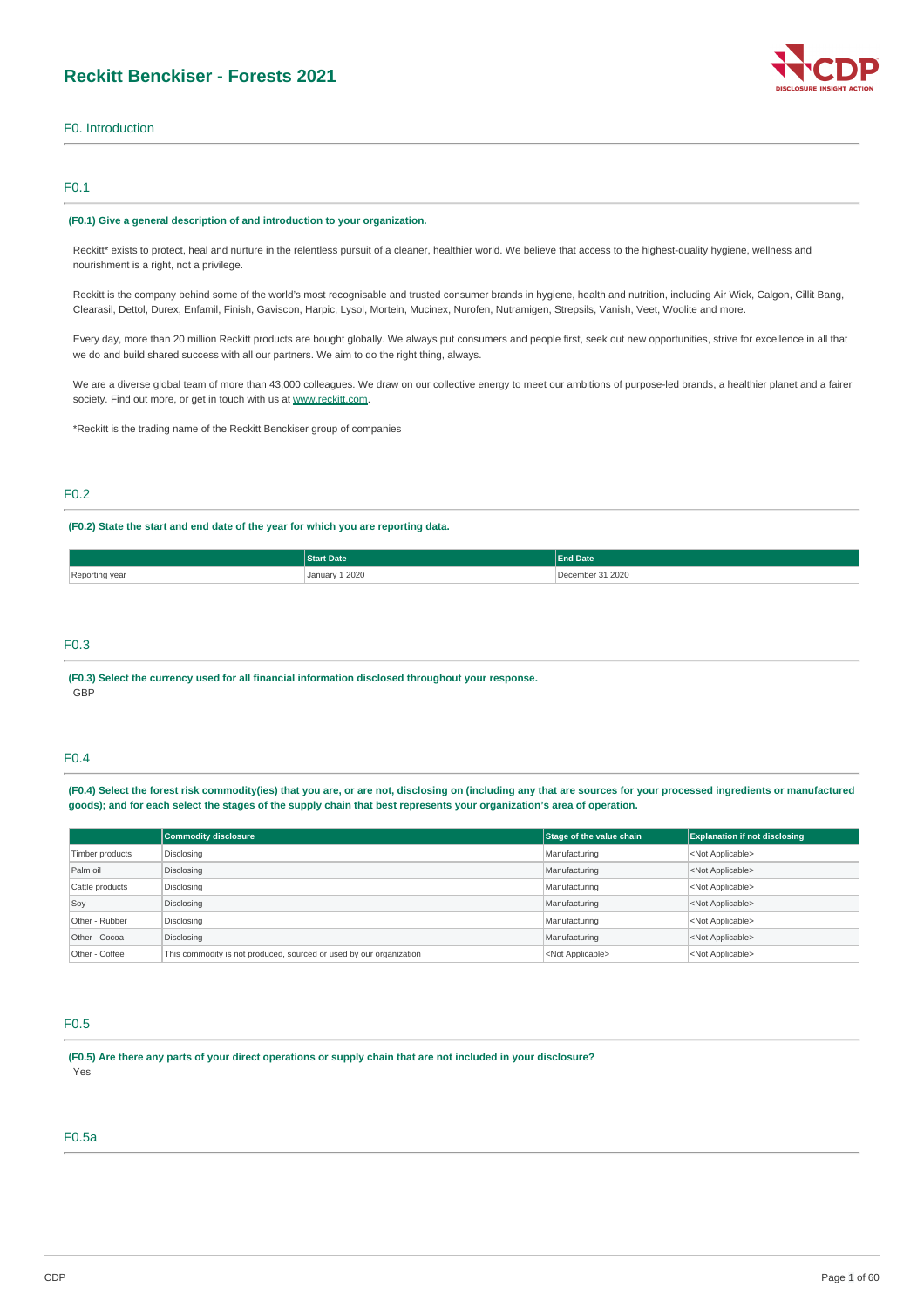# Reckitt Benckiser - Forests 2021

## F0. Introduction

### F0.1

**(F0.1) Give a general description of and introduction to your organization.**

Reckitt* exists to protect, heal and nurture in the relentless pursuit of a cleaner, healthier world. We believe that access to the highest-quality hygiene, wellness and nourishment is a right, not a privilege.

Reckitt is the company behind some of the world's most recognisable and trusted consumer brands in hygiene, health and nutrition, including Air Wick, Calgon, Cillit Bang, Clearasil, Dettol, Durex, Enfamil, Finish, Gaviscon, Harpic, Lysol, Mortein, Mucinex, Nurofen, Nutramigen, Strepsils, Vanish, Veet, Woolite and more.

Every day, more than 20 million Reckitt products are bought globally. We always put consumers and people first, seek out new opportunities, strive for excellence in all that we do and build shared success with all our partners. We aim to do the right thing, always.

We are a diverse global team of more than 43,000 colleagues. We draw on our collective energy to meet our ambitions of purpose-led brands, a healthier planet and a fairer society. Find out more, or get in touch with us at www.reckitt.com.

*Reckitt is the trading name of the Reckitt Benckiser group of companies

### F0.2

**(F0.2) State the start and end date of the year for which you are reporting data.**

| | Start Date | End Date |
|---|---|---|
| Reporting year | January 1 2020 | December 31 2020 |

### F0.3

**(F0.3) Select the currency used for all financial information disclosed throughout your response.**

GBP

### F0.4

**(F0.4) Select the forest risk commodity(ies) that you are, or are not, disclosing on (including any that are sources for your processed ingredients or manufactured goods); and for each select the stages of the supply chain that best represents your organization's area of operation.**

| | Commodity disclosure | Stage of the value chain | Explanation if not disclosing |
|---|---|---|---|
| Timber products | Disclosing | Manufacturing | <Not Applicable> |
| Palm oil | Disclosing | Manufacturing | <Not Applicable> |
| Cattle products | Disclosing | Manufacturing | <Not Applicable> |
| Soy | Disclosing | Manufacturing | <Not Applicable> |
| Other - Rubber | Disclosing | Manufacturing | <Not Applicable> |
| Other - Cocoa | Disclosing | Manufacturing | <Not Applicable> |
| Other - Coffee | This commodity is not produced, sourced or used by our organization | <Not Applicable> | <Not Applicable> |

### F0.5

**(F0.5) Are there any parts of your direct operations or supply chain that are not included in your disclosure?**

Yes

### F0.5a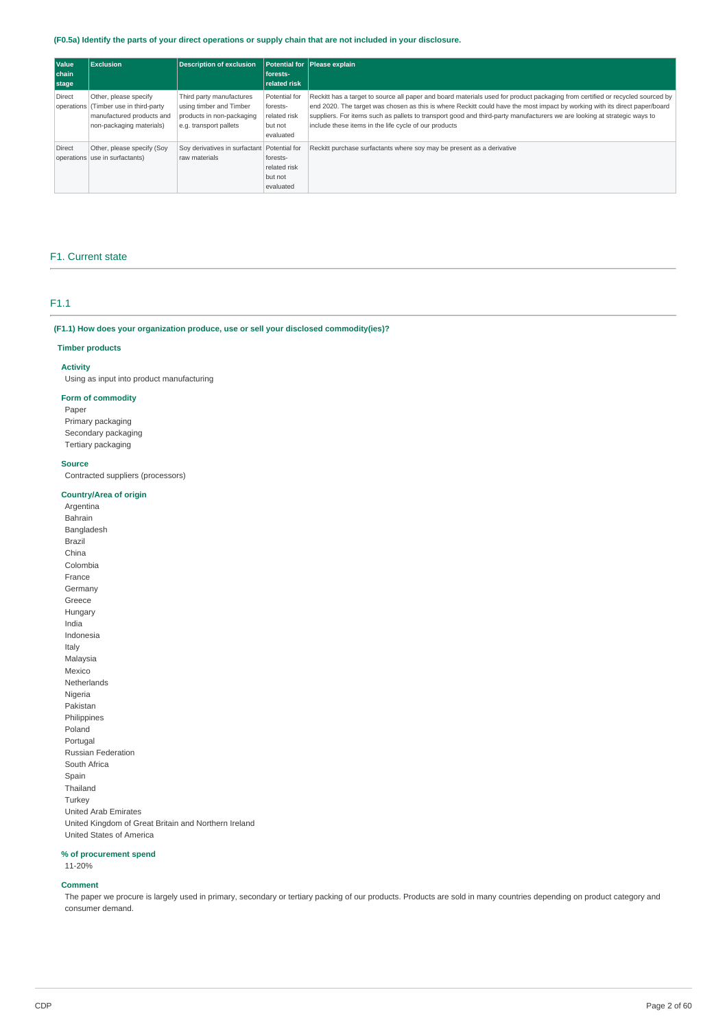**(F0.5a) Identify the parts of your direct operations or supply chain that are not included in your disclosure.**

| Value chain stage | Exclusion | Description of exclusion | Potential for forests-related risk | Please explain |
| --- | --- | --- | --- | --- |
| Direct operations | Other, please specify (Timber use in third-party manufactured products and non-packaging materials) | Third party manufactures using timber and Timber products in non-packaging e.g. transport pallets | Potential for forests-related risk but not evaluated | Reckitt has a target to source all paper and board materials used for product packaging from certified or recycled sourced by end 2020. The target was chosen as this is where Reckitt could have the most impact by working with its direct paper/board suppliers. For items such as pallets to transport good and third-party manufacturers we are looking at strategic ways to include these items in the life cycle of our products |
| Direct operations | Other, please specify (Soy use in surfactants) | Soy derivatives in surfactant raw materials | Potential for forests-related risk but not evaluated | Reckitt purchase surfactants where soy may be present as a derivative |

## F1. Current state

### F1.1

**(F1.1) How does your organization produce, use or sell your disclosed commodity(ies)?**

**Timber products**

**Activity**

Using as input into product manufacturing

**Form of commodity**

Paper
Primary packaging
Secondary packaging
Tertiary packaging

**Source**

Contracted suppliers (processors)

**Country/Area of origin**

Argentina
Bahrain
Bangladesh
Brazil
China
Colombia
France
Germany
Greece
Hungary
India
Indonesia
Italy
Malaysia
Mexico
Netherlands
Nigeria
Pakistan
Philippines
Poland
Portugal
Russian Federation
South Africa
Spain
Thailand
Turkey
United Arab Emirates
United Kingdom of Great Britain and Northern Ireland
United States of America

**% of procurement spend**

11-20%

**Comment**

The paper we procure is largely used in primary, secondary or tertiary packing of our products. Products are sold in many countries depending on product category and consumer demand.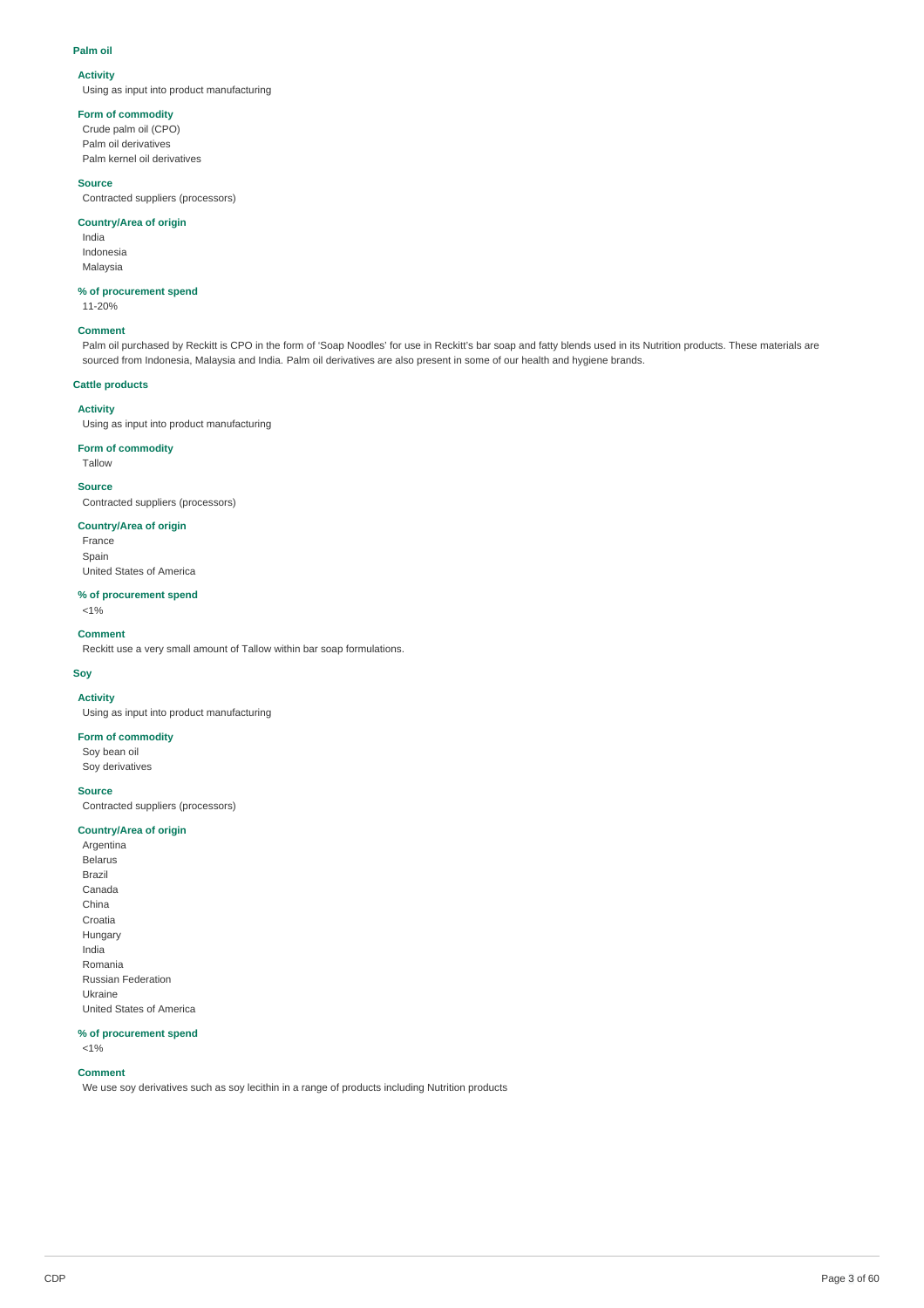### Palm oil

**Activity**
Using as input into product manufacturing

**Form of commodity**
Crude palm oil (CPO)
Palm oil derivatives
Palm kernel oil derivatives

**Source**
Contracted suppliers (processors)

**Country/Area of origin**
India
Indonesia
Malaysia

**% of procurement spend**
11-20%

**Comment**
Palm oil purchased by Reckitt is CPO in the form of 'Soap Noodles' for use in Reckitt's bar soap and fatty blends used in its Nutrition products. These materials are sourced from Indonesia, Malaysia and India. Palm oil derivatives are also present in some of our health and hygiene brands.

### Cattle products

**Activity**
Using as input into product manufacturing

**Form of commodity**
Tallow

**Source**
Contracted suppliers (processors)

**Country/Area of origin**
France
Spain
United States of America

**% of procurement spend**
<1%

**Comment**
Reckitt use a very small amount of Tallow within bar soap formulations.

### Soy

**Activity**
Using as input into product manufacturing

**Form of commodity**
Soy bean oil
Soy derivatives

**Source**
Contracted suppliers (processors)

**Country/Area of origin**
Argentina
Belarus
Brazil
Canada
China
Croatia
Hungary
India
Romania
Russian Federation
Ukraine
United States of America

**% of procurement spend**
<1%

**Comment**
We use soy derivatives such as soy lecithin in a range of products including Nutrition products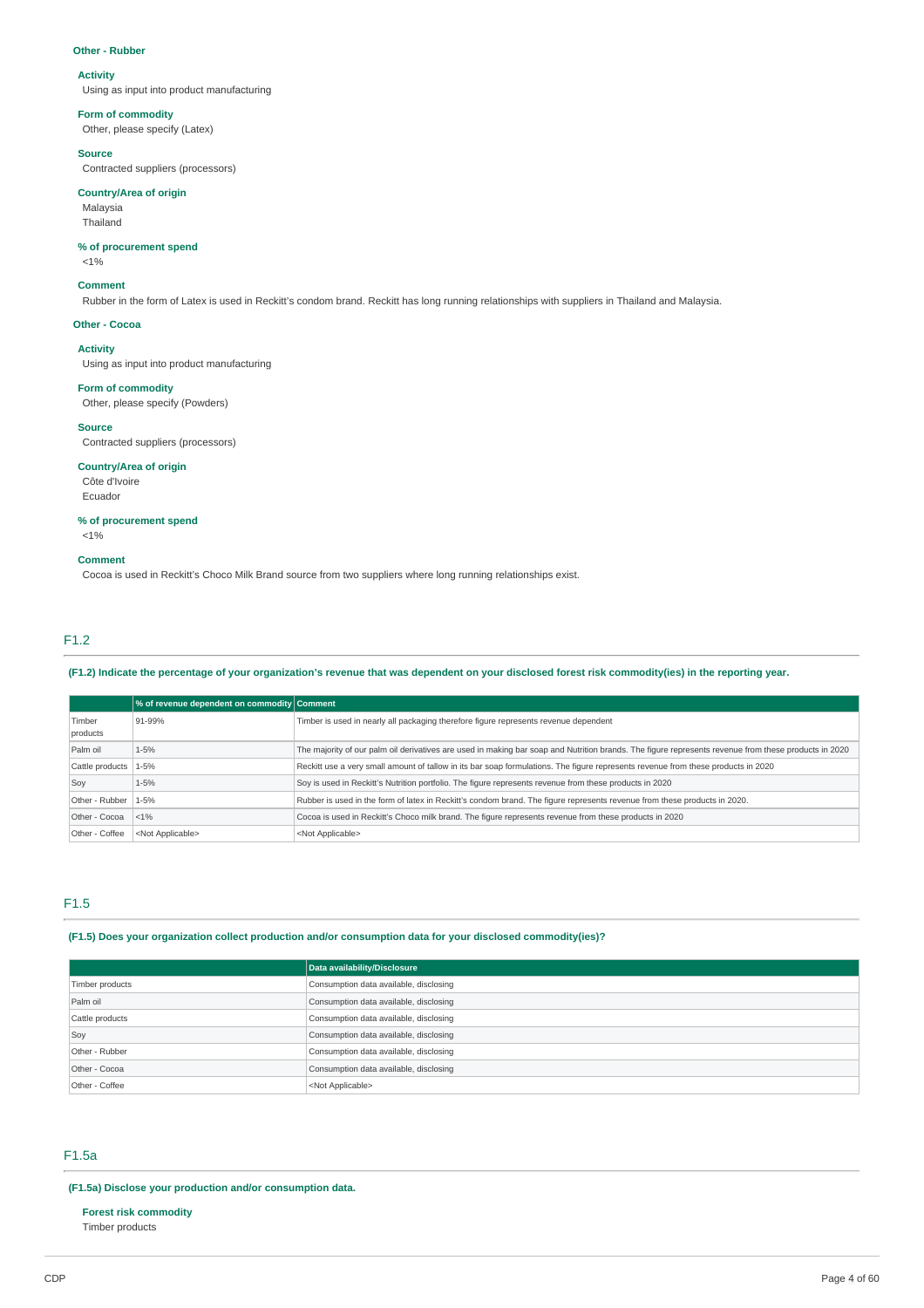### Other - Rubber

**Activity**
Using as input into product manufacturing

**Form of commodity**
Other, please specify (Latex)

**Source**
Contracted suppliers (processors)

**Country/Area of origin**
Malaysia
Thailand

**% of procurement spend**
<1%

**Comment**
Rubber in the form of Latex is used in Reckitt's condom brand. Reckitt has long running relationships with suppliers in Thailand and Malaysia.

### Other - Cocoa

**Activity**
Using as input into product manufacturing

**Form of commodity**
Other, please specify (Powders)

**Source**
Contracted suppliers (processors)

**Country/Area of origin**
Côte d'Ivoire
Ecuador

**% of procurement spend**
<1%

**Comment**
Cocoa is used in Reckitt's Choco Milk Brand source from two suppliers where long running relationships exist.

## F1.2

**(F1.2) Indicate the percentage of your organization's revenue that was dependent on your disclosed forest risk commodity(ies) in the reporting year.**

| | % of revenue dependent on commodity | Comment |
|---|---|---|
| Timber products | 91-99% | Timber is used in nearly all packaging therefore figure represents revenue dependent |
| Palm oil | 1-5% | The majority of our palm oil derivatives are used in making bar soap and Nutrition brands. The figure represents revenue from these products in 2020 |
| Cattle products | 1-5% | Reckitt use a very small amount of tallow in its bar soap formulations. The figure represents revenue from these products in 2020 |
| Soy | 1-5% | Soy is used in Reckitt's Nutrition portfolio. The figure represents revenue from these products in 2020 |
| Other - Rubber | 1-5% | Rubber is used in the form of latex in Reckitt's condom brand. The figure represents revenue from these products in 2020. |
| Other - Cocoa | <1% | Cocoa is used in Reckitt's Choco milk brand. The figure represents revenue from these products in 2020 |
| Other - Coffee | <Not Applicable> | <Not Applicable> |

## F1.5

**(F1.5) Does your organization collect production and/or consumption data for your disclosed commodity(ies)?**

| | Data availability/Disclosure |
|---|---|
| Timber products | Consumption data available, disclosing |
| Palm oil | Consumption data available, disclosing |
| Cattle products | Consumption data available, disclosing |
| Soy | Consumption data available, disclosing |
| Other - Rubber | Consumption data available, disclosing |
| Other - Cocoa | Consumption data available, disclosing |
| Other - Coffee | <Not Applicable> |

## F1.5a

**(F1.5a) Disclose your production and/or consumption data.**

**Forest risk commodity**
Timber products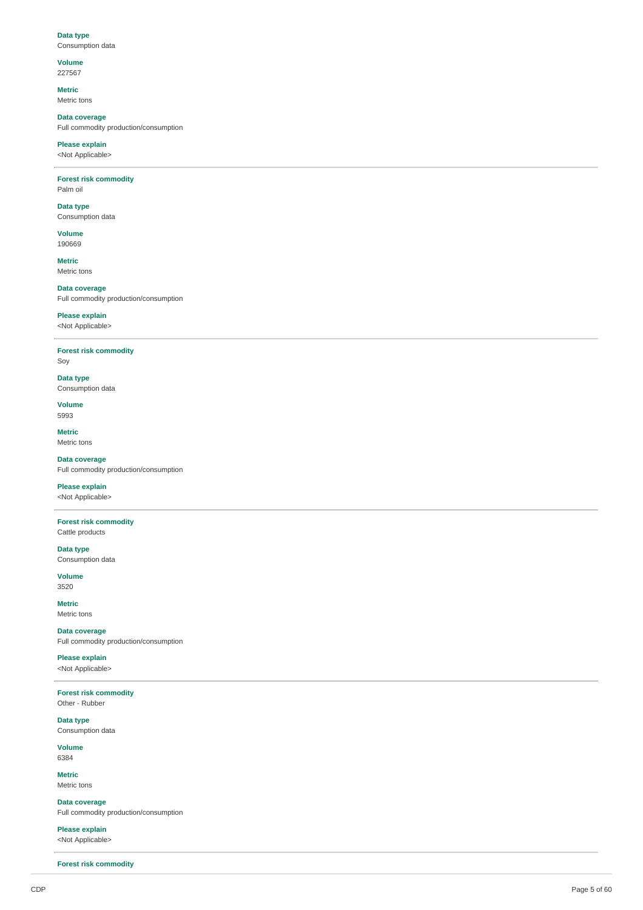**Data type**
Consumption data

**Volume**
227567

**Metric**
Metric tons

**Data coverage**
Full commodity production/consumption

**Please explain**
<Not Applicable>

---

**Forest risk commodity**
Palm oil

**Data type**
Consumption data

**Volume**
190669

**Metric**
Metric tons

**Data coverage**
Full commodity production/consumption

**Please explain**
<Not Applicable>

---

**Forest risk commodity**
Soy

**Data type**
Consumption data

**Volume**
5993

**Metric**
Metric tons

**Data coverage**
Full commodity production/consumption

**Please explain**
<Not Applicable>

---

**Forest risk commodity**
Cattle products

**Data type**
Consumption data

**Volume**
3520

**Metric**
Metric tons

**Data coverage**
Full commodity production/consumption

**Please explain**
<Not Applicable>

---

**Forest risk commodity**
Other - Rubber

**Data type**
Consumption data

**Volume**
6384

**Metric**
Metric tons

**Data coverage**
Full commodity production/consumption

**Please explain**
<Not Applicable>

---

**Forest risk commodity**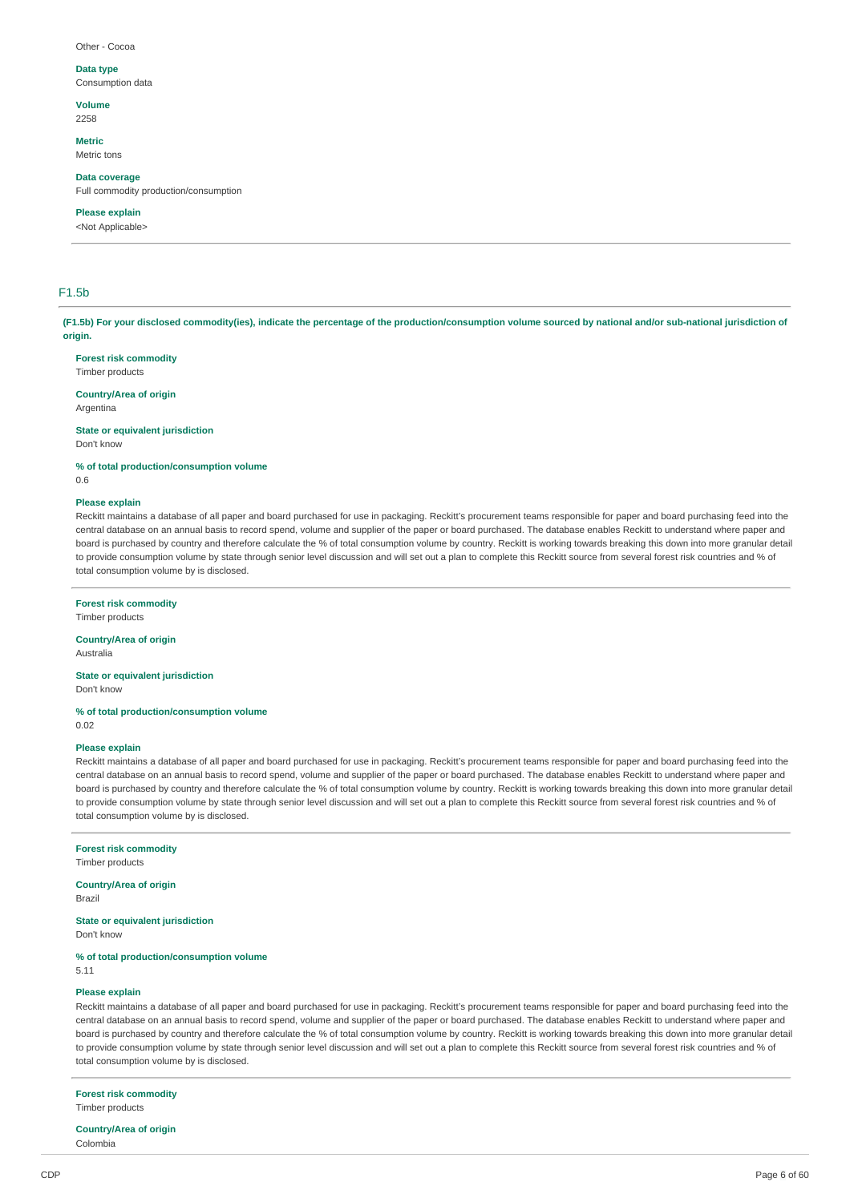Other - Cocoa

**Data type**
Consumption data

**Volume**
2258

**Metric**
Metric tons

**Data coverage**
Full commodity production/consumption

**Please explain**
<Not Applicable>

---

## F1.5b

**(F1.5b) For your disclosed commodity(ies), indicate the percentage of the production/consumption volume sourced by national and/or sub-national jurisdiction of origin.**

**Forest risk commodity**
Timber products

**Country/Area of origin**
Argentina

**State or equivalent jurisdiction**
Don't know

**% of total production/consumption volume**
0.6

**Please explain**
Reckitt maintains a database of all paper and board purchased for use in packaging. Reckitt's procurement teams responsible for paper and board purchasing feed into the central database on an annual basis to record spend, volume and supplier of the paper or board purchased. The database enables Reckitt to understand where paper and board is purchased by country and therefore calculate the % of total consumption volume by country. Reckitt is working towards breaking this down into more granular detail to provide consumption volume by state through senior level discussion and will set out a plan to complete this Reckitt source from several forest risk countries and % of total consumption volume by is disclosed.

---

**Forest risk commodity**
Timber products

**Country/Area of origin**
Australia

**State or equivalent jurisdiction**
Don't know

**% of total production/consumption volume**
0.02

**Please explain**
Reckitt maintains a database of all paper and board purchased for use in packaging. Reckitt's procurement teams responsible for paper and board purchasing feed into the central database on an annual basis to record spend, volume and supplier of the paper or board purchased. The database enables Reckitt to understand where paper and board is purchased by country and therefore calculate the % of total consumption volume by country. Reckitt is working towards breaking this down into more granular detail to provide consumption volume by state through senior level discussion and will set out a plan to complete this Reckitt source from several forest risk countries and % of total consumption volume by is disclosed.

---

**Forest risk commodity**
Timber products

**Country/Area of origin**
Brazil

**State or equivalent jurisdiction**
Don't know

**% of total production/consumption volume**
5.11

**Please explain**
Reckitt maintains a database of all paper and board purchased for use in packaging. Reckitt's procurement teams responsible for paper and board purchasing feed into the central database on an annual basis to record spend, volume and supplier of the paper or board purchased. The database enables Reckitt to understand where paper and board is purchased by country and therefore calculate the % of total consumption volume by country. Reckitt is working towards breaking this down into more granular detail to provide consumption volume by state through senior level discussion and will set out a plan to complete this Reckitt source from several forest risk countries and % of total consumption volume by is disclosed.

---

**Forest risk commodity**
Timber products

**Country/Area of origin**
Colombia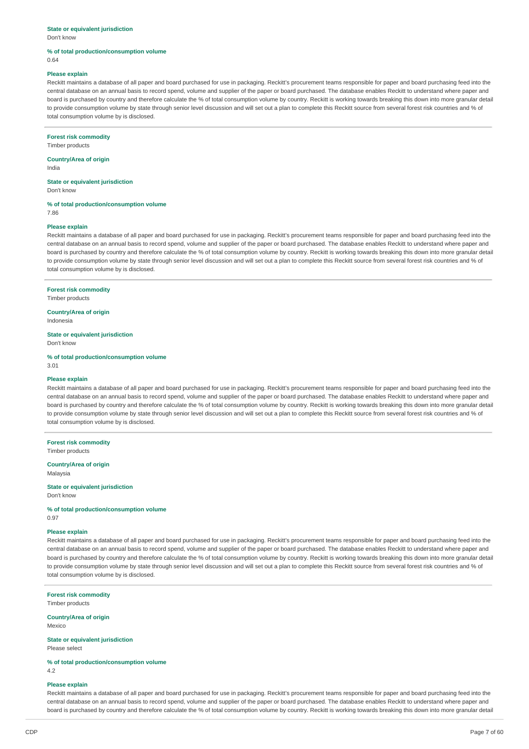**State or equivalent jurisdiction**
Don't know

**% of total production/consumption volume**
0.64

**Please explain**
Reckitt maintains a database of all paper and board purchased for use in packaging. Reckitt's procurement teams responsible for paper and board purchasing feed into the central database on an annual basis to record spend, volume and supplier of the paper or board purchased. The database enables Reckitt to understand where paper and board is purchased by country and therefore calculate the % of total consumption volume by country. Reckitt is working towards breaking this down into more granular detail to provide consumption volume by state through senior level discussion and will set out a plan to complete this Reckitt source from several forest risk countries and % of total consumption volume by is disclosed.

---

**Forest risk commodity**
Timber products

**Country/Area of origin**
India

**State or equivalent jurisdiction**
Don't know

**% of total production/consumption volume**
7.86

**Please explain**
Reckitt maintains a database of all paper and board purchased for use in packaging. Reckitt's procurement teams responsible for paper and board purchasing feed into the central database on an annual basis to record spend, volume and supplier of the paper or board purchased. The database enables Reckitt to understand where paper and board is purchased by country and therefore calculate the % of total consumption volume by country. Reckitt is working towards breaking this down into more granular detail to provide consumption volume by state through senior level discussion and will set out a plan to complete this Reckitt source from several forest risk countries and % of total consumption volume by is disclosed.

---

**Forest risk commodity**
Timber products

**Country/Area of origin**
Indonesia

**State or equivalent jurisdiction**
Don't know

**% of total production/consumption volume**
3.01

**Please explain**
Reckitt maintains a database of all paper and board purchased for use in packaging. Reckitt's procurement teams responsible for paper and board purchasing feed into the central database on an annual basis to record spend, volume and supplier of the paper or board purchased. The database enables Reckitt to understand where paper and board is purchased by country and therefore calculate the % of total consumption volume by country. Reckitt is working towards breaking this down into more granular detail to provide consumption volume by state through senior level discussion and will set out a plan to complete this Reckitt source from several forest risk countries and % of total consumption volume by is disclosed.

---

**Forest risk commodity**
Timber products

**Country/Area of origin**
Malaysia

**State or equivalent jurisdiction**
Don't know

**% of total production/consumption volume**
0.97

**Please explain**
Reckitt maintains a database of all paper and board purchased for use in packaging. Reckitt's procurement teams responsible for paper and board purchasing feed into the central database on an annual basis to record spend, volume and supplier of the paper or board purchased. The database enables Reckitt to understand where paper and board is purchased by country and therefore calculate the % of total consumption volume by country. Reckitt is working towards breaking this down into more granular detail to provide consumption volume by state through senior level discussion and will set out a plan to complete this Reckitt source from several forest risk countries and % of total consumption volume by is disclosed.

---

**Forest risk commodity**
Timber products

**Country/Area of origin**
Mexico

**State or equivalent jurisdiction**
Please select

**% of total production/consumption volume**
4.2

**Please explain**
Reckitt maintains a database of all paper and board purchased for use in packaging. Reckitt's procurement teams responsible for paper and board purchasing feed into the central database on an annual basis to record spend, volume and supplier of the paper or board purchased. The database enables Reckitt to understand where paper and board is purchased by country and therefore calculate the % of total consumption volume by country. Reckitt is working towards breaking this down into more granular detail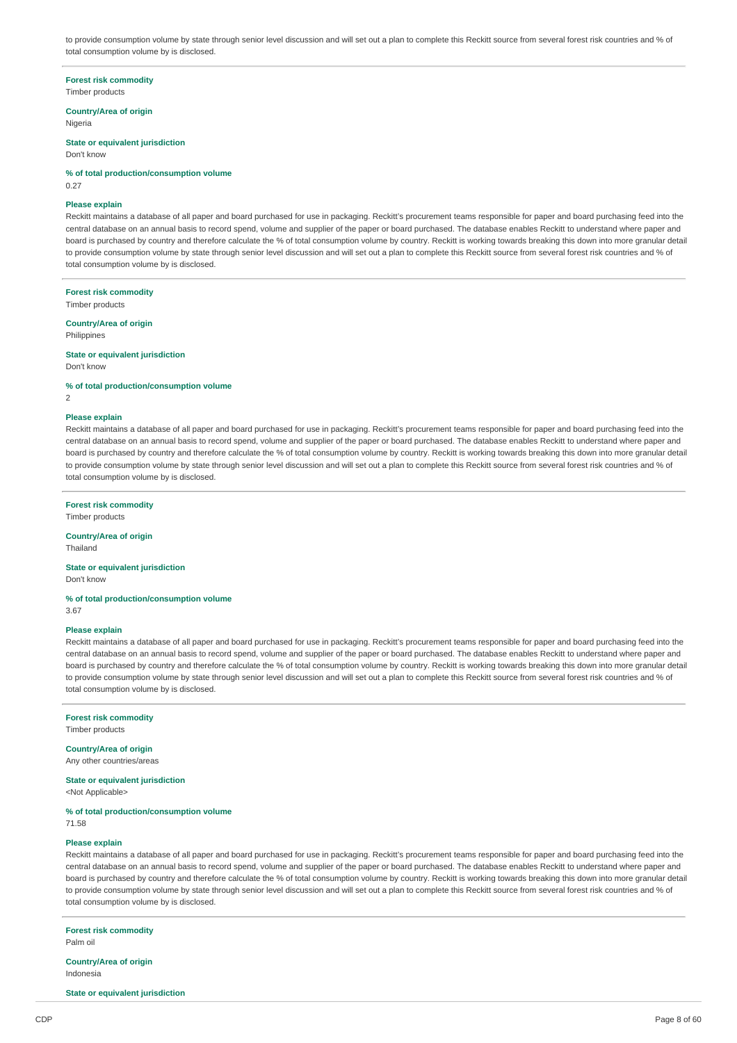to provide consumption volume by state through senior level discussion and will set out a plan to complete this Reckitt source from several forest risk countries and % of total consumption volume by is disclosed.

**Forest risk commodity**
Timber products

**Country/Area of origin**
Nigeria

**State or equivalent jurisdiction**
Don't know

**% of total production/consumption volume**
0.27

**Please explain**
Reckitt maintains a database of all paper and board purchased for use in packaging. Reckitt's procurement teams responsible for paper and board purchasing feed into the central database on an annual basis to record spend, volume and supplier of the paper or board purchased. The database enables Reckitt to understand where paper and board is purchased by country and therefore calculate the % of total consumption volume by country. Reckitt is working towards breaking this down into more granular detail to provide consumption volume by state through senior level discussion and will set out a plan to complete this Reckitt source from several forest risk countries and % of total consumption volume by is disclosed.

**Forest risk commodity**
Timber products

**Country/Area of origin**
Philippines

**State or equivalent jurisdiction**
Don't know

**% of total production/consumption volume**
2

**Please explain**
Reckitt maintains a database of all paper and board purchased for use in packaging. Reckitt's procurement teams responsible for paper and board purchasing feed into the central database on an annual basis to record spend, volume and supplier of the paper or board purchased. The database enables Reckitt to understand where paper and board is purchased by country and therefore calculate the % of total consumption volume by country. Reckitt is working towards breaking this down into more granular detail to provide consumption volume by state through senior level discussion and will set out a plan to complete this Reckitt source from several forest risk countries and % of total consumption volume by is disclosed.

**Forest risk commodity**
Timber products

**Country/Area of origin**
Thailand

**State or equivalent jurisdiction**
Don't know

**% of total production/consumption volume**
3.67

**Please explain**
Reckitt maintains a database of all paper and board purchased for use in packaging. Reckitt's procurement teams responsible for paper and board purchasing feed into the central database on an annual basis to record spend, volume and supplier of the paper or board purchased. The database enables Reckitt to understand where paper and board is purchased by country and therefore calculate the % of total consumption volume by country. Reckitt is working towards breaking this down into more granular detail to provide consumption volume by state through senior level discussion and will set out a plan to complete this Reckitt source from several forest risk countries and % of total consumption volume by is disclosed.

**Forest risk commodity**
Timber products

**Country/Area of origin**
Any other countries/areas

**State or equivalent jurisdiction**
<Not Applicable>

**% of total production/consumption volume**
71.58

**Please explain**
Reckitt maintains a database of all paper and board purchased for use in packaging. Reckitt's procurement teams responsible for paper and board purchasing feed into the central database on an annual basis to record spend, volume and supplier of the paper or board purchased. The database enables Reckitt to understand where paper and board is purchased by country and therefore calculate the % of total consumption volume by country. Reckitt is working towards breaking this down into more granular detail to provide consumption volume by state through senior level discussion and will set out a plan to complete this Reckitt source from several forest risk countries and % of total consumption volume by is disclosed.

**Forest risk commodity**
Palm oil

**Country/Area of origin**
Indonesia

**State or equivalent jurisdiction**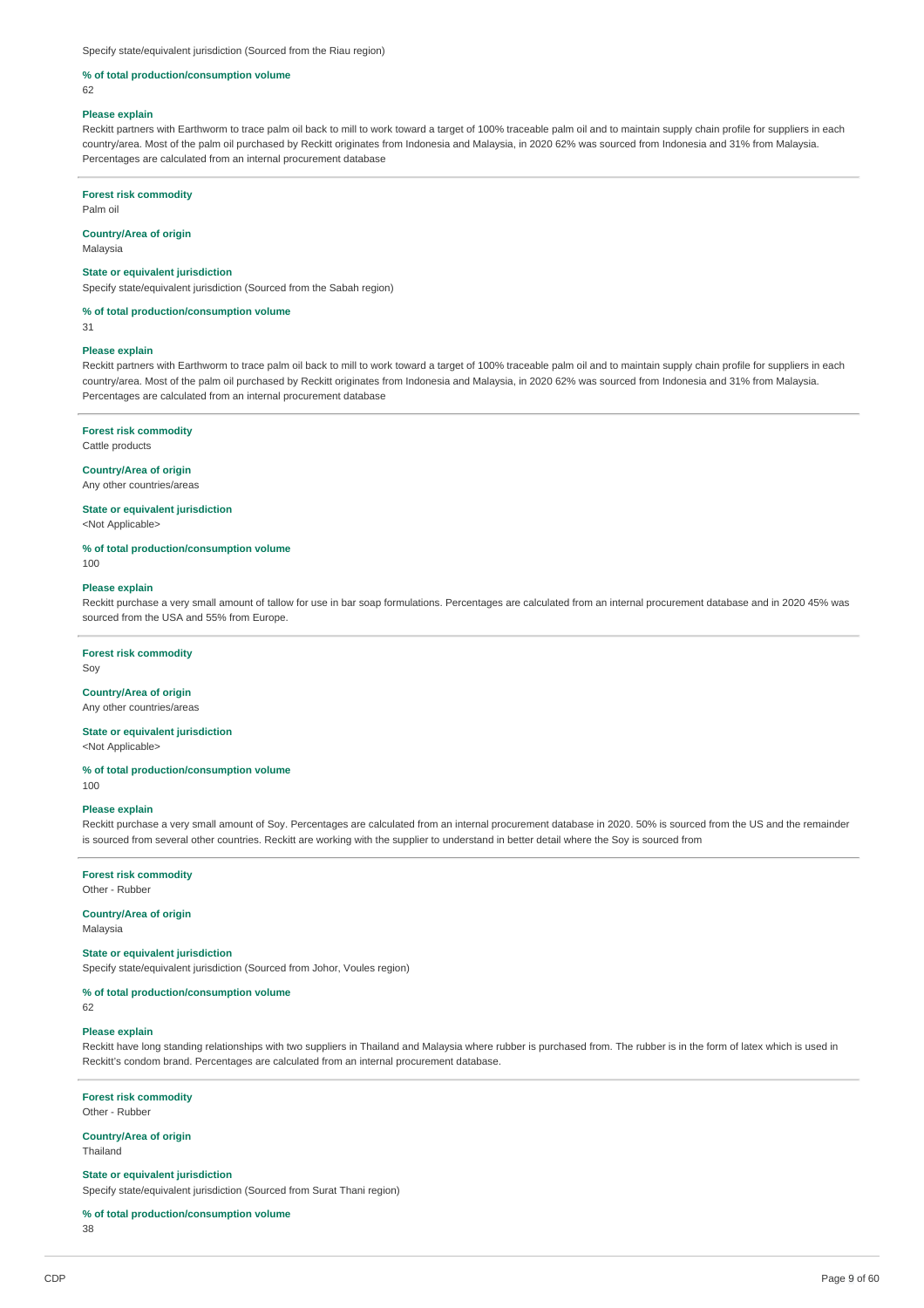Specify state/equivalent jurisdiction (Sourced from the Riau region)

**% of total production/consumption volume**

62

**Please explain**

Reckitt partners with Earthworm to trace palm oil back to mill to work toward a target of 100% traceable palm oil and to maintain supply chain profile for suppliers in each country/area. Most of the palm oil purchased by Reckitt originates from Indonesia and Malaysia, in 2020 62% was sourced from Indonesia and 31% from Malaysia. Percentages are calculated from an internal procurement database

---

**Forest risk commodity**

Palm oil

**Country/Area of origin**

Malaysia

**State or equivalent jurisdiction**

Specify state/equivalent jurisdiction (Sourced from the Sabah region)

**% of total production/consumption volume**

31

**Please explain**

Reckitt partners with Earthworm to trace palm oil back to mill to work toward a target of 100% traceable palm oil and to maintain supply chain profile for suppliers in each country/area. Most of the palm oil purchased by Reckitt originates from Indonesia and Malaysia, in 2020 62% was sourced from Indonesia and 31% from Malaysia. Percentages are calculated from an internal procurement database

---

**Forest risk commodity**

Cattle products

**Country/Area of origin**

Any other countries/areas

**State or equivalent jurisdiction**

<Not Applicable>

**% of total production/consumption volume**

100

**Please explain**

Reckitt purchase a very small amount of tallow for use in bar soap formulations. Percentages are calculated from an internal procurement database and in 2020 45% was sourced from the USA and 55% from Europe.

---

**Forest risk commodity**

Soy

**Country/Area of origin**

Any other countries/areas

**State or equivalent jurisdiction**

<Not Applicable>

**% of total production/consumption volume**

100

**Please explain**

Reckitt purchase a very small amount of Soy. Percentages are calculated from an internal procurement database in 2020. 50% is sourced from the US and the remainder is sourced from several other countries. Reckitt are working with the supplier to understand in better detail where the Soy is sourced from

---

**Forest risk commodity**

Other - Rubber

**Country/Area of origin**

Malaysia

**State or equivalent jurisdiction**

Specify state/equivalent jurisdiction (Sourced from Johor, Voules region)

**% of total production/consumption volume**

62

**Please explain**

Reckitt have long standing relationships with two suppliers in Thailand and Malaysia where rubber is purchased from. The rubber is in the form of latex which is used in Reckitt's condom brand. Percentages are calculated from an internal procurement database.

---

**Forest risk commodity**

Other - Rubber

**Country/Area of origin**

Thailand

**State or equivalent jurisdiction**

Specify state/equivalent jurisdiction (Sourced from Surat Thani region)

**% of total production/consumption volume**

38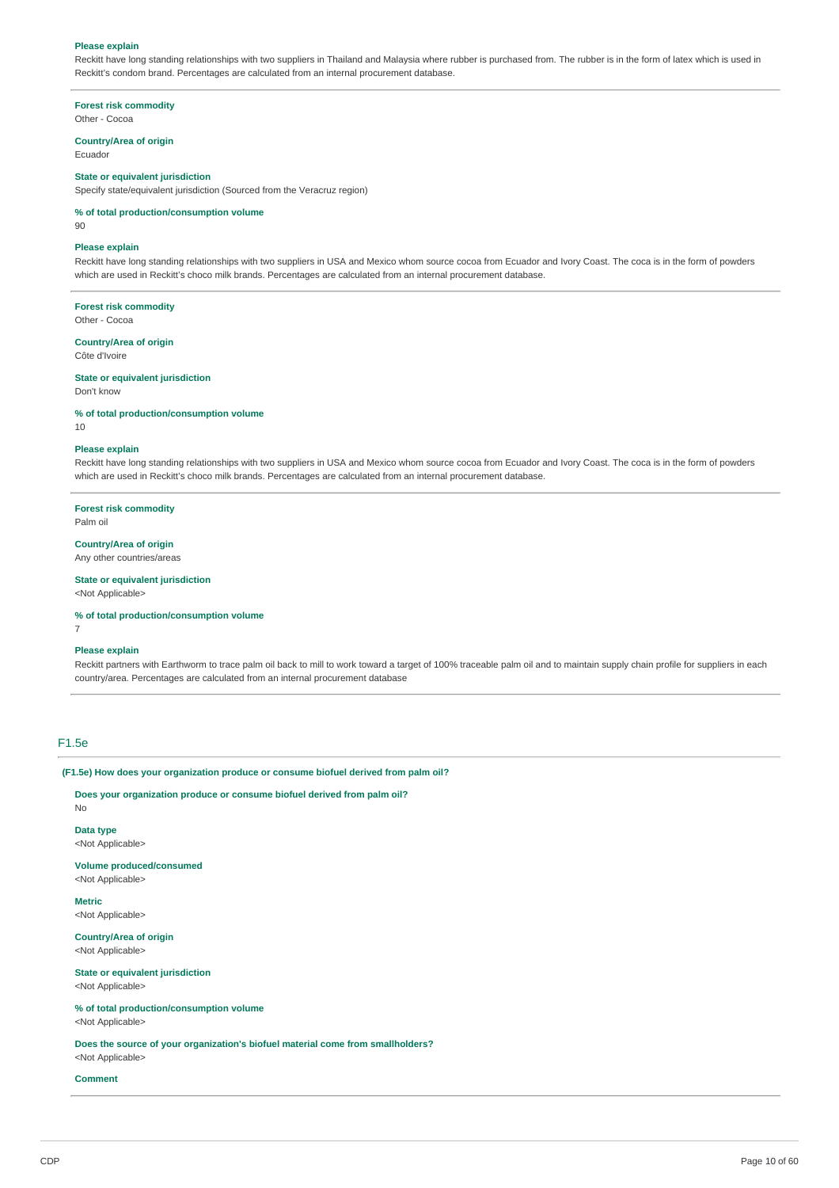**Please explain**

Reckitt have long standing relationships with two suppliers in Thailand and Malaysia where rubber is purchased from. The rubber is in the form of latex which is used in Reckitt's condom brand. Percentages are calculated from an internal procurement database.

---

**Forest risk commodity**

Other - Cocoa

**Country/Area of origin**

Ecuador

**State or equivalent jurisdiction**

Specify state/equivalent jurisdiction (Sourced from the Veracruz region)

**% of total production/consumption volume**

90

**Please explain**

Reckitt have long standing relationships with two suppliers in USA and Mexico whom source cocoa from Ecuador and Ivory Coast. The coca is in the form of powders which are used in Reckitt's choco milk brands. Percentages are calculated from an internal procurement database.

---

**Forest risk commodity**

Other - Cocoa

**Country/Area of origin**

Côte d'Ivoire

**State or equivalent jurisdiction**

Don't know

**% of total production/consumption volume**

10

**Please explain**

Reckitt have long standing relationships with two suppliers in USA and Mexico whom source cocoa from Ecuador and Ivory Coast. The coca is in the form of powders which are used in Reckitt's choco milk brands. Percentages are calculated from an internal procurement database.

---

**Forest risk commodity**

Palm oil

**Country/Area of origin**

Any other countries/areas

**State or equivalent jurisdiction**

<Not Applicable>

**% of total production/consumption volume**

7

**Please explain**

Reckitt partners with Earthworm to trace palm oil back to mill to work toward a target of 100% traceable palm oil and to maintain supply chain profile for suppliers in each country/area. Percentages are calculated from an internal procurement database

---

## F1.5e

**(F1.5e) How does your organization produce or consume biofuel derived from palm oil?**

**Does your organization produce or consume biofuel derived from palm oil?**

No

**Data type**

<Not Applicable>

**Volume produced/consumed**

<Not Applicable>

**Metric**

<Not Applicable>

**Country/Area of origin**

<Not Applicable>

**State or equivalent jurisdiction**

<Not Applicable>

**% of total production/consumption volume**

<Not Applicable>

**Does the source of your organization's biofuel material come from smallholders?**

<Not Applicable>

**Comment**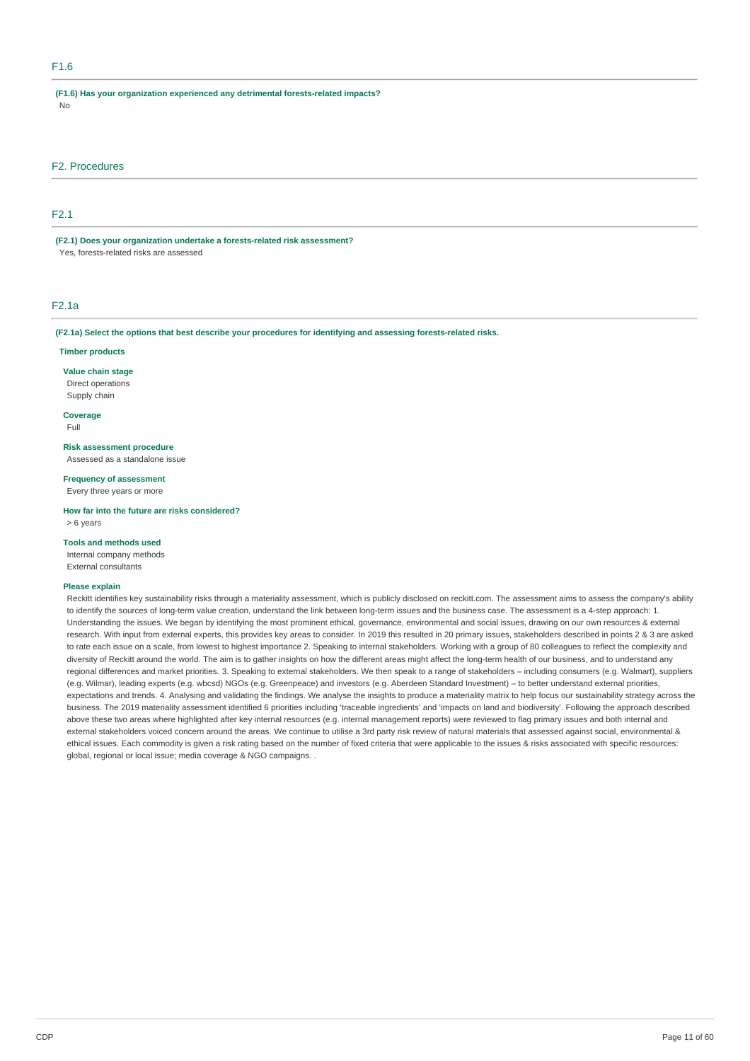## F1.6

**(F1.6) Has your organization experienced any detrimental forests-related impacts?**

No

## F2. Procedures

## F2.1

**(F2.1) Does your organization undertake a forests-related risk assessment?**

Yes, forests-related risks are assessed

## F2.1a

**(F2.1a) Select the options that best describe your procedures for identifying and assessing forests-related risks.**

**Timber products**

**Value chain stage**

Direct operations
Supply chain

**Coverage**

Full

**Risk assessment procedure**

Assessed as a standalone issue

**Frequency of assessment**

Every three years or more

**How far into the future are risks considered?**

> 6 years

**Tools and methods used**

Internal company methods
External consultants

**Please explain**

Reckitt identifies key sustainability risks through a materiality assessment, which is publicly disclosed on reckitt.com. The assessment aims to assess the company's ability to identify the sources of long-term value creation, understand the link between long-term issues and the business case. The assessment is a 4-step approach: 1. Understanding the issues. We began by identifying the most prominent ethical, governance, environmental and social issues, drawing on our own resources & external research. With input from external experts, this provides key areas to consider. In 2019 this resulted in 20 primary issues, stakeholders described in points 2 & 3 are asked to rate each issue on a scale, from lowest to highest importance 2. Speaking to internal stakeholders. Working with a group of 80 colleagues to reflect the complexity and diversity of Reckitt around the world. The aim is to gather insights on how the different areas might affect the long-term health of our business, and to understand any regional differences and market priorities. 3. Speaking to external stakeholders. We then speak to a range of stakeholders – including consumers (e.g. Walmart), suppliers (e.g. Wilmar), leading experts (e.g. wbcsd) NGOs (e.g. Greenpeace) and investors (e.g. Aberdeen Standard Investment) – to better understand external priorities, expectations and trends. 4. Analysing and validating the findings. We analyse the insights to produce a materiality matrix to help focus our sustainability strategy across the business. The 2019 materiality assessment identified 6 priorities including 'traceable ingredients' and 'impacts on land and biodiversity'. Following the approach described above these two areas where highlighted after key internal resources (e.g. internal management reports) were reviewed to flag primary issues and both internal and external stakeholders voiced concern around the areas. We continue to utilise a 3rd party risk review of natural materials that assessed against social, environmental & ethical issues. Each commodity is given a risk rating based on the number of fixed criteria that were applicable to the issues & risks associated with specific resources: global, regional or local issue; media coverage & NGO campaigns. .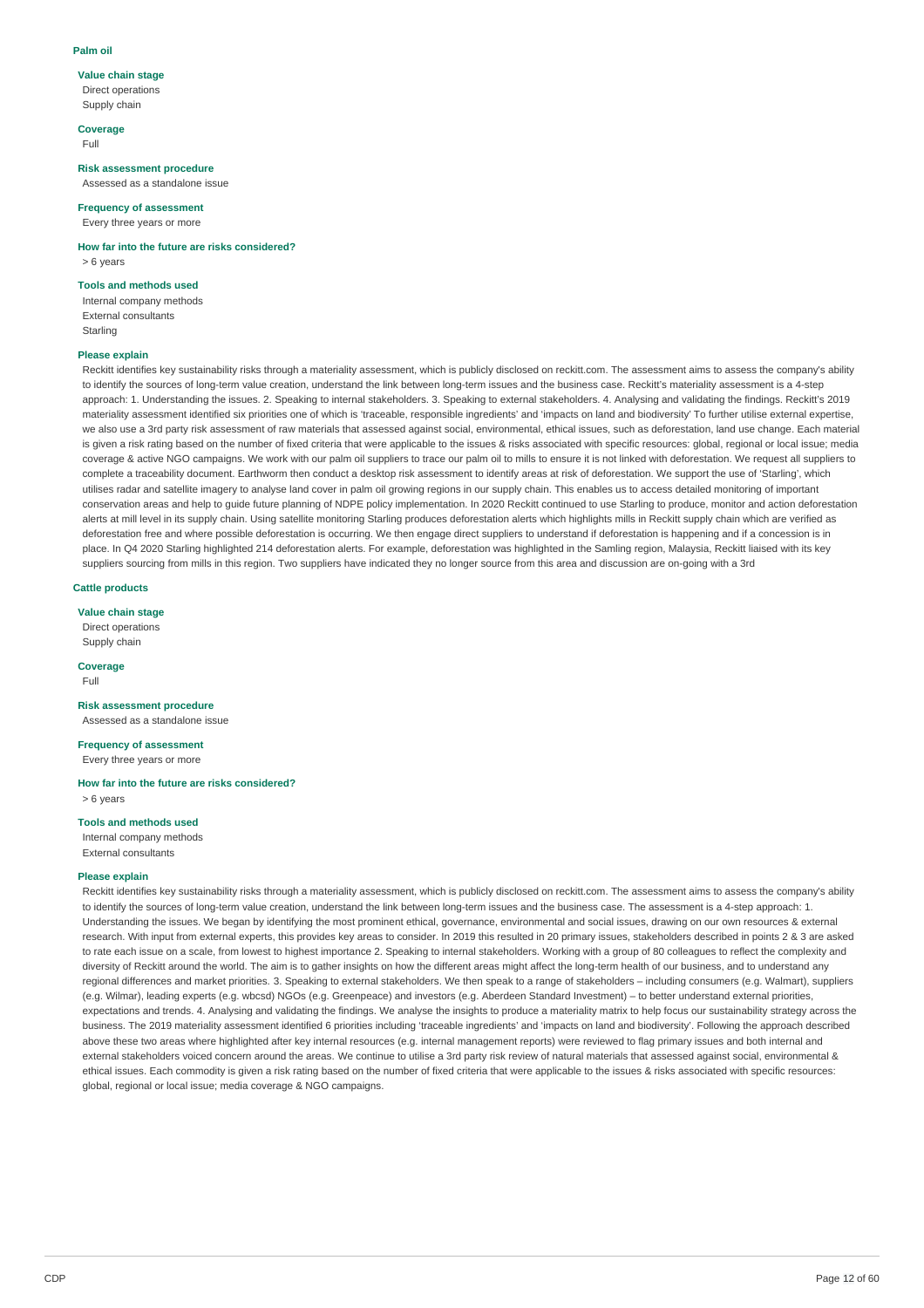**Palm oil**

**Value chain stage**

Direct operations
Supply chain

**Coverage**

Full

**Risk assessment procedure**

Assessed as a standalone issue

**Frequency of assessment**

Every three years or more

**How far into the future are risks considered?**

> 6 years

**Tools and methods used**

Internal company methods
External consultants
Starling

**Please explain**

Reckitt identifies key sustainability risks through a materiality assessment, which is publicly disclosed on reckitt.com. The assessment aims to assess the company's ability to identify the sources of long-term value creation, understand the link between long-term issues and the business case. Reckitt's materiality assessment is a 4-step approach: 1. Understanding the issues. 2. Speaking to internal stakeholders. 3. Speaking to external stakeholders. 4. Analysing and validating the findings. Reckitt's 2019 materiality assessment identified six priorities one of which is 'traceable, responsible ingredients' and 'impacts on land and biodiversity' To further utilise external expertise, we also use a 3rd party risk assessment of raw materials that assessed against social, environmental, ethical issues, such as deforestation, land use change. Each material is given a risk rating based on the number of fixed criteria that were applicable to the issues & risks associated with specific resources: global, regional or local issue; media coverage & active NGO campaigns. We work with our palm oil suppliers to trace our palm oil to mills to ensure it is not linked with deforestation. We request all suppliers to complete a traceability document. Earthworm then conduct a desktop risk assessment to identify areas at risk of deforestation. We support the use of 'Starling', which utilises radar and satellite imagery to analyse land cover in palm oil growing regions in our supply chain. This enables us to access detailed monitoring of important conservation areas and help to guide future planning of NDPE policy implementation. In 2020 Reckitt continued to use Starling to produce, monitor and action deforestation alerts at mill level in its supply chain. Using satellite monitoring Starling produces deforestation alerts which highlights mills in Reckitt supply chain which are verified as deforestation free and where possible deforestation is occurring. We then engage direct suppliers to understand if deforestation is happening and if a concession is in place. In Q4 2020 Starling highlighted 214 deforestation alerts. For example, deforestation was highlighted in the Samling region, Malaysia, Reckitt liaised with its key suppliers sourcing from mills in this region. Two suppliers have indicated they no longer source from this area and discussion are on-going with a 3rd

**Cattle products**

**Value chain stage**

Direct operations
Supply chain

**Coverage**

Full

**Risk assessment procedure**

Assessed as a standalone issue

**Frequency of assessment**

Every three years or more

**How far into the future are risks considered?**

> 6 years

**Tools and methods used**

Internal company methods
External consultants

**Please explain**

Reckitt identifies key sustainability risks through a materiality assessment, which is publicly disclosed on reckitt.com. The assessment aims to assess the company's ability to identify the sources of long-term value creation, understand the link between long-term issues and the business case. The assessment is a 4-step approach: 1. Understanding the issues. We began by identifying the most prominent ethical, governance, environmental and social issues, drawing on our own resources & external research. With input from external experts, this provides key areas to consider. In 2019 this resulted in 20 primary issues, stakeholders described in points 2 & 3 are asked to rate each issue on a scale, from lowest to highest importance 2. Speaking to internal stakeholders. Working with a group of 80 colleagues to reflect the complexity and diversity of Reckitt around the world. The aim is to gather insights on how the different areas might affect the long-term health of our business, and to understand any regional differences and market priorities. 3. Speaking to external stakeholders. We then speak to a range of stakeholders – including consumers (e.g. Walmart), suppliers (e.g. Wilmar), leading experts (e.g. wbcsd) NGOs (e.g. Greenpeace) and investors (e.g. Aberdeen Standard Investment) – to better understand external priorities, expectations and trends. 4. Analysing and validating the findings. We analyse the insights to produce a materiality matrix to help focus our sustainability strategy across the business. The 2019 materiality assessment identified 6 priorities including 'traceable ingredients' and 'impacts on land and biodiversity'. Following the approach described above these two areas where highlighted after key internal resources (e.g. internal management reports) were reviewed to flag primary issues and both internal and external stakeholders voiced concern around the areas. We continue to utilise a 3rd party risk review of natural materials that assessed against social, environmental & ethical issues. Each commodity is given a risk rating based on the number of fixed criteria that were applicable to the issues & risks associated with specific resources: global, regional or local issue; media coverage & NGO campaigns.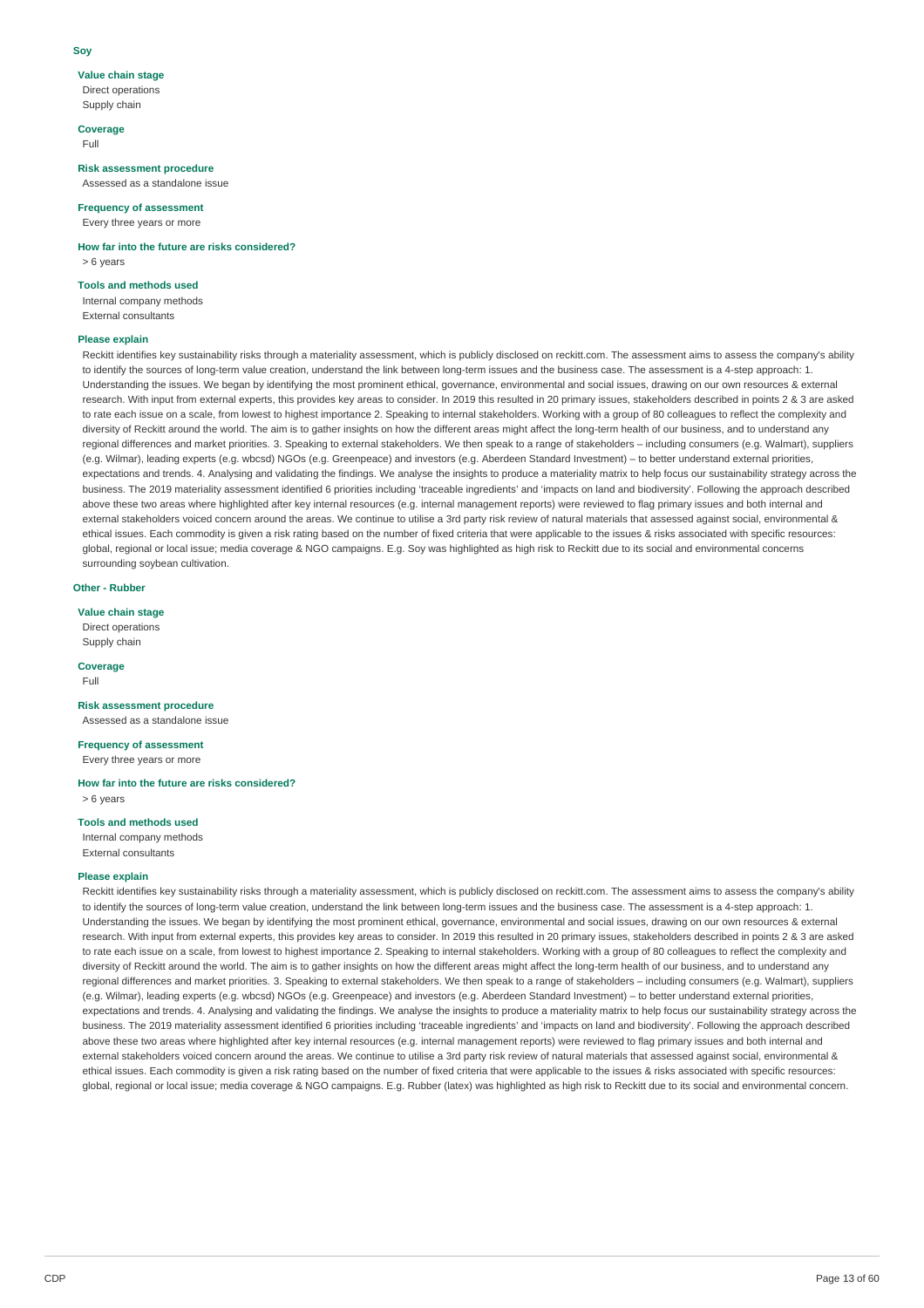### Soy

**Value chain stage**

Direct operations
Supply chain

**Coverage**

Full

**Risk assessment procedure**

Assessed as a standalone issue

**Frequency of assessment**

Every three years or more

**How far into the future are risks considered?**

> 6 years

**Tools and methods used**

Internal company methods
External consultants

**Please explain**

Reckitt identifies key sustainability risks through a materiality assessment, which is publicly disclosed on reckitt.com. The assessment aims to assess the company's ability to identify the sources of long-term value creation, understand the link between long-term issues and the business case. The assessment is a 4-step approach: 1. Understanding the issues. We began by identifying the most prominent ethical, governance, environmental and social issues, drawing on our own resources & external research. With input from external experts, this provides key areas to consider. In 2019 this resulted in 20 primary issues, stakeholders described in points 2 & 3 are asked to rate each issue on a scale, from lowest to highest importance 2. Speaking to internal stakeholders. Working with a group of 80 colleagues to reflect the complexity and diversity of Reckitt around the world. The aim is to gather insights on how the different areas might affect the long-term health of our business, and to understand any regional differences and market priorities. 3. Speaking to external stakeholders. We then speak to a range of stakeholders – including consumers (e.g. Walmart), suppliers (e.g. Wilmar), leading experts (e.g. wbcsd) NGOs (e.g. Greenpeace) and investors (e.g. Aberdeen Standard Investment) – to better understand external priorities, expectations and trends. 4. Analysing and validating the findings. We analyse the insights to produce a materiality matrix to help focus our sustainability strategy across the business. The 2019 materiality assessment identified 6 priorities including 'traceable ingredients' and 'impacts on land and biodiversity'. Following the approach described above these two areas where highlighted after key internal resources (e.g. internal management reports) were reviewed to flag primary issues and both internal and external stakeholders voiced concern around the areas. We continue to utilise a 3rd party risk review of natural materials that assessed against social, environmental & ethical issues. Each commodity is given a risk rating based on the number of fixed criteria that were applicable to the issues & risks associated with specific resources: global, regional or local issue; media coverage & NGO campaigns. E.g. Soy was highlighted as high risk to Reckitt due to its social and environmental concerns surrounding soybean cultivation.

### Other - Rubber

**Value chain stage**

Direct operations
Supply chain

**Coverage**

Full

**Risk assessment procedure**

Assessed as a standalone issue

**Frequency of assessment**

Every three years or more

**How far into the future are risks considered?**

> 6 years

**Tools and methods used**

Internal company methods
External consultants

**Please explain**

Reckitt identifies key sustainability risks through a materiality assessment, which is publicly disclosed on reckitt.com. The assessment aims to assess the company's ability to identify the sources of long-term value creation, understand the link between long-term issues and the business case. The assessment is a 4-step approach: 1. Understanding the issues. We began by identifying the most prominent ethical, governance, environmental and social issues, drawing on our own resources & external research. With input from external experts, this provides key areas to consider. In 2019 this resulted in 20 primary issues, stakeholders described in points 2 & 3 are asked to rate each issue on a scale, from lowest to highest importance 2. Speaking to internal stakeholders. Working with a group of 80 colleagues to reflect the complexity and diversity of Reckitt around the world. The aim is to gather insights on how the different areas might affect the long-term health of our business, and to understand any regional differences and market priorities. 3. Speaking to external stakeholders. We then speak to a range of stakeholders – including consumers (e.g. Walmart), suppliers (e.g. Wilmar), leading experts (e.g. wbcsd) NGOs (e.g. Greenpeace) and investors (e.g. Aberdeen Standard Investment) – to better understand external priorities, expectations and trends. 4. Analysing and validating the findings. We analyse the insights to produce a materiality matrix to help focus our sustainability strategy across the business. The 2019 materiality assessment identified 6 priorities including 'traceable ingredients' and 'impacts on land and biodiversity'. Following the approach described above these two areas where highlighted after key internal resources (e.g. internal management reports) were reviewed to flag primary issues and both internal and external stakeholders voiced concern around the areas. We continue to utilise a 3rd party risk review of natural materials that assessed against social, environmental & ethical issues. Each commodity is given a risk rating based on the number of fixed criteria that were applicable to the issues & risks associated with specific resources: global, regional or local issue; media coverage & NGO campaigns. E.g. Rubber (latex) was highlighted as high risk to Reckitt due to its social and environmental concern.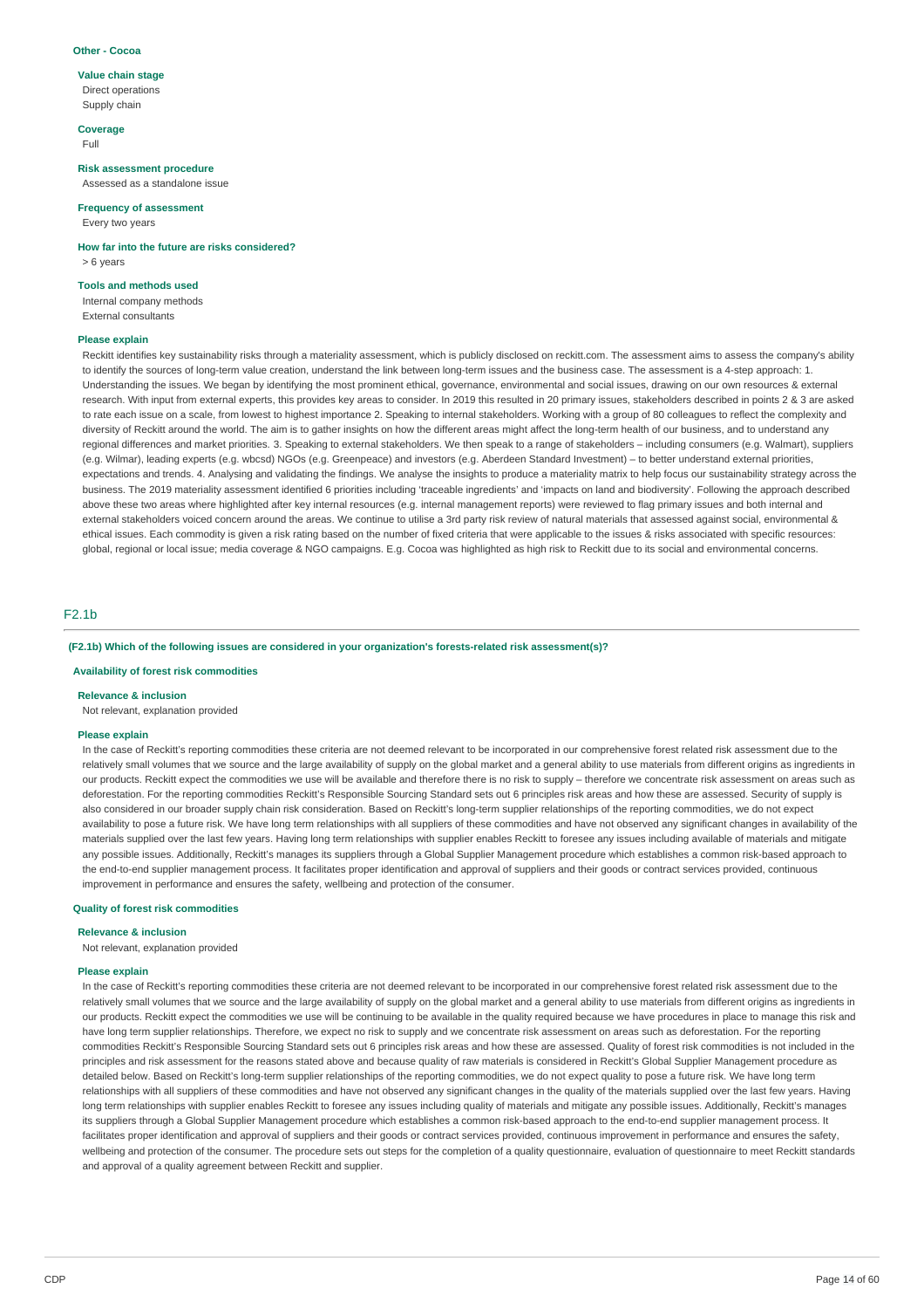**Other - Cocoa**

**Value chain stage**

Direct operations
Supply chain

**Coverage**

Full

**Risk assessment procedure**

Assessed as a standalone issue

**Frequency of assessment**

Every two years

**How far into the future are risks considered?**

> 6 years

**Tools and methods used**

Internal company methods
External consultants

**Please explain**

Reckitt identifies key sustainability risks through a materiality assessment, which is publicly disclosed on reckitt.com. The assessment aims to assess the company's ability to identify the sources of long-term value creation, understand the link between long-term issues and the business case. The assessment is a 4-step approach: 1. Understanding the issues. We began by identifying the most prominent ethical, governance, environmental and social issues, drawing on our own resources & external research. With input from external experts, this provides key areas to consider. In 2019 this resulted in 20 primary issues, stakeholders described in points 2 & 3 are asked to rate each issue on a scale, from lowest to highest importance 2. Speaking to internal stakeholders. Working with a group of 80 colleagues to reflect the complexity and diversity of Reckitt around the world. The aim is to gather insights on how the different areas might affect the long-term health of our business, and to understand any regional differences and market priorities. 3. Speaking to external stakeholders. We then speak to a range of stakeholders – including consumers (e.g. Walmart), suppliers (e.g. Wilmar), leading experts (e.g. wbcsd) NGOs (e.g. Greenpeace) and investors (e.g. Aberdeen Standard Investment) – to better understand external priorities, expectations and trends. 4. Analysing and validating the findings. We analyse the insights to produce a materiality matrix to help focus our sustainability strategy across the business. The 2019 materiality assessment identified 6 priorities including 'traceable ingredients' and 'impacts on land and biodiversity'. Following the approach described above these two areas where highlighted after key internal resources (e.g. internal management reports) were reviewed to flag primary issues and both internal and external stakeholders voiced concern around the areas. We continue to utilise a 3rd party risk review of natural materials that assessed against social, environmental & ethical issues. Each commodity is given a risk rating based on the number of fixed criteria that were applicable to the issues & risks associated with specific resources: global, regional or local issue; media coverage & NGO campaigns. E.g. Cocoa was highlighted as high risk to Reckitt due to its social and environmental concerns.

## F2.1b

**(F2.1b) Which of the following issues are considered in your organization's forests-related risk assessment(s)?**

**Availability of forest risk commodities**

**Relevance & inclusion**

Not relevant, explanation provided

**Please explain**

In the case of Reckitt's reporting commodities these criteria are not deemed relevant to be incorporated in our comprehensive forest related risk assessment due to the relatively small volumes that we source and the large availability of supply on the global market and a general ability to use materials from different origins as ingredients in our products. Reckitt expect the commodities we use will be available and therefore there is no risk to supply – therefore we concentrate risk assessment on areas such as deforestation. For the reporting commodities Reckitt's Responsible Sourcing Standard sets out 6 principles risk areas and how these are assessed. Security of supply is also considered in our broader supply chain risk consideration. Based on Reckitt's long-term supplier relationships of the reporting commodities, we do not expect availability to pose a future risk. We have long term relationships with all suppliers of these commodities and have not observed any significant changes in availability of the materials supplied over the last few years. Having long term relationships with supplier enables Reckitt to foresee any issues including available of materials and mitigate any possible issues. Additionally, Reckitt's manages its suppliers through a Global Supplier Management procedure which establishes a common risk-based approach to the end-to-end supplier management process. It facilitates proper identification and approval of suppliers and their goods or contract services provided, continuous improvement in performance and ensures the safety, wellbeing and protection of the consumer.

**Quality of forest risk commodities**

**Relevance & inclusion**

Not relevant, explanation provided

**Please explain**

In the case of Reckitt's reporting commodities these criteria are not deemed relevant to be incorporated in our comprehensive forest related risk assessment due to the relatively small volumes that we source and the large availability of supply on the global market and a general ability to use materials from different origins as ingredients in our products. Reckitt expect the commodities we use will be continuing to be available in the quality required because we have procedures in place to manage this risk and have long term supplier relationships. Therefore, we expect no risk to supply and we concentrate risk assessment on areas such as deforestation. For the reporting commodities Reckitt's Responsible Sourcing Standard sets out 6 principles risk areas and how these are assessed. Quality of forest risk commodities is not included in the principles and risk assessment for the reasons stated above and because quality of raw materials is considered in Reckitt's Global Supplier Management procedure as detailed below. Based on Reckitt's long-term supplier relationships of the reporting commodities, we do not expect quality to pose a future risk. We have long term relationships with all suppliers of these commodities and have not observed any significant changes in the quality of the materials supplied over the last few years. Having long term relationships with supplier enables Reckitt to foresee any issues including quality of materials and mitigate any possible issues. Additionally, Reckitt's manages its suppliers through a Global Supplier Management procedure which establishes a common risk-based approach to the end-to-end supplier management process. It facilitates proper identification and approval of suppliers and their goods or contract services provided, continuous improvement in performance and ensures the safety, wellbeing and protection of the consumer. The procedure sets out steps for the completion of a quality questionnaire, evaluation of questionnaire to meet Reckitt standards and approval of a quality agreement between Reckitt and supplier.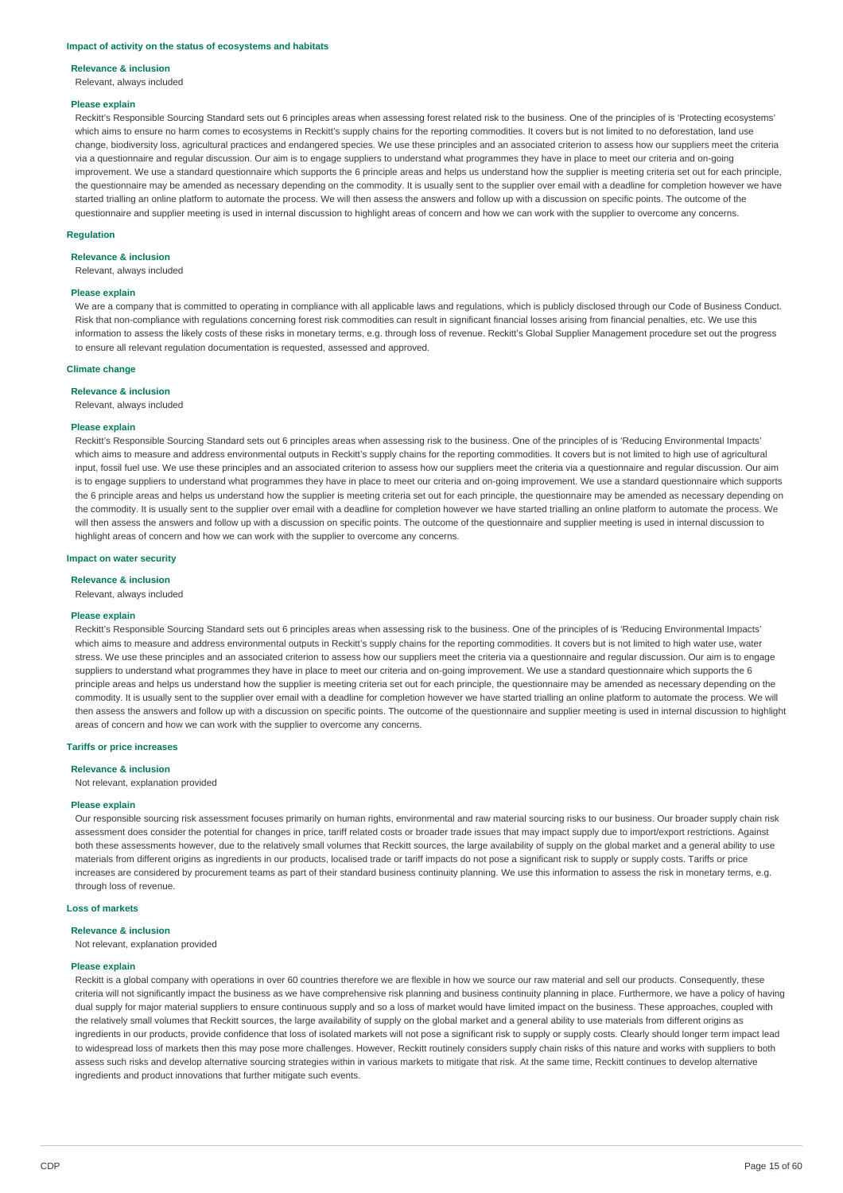**Impact of activity on the status of ecosystems and habitats**

**Relevance & inclusion**

Relevant, always included

**Please explain**

Reckitt's Responsible Sourcing Standard sets out 6 principles areas when assessing forest related risk to the business. One of the principles of is 'Protecting ecosystems' which aims to ensure no harm comes to ecosystems in Reckitt's supply chains for the reporting commodities. It covers but is not limited to no deforestation, land use change, biodiversity loss, agricultural practices and endangered species. We use these principles and an associated criterion to assess how our suppliers meet the criteria via a questionnaire and regular discussion. Our aim is to engage suppliers to understand what programmes they have in place to meet our criteria and on-going improvement. We use a standard questionnaire which supports the 6 principle areas and helps us understand how the supplier is meeting criteria set out for each principle, the questionnaire may be amended as necessary depending on the commodity. It is usually sent to the supplier over email with a deadline for completion however we have started trialling an online platform to automate the process. We will then assess the answers and follow up with a discussion on specific points. The outcome of the questionnaire and supplier meeting is used in internal discussion to highlight areas of concern and how we can work with the supplier to overcome any concerns.

**Regulation**

**Relevance & inclusion**

Relevant, always included

**Please explain**

We are a company that is committed to operating in compliance with all applicable laws and regulations, which is publicly disclosed through our Code of Business Conduct. Risk that non-compliance with regulations concerning forest risk commodities can result in significant financial losses arising from financial penalties, etc. We use this information to assess the likely costs of these risks in monetary terms, e.g. through loss of revenue. Reckitt's Global Supplier Management procedure set out the progress to ensure all relevant regulation documentation is requested, assessed and approved.

**Climate change**

**Relevance & inclusion**

Relevant, always included

**Please explain**

Reckitt's Responsible Sourcing Standard sets out 6 principles areas when assessing risk to the business. One of the principles of is 'Reducing Environmental Impacts' which aims to measure and address environmental outputs in Reckitt's supply chains for the reporting commodities. It covers but is not limited to high use of agricultural input, fossil fuel use. We use these principles and an associated criterion to assess how our suppliers meet the criteria via a questionnaire and regular discussion. Our aim is to engage suppliers to understand what programmes they have in place to meet our criteria and on-going improvement. We use a standard questionnaire which supports the 6 principle areas and helps us understand how the supplier is meeting criteria set out for each principle, the questionnaire may be amended as necessary depending on the commodity. It is usually sent to the supplier over email with a deadline for completion however we have started trialling an online platform to automate the process. We will then assess the answers and follow up with a discussion on specific points. The outcome of the questionnaire and supplier meeting is used in internal discussion to highlight areas of concern and how we can work with the supplier to overcome any concerns.

**Impact on water security**

**Relevance & inclusion**

Relevant, always included

**Please explain**

Reckitt's Responsible Sourcing Standard sets out 6 principles areas when assessing risk to the business. One of the principles of is 'Reducing Environmental Impacts' which aims to measure and address environmental outputs in Reckitt's supply chains for the reporting commodities. It covers but is not limited to high water use, water stress. We use these principles and an associated criterion to assess how our suppliers meet the criteria via a questionnaire and regular discussion. Our aim is to engage suppliers to understand what programmes they have in place to meet our criteria and on-going improvement. We use a standard questionnaire which supports the 6 principle areas and helps us understand how the supplier is meeting criteria set out for each principle, the questionnaire may be amended as necessary depending on the commodity. It is usually sent to the supplier over email with a deadline for completion however we have started trialling an online platform to automate the process. We will then assess the answers and follow up with a discussion on specific points. The outcome of the questionnaire and supplier meeting is used in internal discussion to highlight areas of concern and how we can work with the supplier to overcome any concerns.

**Tariffs or price increases**

**Relevance & inclusion**

Not relevant, explanation provided

**Please explain**

Our responsible sourcing risk assessment focuses primarily on human rights, environmental and raw material sourcing risks to our business. Our broader supply chain risk assessment does consider the potential for changes in price, tariff related costs or broader trade issues that may impact supply due to import/export restrictions. Against both these assessments however, due to the relatively small volumes that Reckitt sources, the large availability of supply on the global market and a general ability to use materials from different origins as ingredients in our products, localised trade or tariff impacts do not pose a significant risk to supply or supply costs. Tariffs or price increases are considered by procurement teams as part of their standard business continuity planning. We use this information to assess the risk in monetary terms, e.g. through loss of revenue.

**Loss of markets**

**Relevance & inclusion**

Not relevant, explanation provided

**Please explain**

Reckitt is a global company with operations in over 60 countries therefore we are flexible in how we source our raw material and sell our products. Consequently, these criteria will not significantly impact the business as we have comprehensive risk planning and business continuity planning in place. Furthermore, we have a policy of having dual supply for major material suppliers to ensure continuous supply and so a loss of market would have limited impact on the business. These approaches, coupled with the relatively small volumes that Reckitt sources, the large availability of supply on the global market and a general ability to use materials from different origins as ingredients in our products, provide confidence that loss of isolated markets will not pose a significant risk to supply or supply costs. Clearly should longer term impact lead to widespread loss of markets then this may pose more challenges. However, Reckitt routinely considers supply chain risks of this nature and works with suppliers to both assess such risks and develop alternative sourcing strategies within in various markets to mitigate that risk. At the same time, Reckitt continues to develop alternative ingredients and product innovations that further mitigate such events.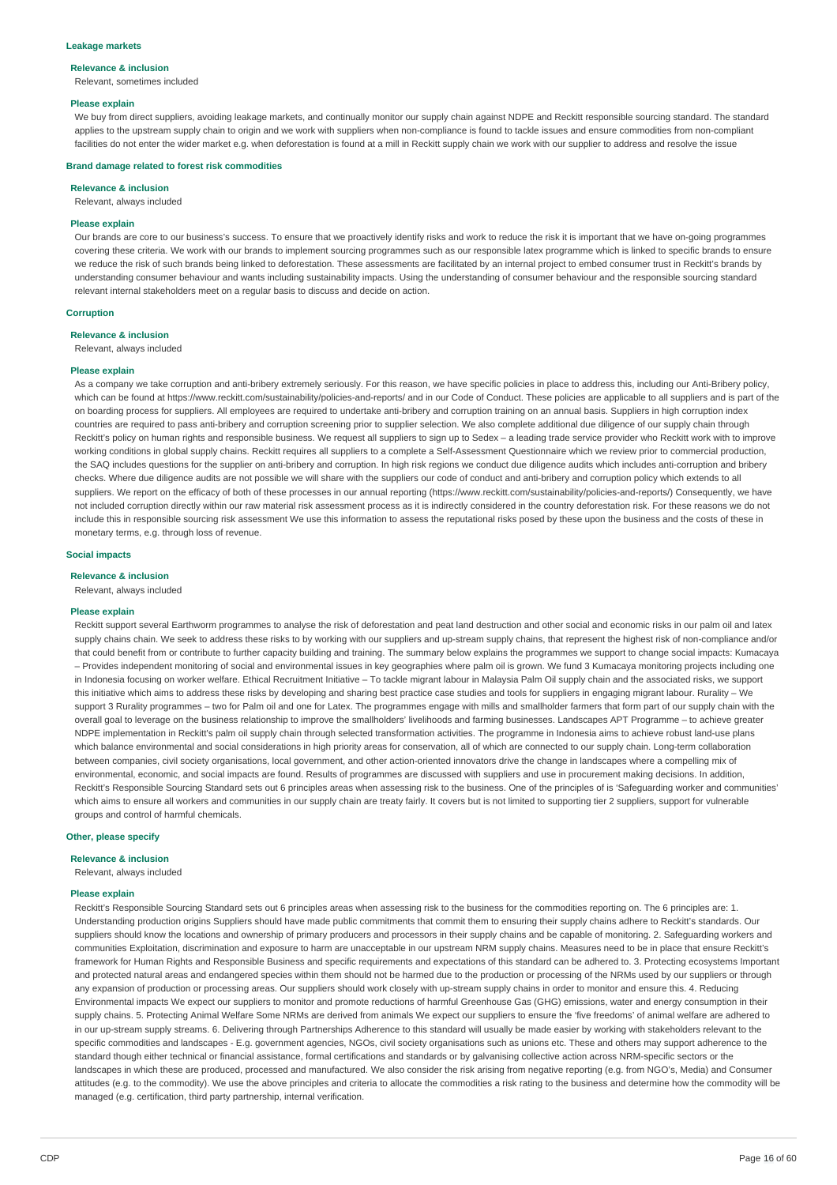#### Leakage markets

**Relevance & inclusion**

Relevant, sometimes included

**Please explain**

We buy from direct suppliers, avoiding leakage markets, and continually monitor our supply chain against NDPE and Reckitt responsible sourcing standard. The standard applies to the upstream supply chain to origin and we work with suppliers when non-compliance is found to tackle issues and ensure commodities from non-compliant facilities do not enter the wider market e.g. when deforestation is found at a mill in Reckitt supply chain we work with our supplier to address and resolve the issue

#### Brand damage related to forest risk commodities

**Relevance & inclusion**

Relevant, always included

**Please explain**

Our brands are core to our business's success. To ensure that we proactively identify risks and work to reduce the risk it is important that we have on-going programmes covering these criteria. We work with our brands to implement sourcing programmes such as our responsible latex programme which is linked to specific brands to ensure we reduce the risk of such brands being linked to deforestation. These assessments are facilitated by an internal project to embed consumer trust in Reckitt's brands by understanding consumer behaviour and wants including sustainability impacts. Using the understanding of consumer behaviour and the responsible sourcing standard relevant internal stakeholders meet on a regular basis to discuss and decide on action.

#### Corruption

**Relevance & inclusion**

Relevant, always included

**Please explain**

As a company we take corruption and anti-bribery extremely seriously. For this reason, we have specific policies in place to address this, including our Anti-Bribery policy, which can be found at https://www.reckitt.com/sustainability/policies-and-reports/ and in our Code of Conduct. These policies are applicable to all suppliers and is part of the on boarding process for suppliers. All employees are required to undertake anti-bribery and corruption training on an annual basis. Suppliers in high corruption index countries are required to pass anti-bribery and corruption screening prior to supplier selection. We also complete additional due diligence of our supply chain through Reckitt's policy on human rights and responsible business. We request all suppliers to sign up to Sedex – a leading trade service provider who Reckitt work with to improve working conditions in global supply chains. Reckitt requires all suppliers to a complete a Self-Assessment Questionnaire which we review prior to commercial production, the SAQ includes questions for the supplier on anti-bribery and corruption. In high risk regions we conduct due diligence audits which includes anti-corruption and bribery checks. Where due diligence audits are not possible we will share with the suppliers our code of conduct and anti-bribery and corruption policy which extends to all suppliers. We report on the efficacy of both of these processes in our annual reporting (https://www.reckitt.com/sustainability/policies-and-reports/) Consequently, we have not included corruption directly within our raw material risk assessment process as it is indirectly considered in the country deforestation risk. For these reasons we do not include this in responsible sourcing risk assessment We use this information to assess the reputational risks posed by these upon the business and the costs of these in monetary terms, e.g. through loss of revenue.

#### Social impacts

**Relevance & inclusion**

Relevant, always included

**Please explain**

Reckitt support several Earthworm programmes to analyse the risk of deforestation and peat land destruction and other social and economic risks in our palm oil and latex supply chains chain. We seek to address these risks to by working with our suppliers and up-stream supply chains, that represent the highest risk of non-compliance and/or that could benefit from or contribute to further capacity building and training. The summary below explains the programmes we support to change social impacts: Kumacaya – Provides independent monitoring of social and environmental issues in key geographies where palm oil is grown. We fund 3 Kumacaya monitoring projects including one in Indonesia focusing on worker welfare. Ethical Recruitment Initiative – To tackle migrant labour in Malaysia Palm Oil supply chain and the associated risks, we support this initiative which aims to address these risks by developing and sharing best practice case studies and tools for suppliers in engaging migrant labour. Rurality – We support 3 Rurality programmes – two for Palm oil and one for Latex. The programmes engage with mills and smallholder farmers that form part of our supply chain with the overall goal to leverage on the business relationship to improve the smallholders' livelihoods and farming businesses. Landscapes APT Programme – to achieve greater NDPE implementation in Reckitt's palm oil supply chain through selected transformation activities. The programme in Indonesia aims to achieve robust land-use plans which balance environmental and social considerations in high priority areas for conservation, all of which are connected to our supply chain. Long-term collaboration between companies, civil society organisations, local government, and other action-oriented innovators drive the change in landscapes where a compelling mix of environmental, economic, and social impacts are found. Results of programmes are discussed with suppliers and use in procurement making decisions. In addition, Reckitt's Responsible Sourcing Standard sets out 6 principles areas when assessing risk to the business. One of the principles of is 'Safeguarding worker and communities' which aims to ensure all workers and communities in our supply chain are treaty fairly. It covers but is not limited to supporting tier 2 suppliers, support for vulnerable groups and control of harmful chemicals.

#### Other, please specify

**Relevance & inclusion**

Relevant, always included

**Please explain**

Reckitt's Responsible Sourcing Standard sets out 6 principles areas when assessing risk to the business for the commodities reporting on. The 6 principles are: 1. Understanding production origins Suppliers should have made public commitments that commit them to ensuring their supply chains adhere to Reckitt's standards. Our suppliers should know the locations and ownership of primary producers and processors in their supply chains and be capable of monitoring. 2. Safeguarding workers and communities Exploitation, discrimination and exposure to harm are unacceptable in our upstream NRM supply chains. Measures need to be in place that ensure Reckitt's framework for Human Rights and Responsible Business and specific requirements and expectations of this standard can be adhered to. 3. Protecting ecosystems Important and protected natural areas and endangered species within them should not be harmed due to the production or processing of the NRMs used by our suppliers or through any expansion of production or processing areas. Our suppliers should work closely with up-stream supply chains in order to monitor and ensure this. 4. Reducing Environmental impacts We expect our suppliers to monitor and promote reductions of harmful Greenhouse Gas (GHG) emissions, water and energy consumption in their supply chains. 5. Protecting Animal Welfare Some NRMs are derived from animals We expect our suppliers to ensure the 'five freedoms' of animal welfare are adhered to in our up-stream supply streams. 6. Delivering through Partnerships Adherence to this standard will usually be made easier by working with stakeholders relevant to the specific commodities and landscapes - E.g. government agencies, NGOs, civil society organisations such as unions etc. These and others may support adherence to the standard though either technical or financial assistance, formal certifications and standards or by galvanising collective action across NRM-specific sectors or the landscapes in which these are produced, processed and manufactured. We also consider the risk arising from negative reporting (e.g. from NGO's, Media) and Consumer attitudes (e.g. to the commodity). We use the above principles and criteria to allocate the commodities a risk rating to the business and determine how the commodity will be managed (e.g. certification, third party partnership, internal verification.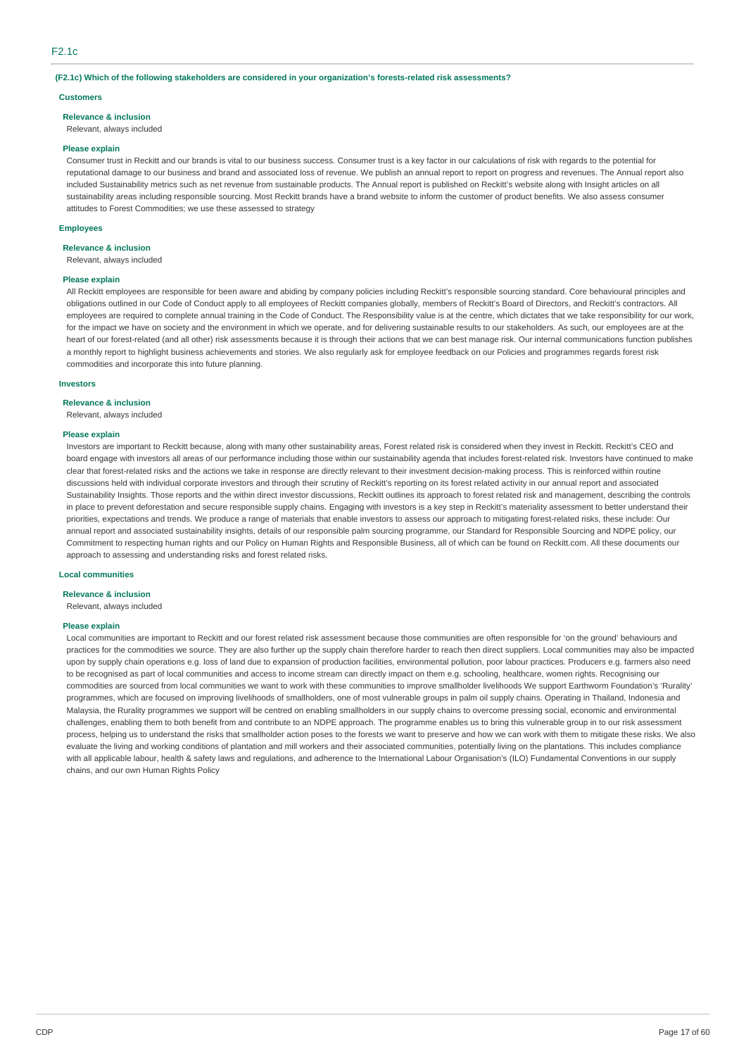## F2.1c

**(F2.1c) Which of the following stakeholders are considered in your organization's forests-related risk assessments?**

**Customers**

**Relevance & inclusion**

Relevant, always included

**Please explain**

Consumer trust in Reckitt and our brands is vital to our business success. Consumer trust is a key factor in our calculations of risk with regards to the potential for reputational damage to our business and brand and associated loss of revenue. We publish an annual report to report on progress and revenues. The Annual report also included Sustainability metrics such as net revenue from sustainable products. The Annual report is published on Reckitt's website along with Insight articles on all sustainability areas including responsible sourcing. Most Reckitt brands have a brand website to inform the customer of product benefits. We also assess consumer attitudes to Forest Commodities; we use these assessed to strategy

**Employees**

**Relevance & inclusion**

Relevant, always included

**Please explain**

All Reckitt employees are responsible for been aware and abiding by company policies including Reckitt's responsible sourcing standard. Core behavioural principles and obligations outlined in our Code of Conduct apply to all employees of Reckitt companies globally, members of Reckitt's Board of Directors, and Reckitt's contractors. All employees are required to complete annual training in the Code of Conduct. The Responsibility value is at the centre, which dictates that we take responsibility for our work, for the impact we have on society and the environment in which we operate, and for delivering sustainable results to our stakeholders. As such, our employees are at the heart of our forest-related (and all other) risk assessments because it is through their actions that we can best manage risk. Our internal communications function publishes a monthly report to highlight business achievements and stories. We also regularly ask for employee feedback on our Policies and programmes regards forest risk commodities and incorporate this into future planning.

**Investors**

**Relevance & inclusion**

Relevant, always included

**Please explain**

Investors are important to Reckitt because, along with many other sustainability areas, Forest related risk is considered when they invest in Reckitt. Reckitt's CEO and board engage with investors all areas of our performance including those within our sustainability agenda that includes forest-related risk. Investors have continued to make clear that forest-related risks and the actions we take in response are directly relevant to their investment decision-making process. This is reinforced within routine discussions held with individual corporate investors and through their scrutiny of Reckitt's reporting on its forest related activity in our annual report and associated Sustainability Insights. Those reports and the within direct investor discussions, Reckitt outlines its approach to forest related risk and management, describing the controls in place to prevent deforestation and secure responsible supply chains. Engaging with investors is a key step in Reckitt's materiality assessment to better understand their priorities, expectations and trends. We produce a range of materials that enable investors to assess our approach to mitigating forest-related risks, these include: Our annual report and associated sustainability insights, details of our responsible palm sourcing programme, our Standard for Responsible Sourcing and NDPE policy, our Commitment to respecting human rights and our Policy on Human Rights and Responsible Business, all of which can be found on Reckitt.com. All these documents our approach to assessing and understanding risks and forest related risks.

**Local communities**

**Relevance & inclusion**

Relevant, always included

**Please explain**

Local communities are important to Reckitt and our forest related risk assessment because those communities are often responsible for 'on the ground' behaviours and practices for the commodities we source. They are also further up the supply chain therefore harder to reach then direct suppliers. Local communities may also be impacted upon by supply chain operations e.g. loss of land due to expansion of production facilities, environmental pollution, poor labour practices. Producers e.g. farmers also need to be recognised as part of local communities and access to income stream can directly impact on them e.g. schooling, healthcare, women rights. Recognising our commodities are sourced from local communities we want to work with these communities to improve smallholder livelihoods We support Earthworm Foundation's 'Rurality' programmes, which are focused on improving livelihoods of smallholders, one of most vulnerable groups in palm oil supply chains. Operating in Thailand, Indonesia and Malaysia, the Rurality programmes we support will be centred on enabling smallholders in our supply chains to overcome pressing social, economic and environmental challenges, enabling them to both benefit from and contribute to an NDPE approach. The programme enables us to bring this vulnerable group in to our risk assessment process, helping us to understand the risks that smallholder action poses to the forests we want to preserve and how we can work with them to mitigate these risks. We also evaluate the living and working conditions of plantation and mill workers and their associated communities, potentially living on the plantations. This includes compliance with all applicable labour, health & safety laws and regulations, and adherence to the International Labour Organisation's (ILO) Fundamental Conventions in our supply chains, and our own Human Rights Policy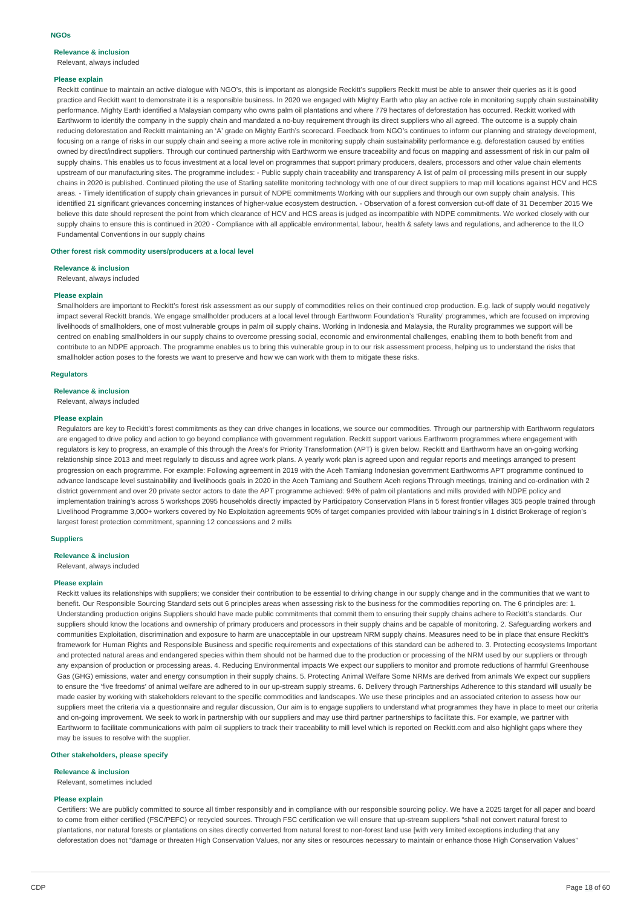#### NGOs

**Relevance & inclusion**

Relevant, always included

**Please explain**

Reckitt continue to maintain an active dialogue with NGO's, this is important as alongside Reckitt's suppliers Reckitt must be able to answer their queries as it is good practice and Reckitt want to demonstrate it is a responsible business. In 2020 we engaged with Mighty Earth who play an active role in monitoring supply chain sustainability performance. Mighty Earth identified a Malaysian company who owns palm oil plantations and where 779 hectares of deforestation has occurred. Reckitt worked with Earthworm to identify the company in the supply chain and mandated a no-buy requirement through its direct suppliers who all agreed. The outcome is a supply chain reducing deforestation and Reckitt maintaining an 'A' grade on Mighty Earth's scorecard. Feedback from NGO's continues to inform our planning and strategy development, focusing on a range of risks in our supply chain and seeing a more active role in monitoring supply chain sustainability performance e.g. deforestation caused by entities owned by direct/indirect suppliers. Through our continued partnership with Earthworm we ensure traceability and focus on mapping and assessment of risk in our palm oil supply chains. This enables us to focus investment at a local level on programmes that support primary producers, dealers, processors and other value chain elements upstream of our manufacturing sites. The programme includes: - Public supply chain traceability and transparency A list of palm oil processing mills present in our supply chains in 2020 is published. Continued piloting the use of Starling satellite monitoring technology with one of our direct suppliers to map mill locations against HCV and HCS areas. - Timely identification of supply chain grievances in pursuit of NDPE commitments Working with our suppliers and through our own supply chain analysis. This identified 21 significant grievances concerning instances of higher-value ecosystem destruction. - Observation of a forest conversion cut-off date of 31 December 2015 We believe this date should represent the point from which clearance of HCV and HCS areas is judged as incompatible with NDPE commitments. We worked closely with our supply chains to ensure this is continued in 2020 - Compliance with all applicable environmental, labour, health & safety laws and regulations, and adherence to the ILO Fundamental Conventions in our supply chains

#### Other forest risk commodity users/producers at a local level

**Relevance & inclusion**

Relevant, always included

**Please explain**

Smallholders are important to Reckitt's forest risk assessment as our supply of commodities relies on their continued crop production. E.g. lack of supply would negatively impact several Reckitt brands. We engage smallholder producers at a local level through Earthworm Foundation's 'Rurality' programmes, which are focused on improving livelihoods of smallholders, one of most vulnerable groups in palm oil supply chains. Working in Indonesia and Malaysia, the Rurality programmes we support will be centred on enabling smallholders in our supply chains to overcome pressing social, economic and environmental challenges, enabling them to both benefit from and contribute to an NDPE approach. The programme enables us to bring this vulnerable group in to our risk assessment process, helping us to understand the risks that smallholder action poses to the forests we want to preserve and how we can work with them to mitigate these risks.

#### Regulators

**Relevance & inclusion**

Relevant, always included

**Please explain**

Regulators are key to Reckitt's forest commitments as they can drive changes in locations, we source our commodities. Through our partnership with Earthworm regulators are engaged to drive policy and action to go beyond compliance with government regulation. Reckitt support various Earthworm programmes where engagement with regulators is key to progress, an example of this through the Area's for Priority Transformation (APT) is given below. Reckitt and Earthworm have an on-going working relationship since 2013 and meet regularly to discuss and agree work plans. A yearly work plan is agreed upon and regular reports and meetings arranged to present progression on each programme. For example: Following agreement in 2019 with the Aceh Tamiang Indonesian government Earthworms APT programme continued to advance landscape level sustainability and livelihoods goals in 2020 in the Aceh Tamiang and Southern Aceh regions Through meetings, training and co-ordination with 2 district government and over 20 private sector actors to date the APT programme achieved: 94% of palm oil plantations and mills provided with NDPE policy and implementation training's across 5 workshops 2095 households directly impacted by Participatory Conservation Plans in 5 forest frontier villages 305 people trained through Livelihood Programme 3,000+ workers covered by No Exploitation agreements 90% of target companies provided with labour training's in 1 district Brokerage of region's largest forest protection commitment, spanning 12 concessions and 2 mills

#### Suppliers

**Relevance & inclusion**

Relevant, always included

**Please explain**

Reckitt values its relationships with suppliers; we consider their contribution to be essential to driving change in our supply change and in the communities that we want to benefit. Our Responsible Sourcing Standard sets out 6 principles areas when assessing risk to the business for the commodities reporting on. The 6 principles are: 1. Understanding production origins Suppliers should have made public commitments that commit them to ensuring their supply chains adhere to Reckitt's standards. Our suppliers should know the locations and ownership of primary producers and processors in their supply chains and be capable of monitoring. 2. Safeguarding workers and communities Exploitation, discrimination and exposure to harm are unacceptable in our upstream NRM supply chains. Measures need to be in place that ensure Reckitt's framework for Human Rights and Responsible Business and specific requirements and expectations of this standard can be adhered to. 3. Protecting ecosystems Important and protected natural areas and endangered species within them should not be harmed due to the production or processing of the NRM used by our suppliers or through any expansion of production or processing areas. 4. Reducing Environmental impacts We expect our suppliers to monitor and promote reductions of harmful Greenhouse Gas (GHG) emissions, water and energy consumption in their supply chains. 5. Protecting Animal Welfare Some NRMs are derived from animals We expect our suppliers to ensure the 'five freedoms' of animal welfare are adhered to in our up-stream supply streams. 6. Delivery through Partnerships Adherence to this standard will usually be made easier by working with stakeholders relevant to the specific commodities and landscapes. We use these principles and an associated criterion to assess how our suppliers meet the criteria via a questionnaire and regular discussion, Our aim is to engage suppliers to understand what programmes they have in place to meet our criteria and on-going improvement. We seek to work in partnership with our suppliers and may use third partner partnerships to facilitate this. For example, we partner with Earthworm to facilitate communications with palm oil suppliers to track their traceability to mill level which is reported on Reckitt.com and also highlight gaps where they may be issues to resolve with the supplier.

#### Other stakeholders, please specify

**Relevance & inclusion**

Relevant, sometimes included

**Please explain**

Certifiers: We are publicly committed to source all timber responsibly and in compliance with our responsible sourcing policy. We have a 2025 target for all paper and board to come from either certified (FSC/PEFC) or recycled sources. Through FSC certification we will ensure that up-stream suppliers "shall not convert natural forest to plantations, nor natural forests or plantations on sites directly converted from natural forest to non-forest land use [with very limited exceptions including that any deforestation does not "damage or threaten High Conservation Values, nor any sites or resources necessary to maintain or enhance those High Conservation Values"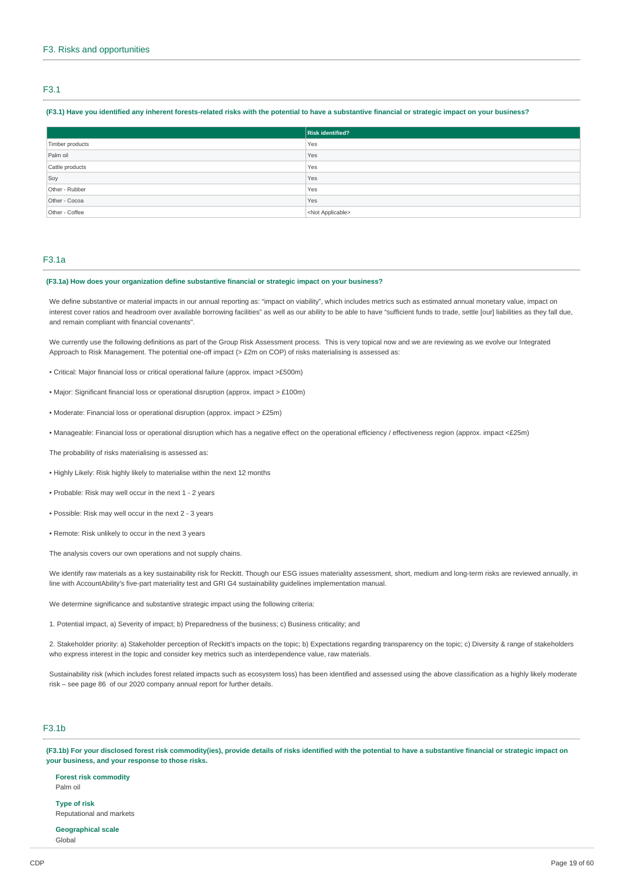## F3. Risks and opportunities

### F3.1

**(F3.1) Have you identified any inherent forests-related risks with the potential to have a substantive financial or strategic impact on your business?**

| | Risk identified? |
|---|---|
| Timber products | Yes |
| Palm oil | Yes |
| Cattle products | Yes |
| Soy | Yes |
| Other - Rubber | Yes |
| Other - Cocoa | Yes |
| Other - Coffee | <Not Applicable> |

### F3.1a

**(F3.1a) How does your organization define substantive financial or strategic impact on your business?**

We define substantive or material impacts in our annual reporting as: "impact on viability", which includes metrics such as estimated annual monetary value, impact on interest cover ratios and headroom over available borrowing facilities" as well as our ability to be able to have "sufficient funds to trade, settle [our] liabilities as they fall due, and remain compliant with financial covenants".

We currently use the following definitions as part of the Group Risk Assessment process. This is very topical now and we are reviewing as we evolve our Integrated Approach to Risk Management. The potential one-off impact (> £2m on COP) of risks materialising is assessed as:

• Critical: Major financial loss or critical operational failure (approx. impact >£500m)

• Major: Significant financial loss or operational disruption (approx. impact > £100m)

• Moderate: Financial loss or operational disruption (approx. impact > £25m)

• Manageable: Financial loss or operational disruption which has a negative effect on the operational efficiency / effectiveness region (approx. impact <£25m)

The probability of risks materialising is assessed as:

• Highly Likely: Risk highly likely to materialise within the next 12 months

• Probable: Risk may well occur in the next 1 - 2 years

• Possible: Risk may well occur in the next 2 - 3 years

• Remote: Risk unlikely to occur in the next 3 years

The analysis covers our own operations and not supply chains.

We identify raw materials as a key sustainability risk for Reckitt. Though our ESG issues materiality assessment, short, medium and long-term risks are reviewed annually, in line with AccountAbility's five-part materiality test and GRI G4 sustainability guidelines implementation manual.

We determine significance and substantive strategic impact using the following criteria:

1. Potential impact, a) Severity of impact; b) Preparedness of the business; c) Business criticality; and

2. Stakeholder priority: a) Stakeholder perception of Reckitt's impacts on the topic; b) Expectations regarding transparency on the topic; c) Diversity & range of stakeholders who express interest in the topic and consider key metrics such as interdependence value, raw materials.

Sustainability risk (which includes forest related impacts such as ecosystem loss) has been identified and assessed using the above classification as a highly likely moderate risk – see page 86 of our 2020 company annual report for further details.

### F3.1b

**(F3.1b) For your disclosed forest risk commodity(ies), provide details of risks identified with the potential to have a substantive financial or strategic impact on your business, and your response to those risks.**

**Forest risk commodity**
Palm oil

**Type of risk**
Reputational and markets

**Geographical scale**
Global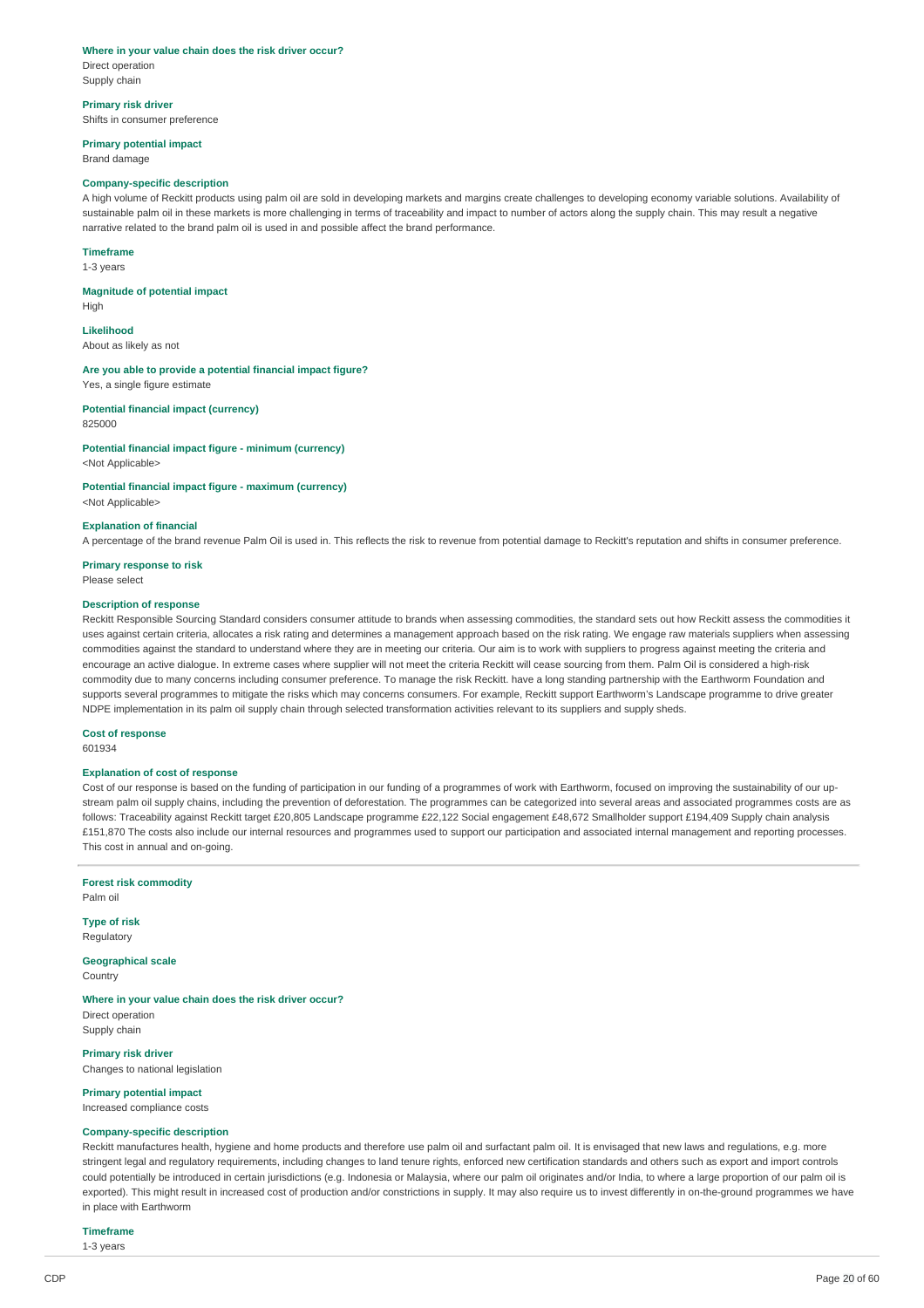**Where in your value chain does the risk driver occur?**

Direct operation
Supply chain

**Primary risk driver**

Shifts in consumer preference

**Primary potential impact**

Brand damage

**Company-specific description**

A high volume of Reckitt products using palm oil are sold in developing markets and margins create challenges to developing economy variable solutions. Availability of sustainable palm oil in these markets is more challenging in terms of traceability and impact to number of actors along the supply chain. This may result a negative narrative related to the brand palm oil is used in and possible affect the brand performance.

**Timeframe**

1-3 years

**Magnitude of potential impact**

High

**Likelihood**

About as likely as not

**Are you able to provide a potential financial impact figure?**

Yes, a single figure estimate

**Potential financial impact (currency)**

825000

**Potential financial impact figure - minimum (currency)**

<Not Applicable>

**Potential financial impact figure - maximum (currency)**

<Not Applicable>

**Explanation of financial**

A percentage of the brand revenue Palm Oil is used in. This reflects the risk to revenue from potential damage to Reckitt's reputation and shifts in consumer preference.

**Primary response to risk**

Please select

**Description of response**

Reckitt Responsible Sourcing Standard considers consumer attitude to brands when assessing commodities, the standard sets out how Reckitt assess the commodities it uses against certain criteria, allocates a risk rating and determines a management approach based on the risk rating. We engage raw materials suppliers when assessing commodities against the standard to understand where they are in meeting our criteria. Our aim is to work with suppliers to progress against meeting the criteria and encourage an active dialogue. In extreme cases where supplier will not meet the criteria Reckitt will cease sourcing from them. Palm Oil is considered a high-risk commodity due to many concerns including consumer preference. To manage the risk Reckitt. have a long standing partnership with the Earthworm Foundation and supports several programmes to mitigate the risks which may concerns consumers. For example, Reckitt support Earthworm's Landscape programme to drive greater NDPE implementation in its palm oil supply chain through selected transformation activities relevant to its suppliers and supply sheds.

**Cost of response**

601934

**Explanation of cost of response**

Cost of our response is based on the funding of participation in our funding of a programmes of work with Earthworm, focused on improving the sustainability of our up-stream palm oil supply chains, including the prevention of deforestation. The programmes can be categorized into several areas and associated programmes costs are as follows: Traceability against Reckitt target £20,805 Landscape programme £22,122 Social engagement £48,672 Smallholder support £194,409 Supply chain analysis £151,870 The costs also include our internal resources and programmes used to support our participation and associated internal management and reporting processes. This cost in annual and on-going.

---

**Forest risk commodity**

Palm oil

**Type of risk**

Regulatory

**Geographical scale**

Country

**Where in your value chain does the risk driver occur?**

Direct operation
Supply chain

**Primary risk driver**

Changes to national legislation

**Primary potential impact**

Increased compliance costs

**Company-specific description**

Reckitt manufactures health, hygiene and home products and therefore use palm oil and surfactant palm oil. It is envisaged that new laws and regulations, e.g. more stringent legal and regulatory requirements, including changes to land tenure rights, enforced new certification standards and others such as export and import controls could potentially be introduced in certain jurisdictions (e.g. Indonesia or Malaysia, where our palm oil originates and/or India, to where a large proportion of our palm oil is exported). This might result in increased cost of production and/or constrictions in supply. It may also require us to invest differently in on-the-ground programmes we have in place with Earthworm

**Timeframe**

1-3 years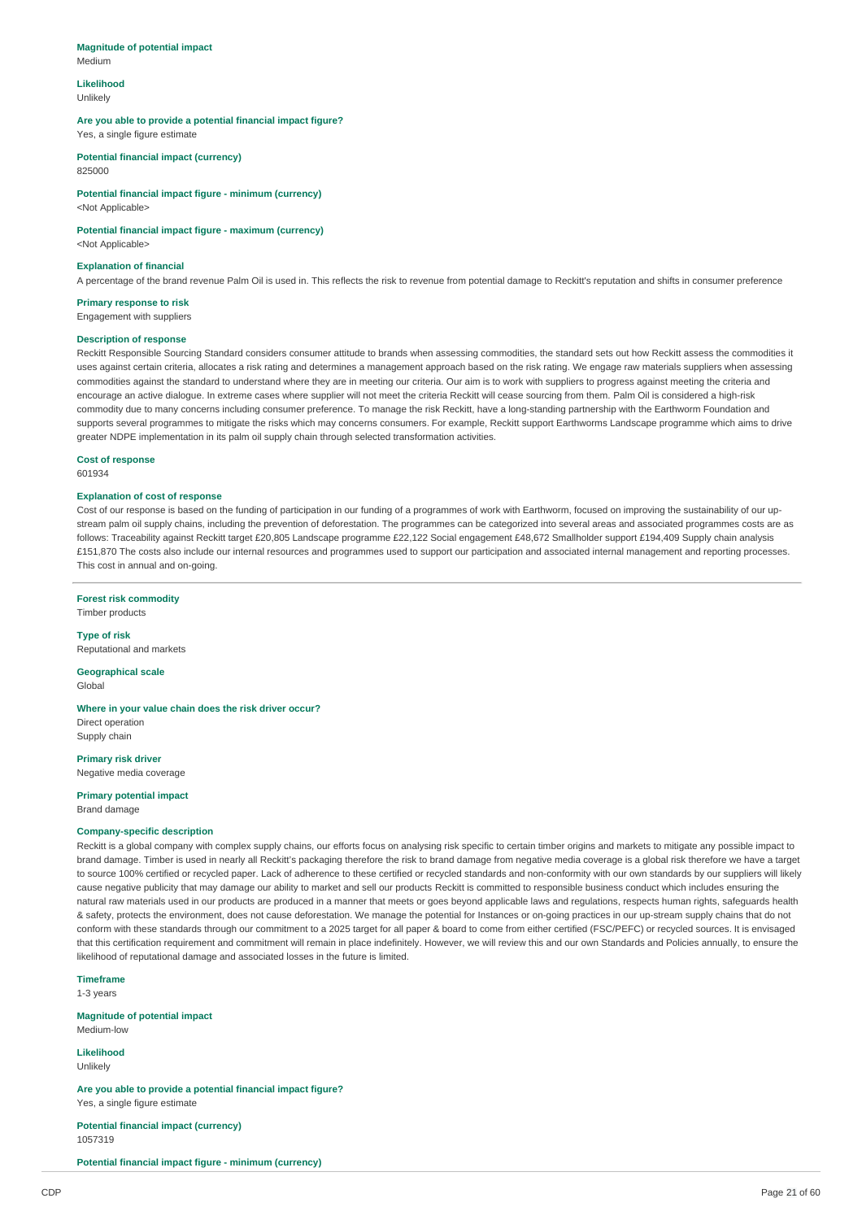**Magnitude of potential impact**
Medium

**Likelihood**
Unlikely

**Are you able to provide a potential financial impact figure?**
Yes, a single figure estimate

**Potential financial impact (currency)**
825000

**Potential financial impact figure - minimum (currency)**
<Not Applicable>

**Potential financial impact figure - maximum (currency)**
<Not Applicable>

**Explanation of financial**
A percentage of the brand revenue Palm Oil is used in. This reflects the risk to revenue from potential damage to Reckitt's reputation and shifts in consumer preference

**Primary response to risk**
Engagement with suppliers

**Description of response**
Reckitt Responsible Sourcing Standard considers consumer attitude to brands when assessing commodities, the standard sets out how Reckitt assess the commodities it uses against certain criteria, allocates a risk rating and determines a management approach based on the risk rating. We engage raw materials suppliers when assessing commodities against the standard to understand where they are in meeting our criteria. Our aim is to work with suppliers to progress against meeting the criteria and encourage an active dialogue. In extreme cases where supplier will not meet the criteria Reckitt will cease sourcing from them. Palm Oil is considered a high-risk commodity due to many concerns including consumer preference. To manage the risk Reckitt, have a long-standing partnership with the Earthworm Foundation and supports several programmes to mitigate the risks which may concerns consumers. For example, Reckitt support Earthworms Landscape programme which aims to drive greater NDPE implementation in its palm oil supply chain through selected transformation activities.

**Cost of response**
601934

**Explanation of cost of response**
Cost of our response is based on the funding of participation in our funding of a programmes of work with Earthworm, focused on improving the sustainability of our up-stream palm oil supply chains, including the prevention of deforestation. The programmes can be categorized into several areas and associated programmes costs are as follows: Traceability against Reckitt target £20,805 Landscape programme £22,122 Social engagement £48,672 Smallholder support £194,409 Supply chain analysis £151,870 The costs also include our internal resources and programmes used to support our participation and associated internal management and reporting processes. This cost in annual and on-going.

---

**Forest risk commodity**
Timber products

**Type of risk**
Reputational and markets

**Geographical scale**
Global

**Where in your value chain does the risk driver occur?**
Direct operation
Supply chain

**Primary risk driver**
Negative media coverage

**Primary potential impact**
Brand damage

**Company-specific description**
Reckitt is a global company with complex supply chains, our efforts focus on analysing risk specific to certain timber origins and markets to mitigate any possible impact to brand damage. Timber is used in nearly all Reckitt's packaging therefore the risk to brand damage from negative media coverage is a global risk therefore we have a target to source 100% certified or recycled paper. Lack of adherence to these certified or recycled standards and non-conformity with our own standards by our suppliers will likely cause negative publicity that may damage our ability to market and sell our products Reckitt is committed to responsible business conduct which includes ensuring the natural raw materials used in our products are produced in a manner that meets or goes beyond applicable laws and regulations, respects human rights, safeguards health & safety, protects the environment, does not cause deforestation. We manage the potential for Instances or on-going practices in our up-stream supply chains that do not conform with these standards through our commitment to a 2025 target for all paper & board to come from either certified (FSC/PEFC) or recycled sources. It is envisaged that this certification requirement and commitment will remain in place indefinitely. However, we will review this and our own Standards and Policies annually, to ensure the likelihood of reputational damage and associated losses in the future is limited.

**Timeframe**
1-3 years

**Magnitude of potential impact**
Medium-low

**Likelihood**
Unlikely

**Are you able to provide a potential financial impact figure?**
Yes, a single figure estimate

**Potential financial impact (currency)**
1057319

**Potential financial impact figure - minimum (currency)**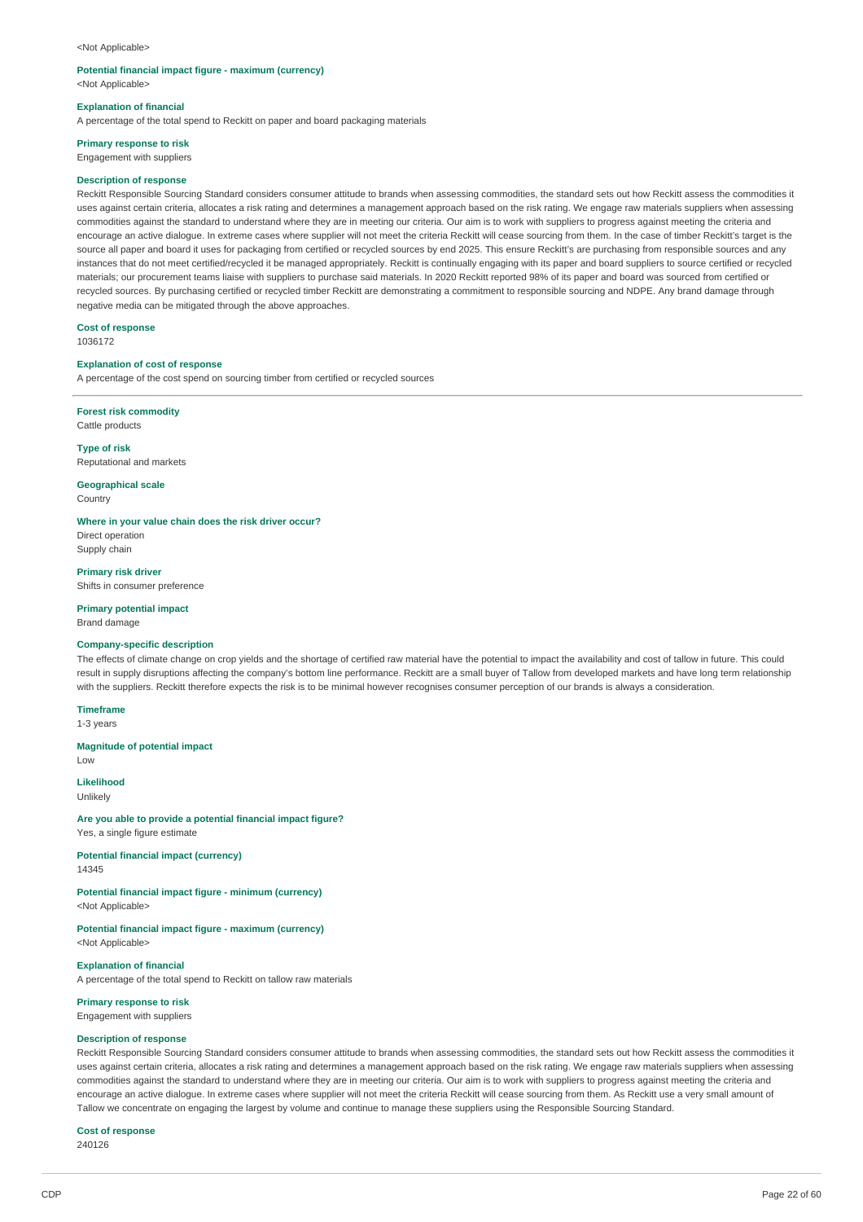<Not Applicable>

**Potential financial impact figure - maximum (currency)**
<Not Applicable>

**Explanation of financial**
A percentage of the total spend to Reckitt on paper and board packaging materials

**Primary response to risk**
Engagement with suppliers

**Description of response**
Reckitt Responsible Sourcing Standard considers consumer attitude to brands when assessing commodities, the standard sets out how Reckitt assess the commodities it uses against certain criteria, allocates a risk rating and determines a management approach based on the risk rating. We engage raw materials suppliers when assessing commodities against the standard to understand where they are in meeting our criteria. Our aim is to work with suppliers to progress against meeting the criteria and encourage an active dialogue. In extreme cases where supplier will not meet the criteria Reckitt will cease sourcing from them. In the case of timber Reckitt's target is the source all paper and board it uses for packaging from certified or recycled sources by end 2025. This ensure Reckitt's are purchasing from responsible sources and any instances that do not meet certified/recycled it be managed appropriately. Reckitt is continually engaging with its paper and board suppliers to source certified or recycled materials; our procurement teams liaise with suppliers to purchase said materials. In 2020 Reckitt reported 98% of its paper and board was sourced from certified or recycled sources. By purchasing certified or recycled timber Reckitt are demonstrating a commitment to responsible sourcing and NDPE. Any brand damage through negative media can be mitigated through the above approaches.

**Cost of response**
1036172

**Explanation of cost of response**
A percentage of the cost spend on sourcing timber from certified or recycled sources

---

**Forest risk commodity**
Cattle products

**Type of risk**
Reputational and markets

**Geographical scale**
Country

**Where in your value chain does the risk driver occur?**
Direct operation
Supply chain

**Primary risk driver**
Shifts in consumer preference

**Primary potential impact**
Brand damage

**Company-specific description**
The effects of climate change on crop yields and the shortage of certified raw material have the potential to impact the availability and cost of tallow in future. This could result in supply disruptions affecting the company's bottom line performance. Reckitt are a small buyer of Tallow from developed markets and have long term relationship with the suppliers. Reckitt therefore expects the risk is to be minimal however recognises consumer perception of our brands is always a consideration.

**Timeframe**
1-3 years

**Magnitude of potential impact**
Low

**Likelihood**
Unlikely

**Are you able to provide a potential financial impact figure?**
Yes, a single figure estimate

**Potential financial impact (currency)**
14345

**Potential financial impact figure - minimum (currency)**
<Not Applicable>

**Potential financial impact figure - maximum (currency)**
<Not Applicable>

**Explanation of financial**
A percentage of the total spend to Reckitt on tallow raw materials

**Primary response to risk**
Engagement with suppliers

**Description of response**
Reckitt Responsible Sourcing Standard considers consumer attitude to brands when assessing commodities, the standard sets out how Reckitt assess the commodities it uses against certain criteria, allocates a risk rating and determines a management approach based on the risk rating. We engage raw materials suppliers when assessing commodities against the standard to understand where they are in meeting our criteria. Our aim is to work with suppliers to progress against meeting the criteria and encourage an active dialogue. In extreme cases where supplier will not meet the criteria Reckitt will cease sourcing from them. As Reckitt use a very small amount of Tallow we concentrate on engaging the largest by volume and continue to manage these suppliers using the Responsible Sourcing Standard.

**Cost of response**
240126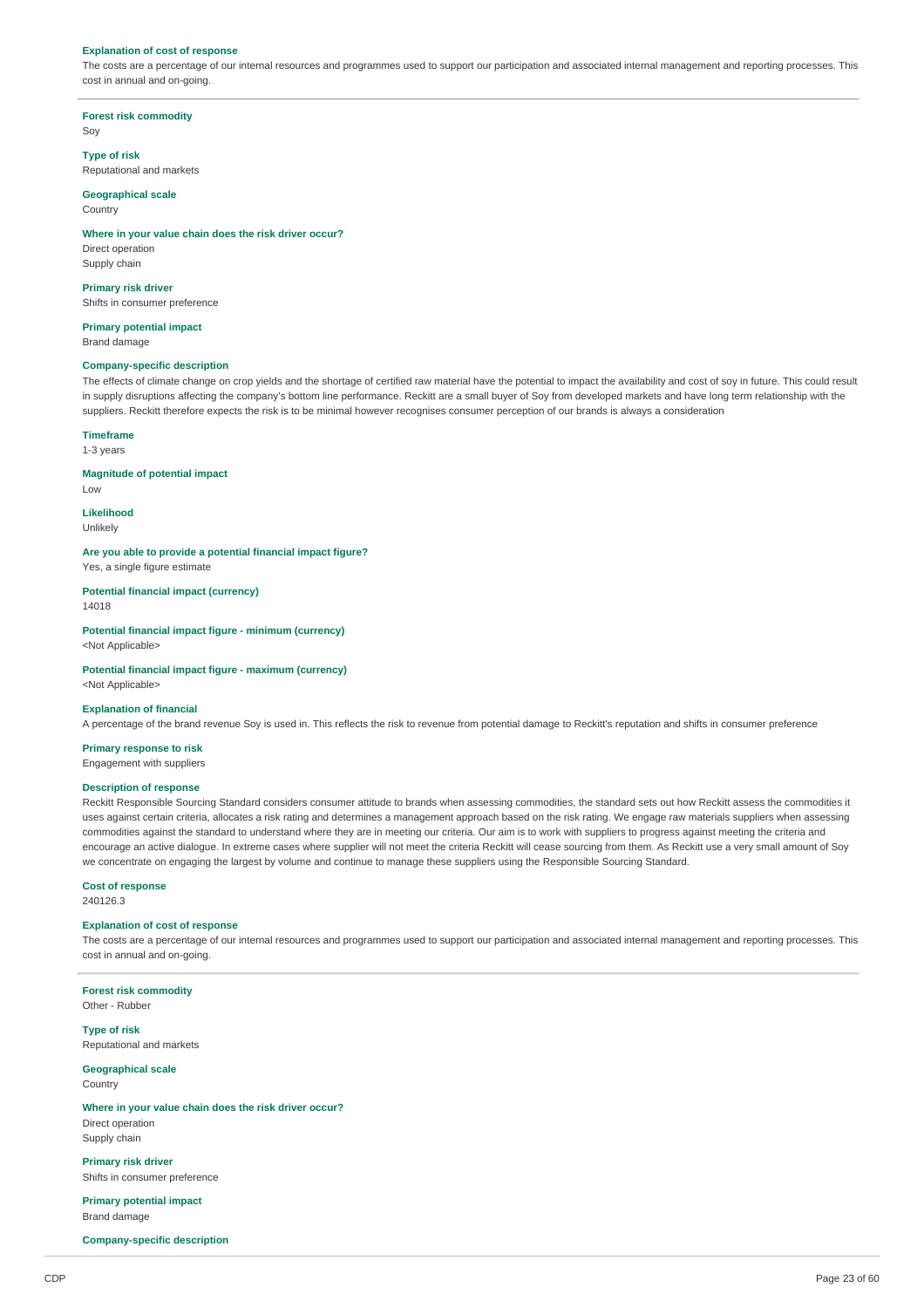**Explanation of cost of response**

The costs are a percentage of our internal resources and programmes used to support our participation and associated internal management and reporting processes. This cost in annual and on-going.

---

**Forest risk commodity**

Soy

**Type of risk**

Reputational and markets

**Geographical scale**

Country

**Where in your value chain does the risk driver occur?**

Direct operation
Supply chain

**Primary risk driver**

Shifts in consumer preference

**Primary potential impact**

Brand damage

**Company-specific description**

The effects of climate change on crop yields and the shortage of certified raw material have the potential to impact the availability and cost of soy in future. This could result in supply disruptions affecting the company's bottom line performance. Reckitt are a small buyer of Soy from developed markets and have long term relationship with the suppliers. Reckitt therefore expects the risk is to be minimal however recognises consumer perception of our brands is always a consideration

**Timeframe**

1-3 years

**Magnitude of potential impact**

Low

**Likelihood**

Unlikely

**Are you able to provide a potential financial impact figure?**

Yes, a single figure estimate

**Potential financial impact (currency)**

14018

**Potential financial impact figure - minimum (currency)**

<Not Applicable>

**Potential financial impact figure - maximum (currency)**

<Not Applicable>

**Explanation of financial**

A percentage of the brand revenue Soy is used in. This reflects the risk to revenue from potential damage to Reckitt's reputation and shifts in consumer preference

**Primary response to risk**

Engagement with suppliers

**Description of response**

Reckitt Responsible Sourcing Standard considers consumer attitude to brands when assessing commodities, the standard sets out how Reckitt assess the commodities it uses against certain criteria, allocates a risk rating and determines a management approach based on the risk rating. We engage raw materials suppliers when assessing commodities against the standard to understand where they are in meeting our criteria. Our aim is to work with suppliers to progress against meeting the criteria and encourage an active dialogue. In extreme cases where supplier will not meet the criteria Reckitt will cease sourcing from them. As Reckitt use a very small amount of Soy we concentrate on engaging the largest by volume and continue to manage these suppliers using the Responsible Sourcing Standard.

**Cost of response**

240126.3

**Explanation of cost of response**

The costs are a percentage of our internal resources and programmes used to support our participation and associated internal management and reporting processes. This cost in annual and on-going.

---

**Forest risk commodity**

Other - Rubber

**Type of risk**

Reputational and markets

**Geographical scale**

Country

**Where in your value chain does the risk driver occur?**

Direct operation
Supply chain

**Primary risk driver**

Shifts in consumer preference

**Primary potential impact**

Brand damage

**Company-specific description**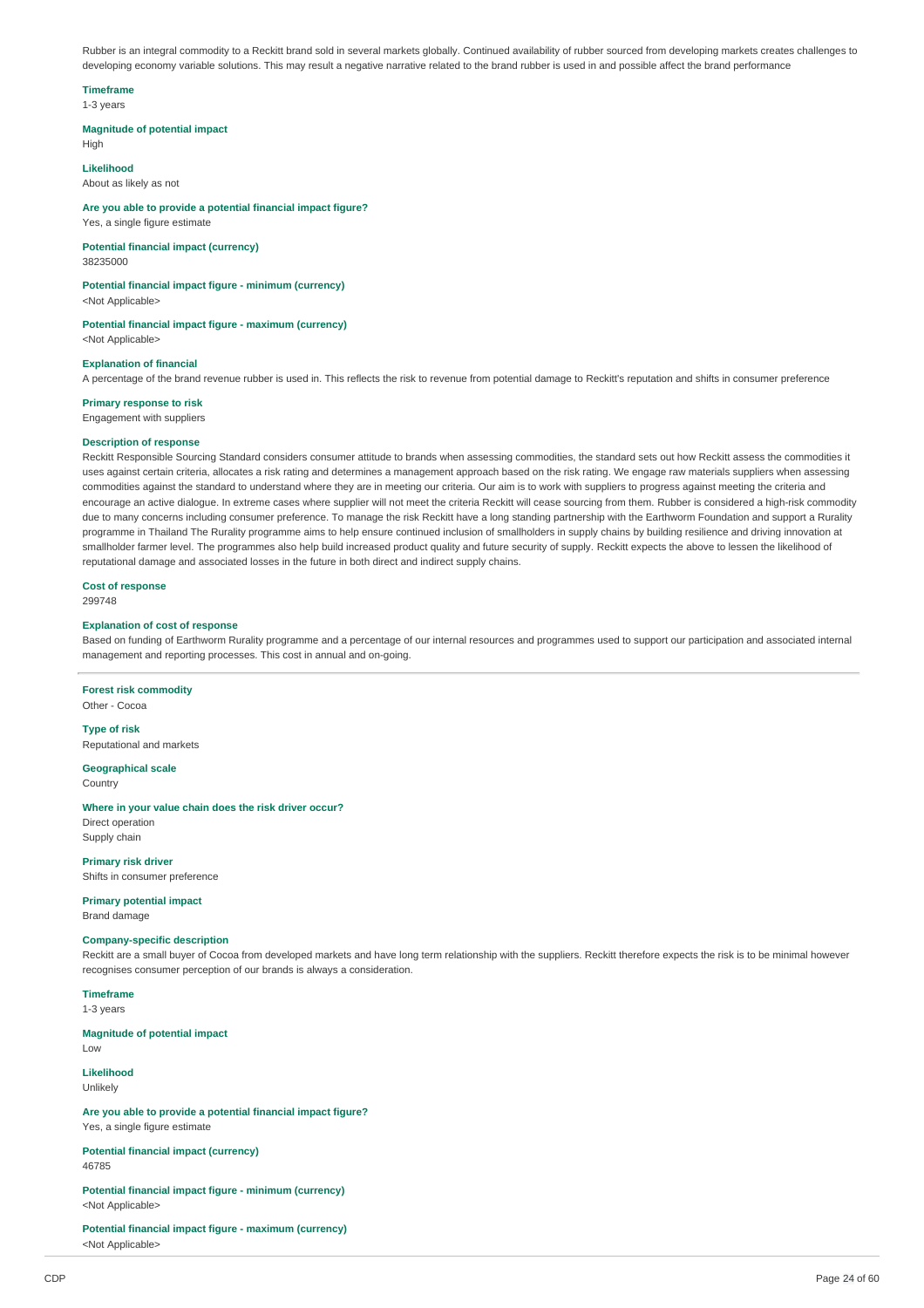Rubber is an integral commodity to a Reckitt brand sold in several markets globally. Continued availability of rubber sourced from developing markets creates challenges to developing economy variable solutions. This may result a negative narrative related to the brand rubber is used in and possible affect the brand performance

**Timeframe**
1-3 years

**Magnitude of potential impact**
High

**Likelihood**
About as likely as not

**Are you able to provide a potential financial impact figure?**
Yes, a single figure estimate

**Potential financial impact (currency)**
38235000

**Potential financial impact figure - minimum (currency)**
<Not Applicable>

**Potential financial impact figure - maximum (currency)**
<Not Applicable>

**Explanation of financial**
A percentage of the brand revenue rubber is used in. This reflects the risk to revenue from potential damage to Reckitt's reputation and shifts in consumer preference

**Primary response to risk**
Engagement with suppliers

**Description of response**
Reckitt Responsible Sourcing Standard considers consumer attitude to brands when assessing commodities, the standard sets out how Reckitt assess the commodities it uses against certain criteria, allocates a risk rating and determines a management approach based on the risk rating. We engage raw materials suppliers when assessing commodities against the standard to understand where they are in meeting our criteria. Our aim is to work with suppliers to progress against meeting the criteria and encourage an active dialogue. In extreme cases where supplier will not meet the criteria Reckitt will cease sourcing from them. Rubber is considered a high-risk commodity due to many concerns including consumer preference. To manage the risk Reckitt have a long standing partnership with the Earthworm Foundation and support a Rurality programme in Thailand The Rurality programme aims to help ensure continued inclusion of smallholders in supply chains by building resilience and driving innovation at smallholder farmer level. The programmes also help build increased product quality and future security of supply. Reckitt expects the above to lessen the likelihood of reputational damage and associated losses in the future in both direct and indirect supply chains.

**Cost of response**
299748

**Explanation of cost of response**
Based on funding of Earthworm Rurality programme and a percentage of our internal resources and programmes used to support our participation and associated internal management and reporting processes. This cost in annual and on-going.

---

**Forest risk commodity**
Other - Cocoa

**Type of risk**
Reputational and markets

**Geographical scale**
Country

**Where in your value chain does the risk driver occur?**
Direct operation
Supply chain

**Primary risk driver**
Shifts in consumer preference

**Primary potential impact**
Brand damage

**Company-specific description**
Reckitt are a small buyer of Cocoa from developed markets and have long term relationship with the suppliers. Reckitt therefore expects the risk is to be minimal however recognises consumer perception of our brands is always a consideration.

**Timeframe**
1-3 years

**Magnitude of potential impact**
Low

**Likelihood**
Unlikely

**Are you able to provide a potential financial impact figure?**
Yes, a single figure estimate

**Potential financial impact (currency)**
46785

**Potential financial impact figure - minimum (currency)**
<Not Applicable>

**Potential financial impact figure - maximum (currency)**
<Not Applicable>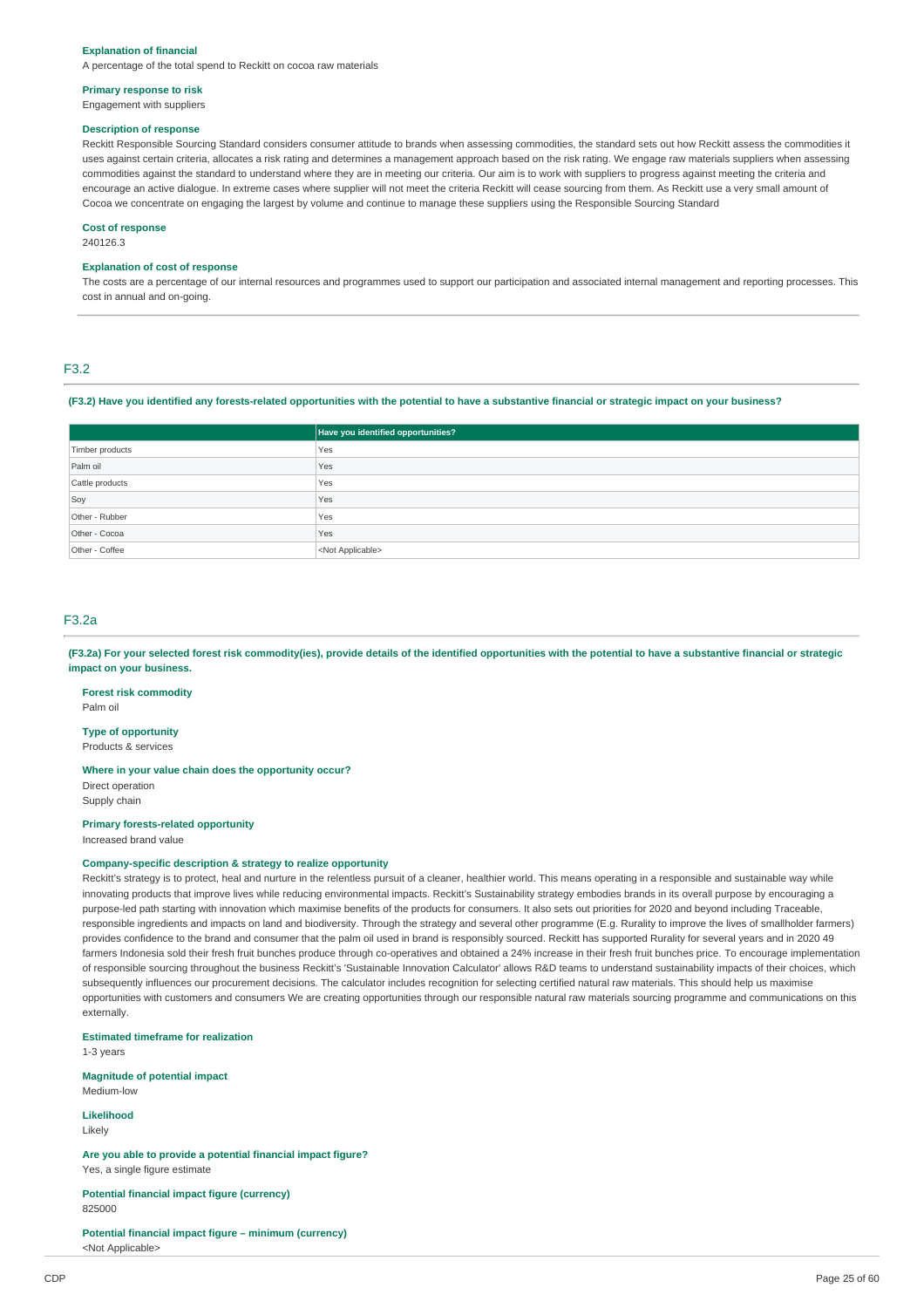**Explanation of financial**
A percentage of the total spend to Reckitt on cocoa raw materials

**Primary response to risk**
Engagement with suppliers

**Description of response**
Reckitt Responsible Sourcing Standard considers consumer attitude to brands when assessing commodities, the standard sets out how Reckitt assess the commodities it uses against certain criteria, allocates a risk rating and determines a management approach based on the risk rating. We engage raw materials suppliers when assessing commodities against the standard to understand where they are in meeting our criteria. Our aim is to work with suppliers to progress against meeting the criteria and encourage an active dialogue. In extreme cases where supplier will not meet the criteria Reckitt will cease sourcing from them. As Reckitt use a very small amount of Cocoa we concentrate on engaging the largest by volume and continue to manage these suppliers using the Responsible Sourcing Standard

**Cost of response**
240126.3

**Explanation of cost of response**
The costs are a percentage of our internal resources and programmes used to support our participation and associated internal management and reporting processes. This cost in annual and on-going.

## F3.2

**(F3.2) Have you identified any forests-related opportunities with the potential to have a substantive financial or strategic impact on your business?**

| | Have you identified opportunities? |
|---|---|
| Timber products | Yes |
| Palm oil | Yes |
| Cattle products | Yes |
| Soy | Yes |
| Other - Rubber | Yes |
| Other - Cocoa | Yes |
| Other - Coffee | <Not Applicable> |

## F3.2a

**(F3.2a) For your selected forest risk commodity(ies), provide details of the identified opportunities with the potential to have a substantive financial or strategic impact on your business.**

**Forest risk commodity**
Palm oil

**Type of opportunity**
Products & services

**Where in your value chain does the opportunity occur?**
Direct operation
Supply chain

**Primary forests-related opportunity**
Increased brand value

**Company-specific description & strategy to realize opportunity**
Reckitt's strategy is to protect, heal and nurture in the relentless pursuit of a cleaner, healthier world. This means operating in a responsible and sustainable way while innovating products that improve lives while reducing environmental impacts. Reckitt's Sustainability strategy embodies brands in its overall purpose by encouraging a purpose-led path starting with innovation which maximise benefits of the products for consumers. It also sets out priorities for 2020 and beyond including Traceable, responsible ingredients and impacts on land and biodiversity. Through the strategy and several other programme (E.g. Rurality to improve the lives of smallholder farmers) provides confidence to the brand and consumer that the palm oil used in brand is responsibly sourced. Reckitt has supported Rurality for several years and in 2020 49 farmers Indonesia sold their fresh fruit bunches produce through co-operatives and obtained a 24% increase in their fresh fruit bunches price. To encourage implementation of responsible sourcing throughout the business Reckitt's 'Sustainable Innovation Calculator' allows R&D teams to understand sustainability impacts of their choices, which subsequently influences our procurement decisions. The calculator includes recognition for selecting certified natural raw materials. This should help us maximise opportunities with customers and consumers We are creating opportunities through our responsible natural raw materials sourcing programme and communications on this externally.

**Estimated timeframe for realization**
1-3 years

**Magnitude of potential impact**
Medium-low

**Likelihood**
Likely

**Are you able to provide a potential financial impact figure?**
Yes, a single figure estimate

**Potential financial impact figure (currency)**
825000

**Potential financial impact figure – minimum (currency)**
<Not Applicable>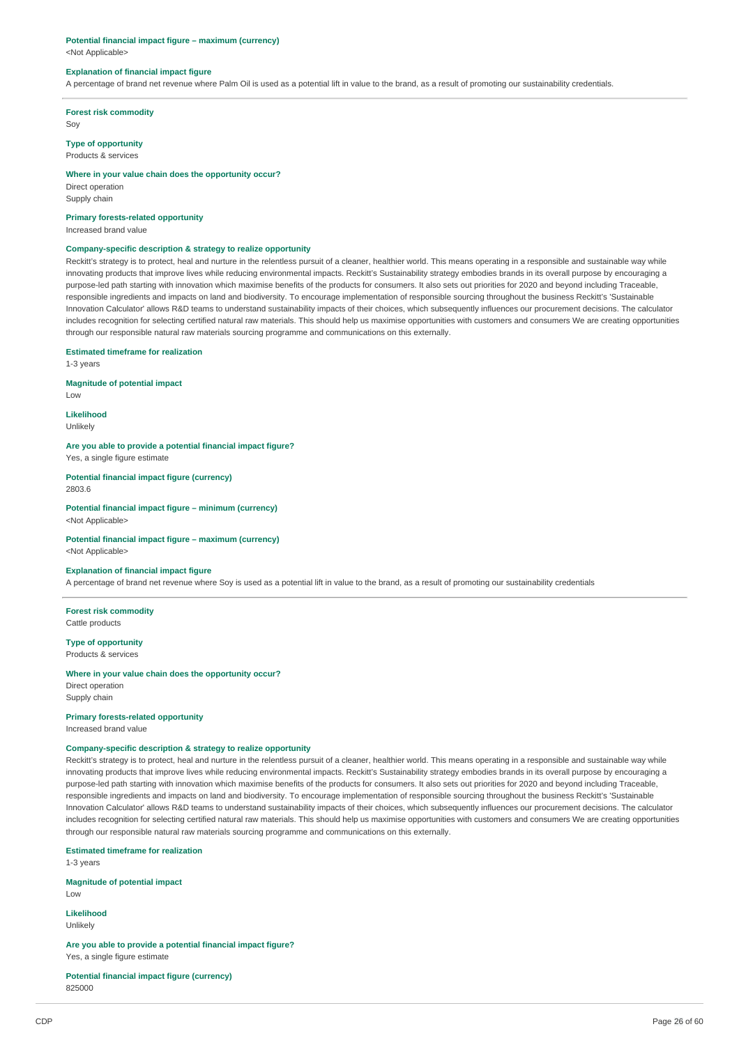**Potential financial impact figure – maximum (currency)**
<Not Applicable>

**Explanation of financial impact figure**
A percentage of brand net revenue where Palm Oil is used as a potential lift in value to the brand, as a result of promoting our sustainability credentials.

---

**Forest risk commodity**
Soy

**Type of opportunity**
Products & services

**Where in your value chain does the opportunity occur?**
Direct operation
Supply chain

**Primary forests-related opportunity**
Increased brand value

**Company-specific description & strategy to realize opportunity**
Reckitt's strategy is to protect, heal and nurture in the relentless pursuit of a cleaner, healthier world. This means operating in a responsible and sustainable way while innovating products that improve lives while reducing environmental impacts. Reckitt's Sustainability strategy embodies brands in its overall purpose by encouraging a purpose-led path starting with innovation which maximise benefits of the products for consumers. It also sets out priorities for 2020 and beyond including Traceable, responsible ingredients and impacts on land and biodiversity. To encourage implementation of responsible sourcing throughout the business Reckitt's 'Sustainable Innovation Calculator' allows R&D teams to understand sustainability impacts of their choices, which subsequently influences our procurement decisions. The calculator includes recognition for selecting certified natural raw materials. This should help us maximise opportunities with customers and consumers We are creating opportunities through our responsible natural raw materials sourcing programme and communications on this externally.

**Estimated timeframe for realization**
1-3 years

**Magnitude of potential impact**
Low

**Likelihood**
Unlikely

**Are you able to provide a potential financial impact figure?**
Yes, a single figure estimate

**Potential financial impact figure (currency)**
2803.6

**Potential financial impact figure – minimum (currency)**
<Not Applicable>

**Potential financial impact figure – maximum (currency)**
<Not Applicable>

**Explanation of financial impact figure**
A percentage of brand net revenue where Soy is used as a potential lift in value to the brand, as a result of promoting our sustainability credentials

---

**Forest risk commodity**
Cattle products

**Type of opportunity**
Products & services

**Where in your value chain does the opportunity occur?**
Direct operation
Supply chain

**Primary forests-related opportunity**
Increased brand value

**Company-specific description & strategy to realize opportunity**
Reckitt's strategy is to protect, heal and nurture in the relentless pursuit of a cleaner, healthier world. This means operating in a responsible and sustainable way while innovating products that improve lives while reducing environmental impacts. Reckitt's Sustainability strategy embodies brands in its overall purpose by encouraging a purpose-led path starting with innovation which maximise benefits of the products for consumers. It also sets out priorities for 2020 and beyond including Traceable, responsible ingredients and impacts on land and biodiversity. To encourage implementation of responsible sourcing throughout the business Reckitt's 'Sustainable Innovation Calculator' allows R&D teams to understand sustainability impacts of their choices, which subsequently influences our procurement decisions. The calculator includes recognition for selecting certified natural raw materials. This should help us maximise opportunities with customers and consumers We are creating opportunities through our responsible natural raw materials sourcing programme and communications on this externally.

**Estimated timeframe for realization**
1-3 years

**Magnitude of potential impact**
Low

**Likelihood**
Unlikely

**Are you able to provide a potential financial impact figure?**
Yes, a single figure estimate

**Potential financial impact figure (currency)**
825000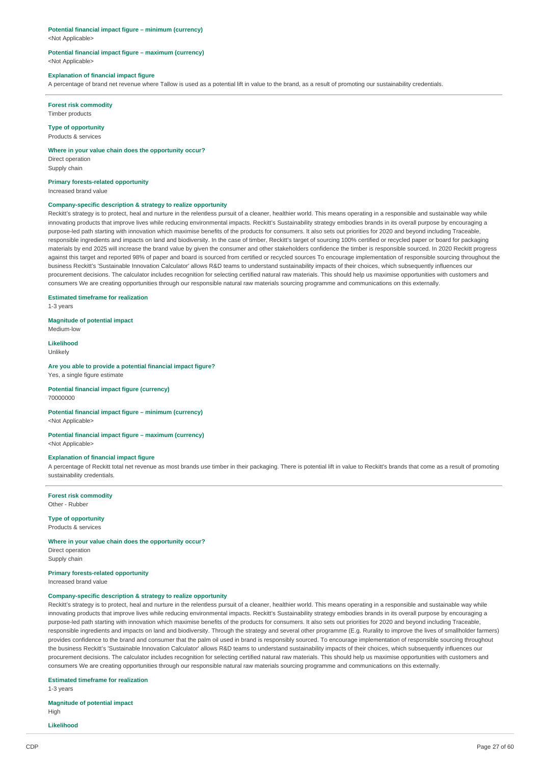**Potential financial impact figure – minimum (currency)**
<Not Applicable>

**Potential financial impact figure – maximum (currency)**
<Not Applicable>

**Explanation of financial impact figure**
A percentage of brand net revenue where Tallow is used as a potential lift in value to the brand, as a result of promoting our sustainability credentials.

---

**Forest risk commodity**
Timber products

**Type of opportunity**
Products & services

**Where in your value chain does the opportunity occur?**
Direct operation
Supply chain

**Primary forests-related opportunity**
Increased brand value

**Company-specific description & strategy to realize opportunity**
Reckitt's strategy is to protect, heal and nurture in the relentless pursuit of a cleaner, healthier world. This means operating in a responsible and sustainable way while innovating products that improve lives while reducing environmental impacts. Reckitt's Sustainability strategy embodies brands in its overall purpose by encouraging a purpose-led path starting with innovation which maximise benefits of the products for consumers. It also sets out priorities for 2020 and beyond including Traceable, responsible ingredients and impacts on land and biodiversity. In the case of timber, Reckitt's target of sourcing 100% certified or recycled paper or board for packaging materials by end 2025 will increase the brand value by given the consumer and other stakeholders confidence the timber is responsible sourced. In 2020 Reckitt progress against this target and reported 98% of paper and board is sourced from certified or recycled sources To encourage implementation of responsible sourcing throughout the business Reckitt's 'Sustainable Innovation Calculator' allows R&D teams to understand sustainability impacts of their choices, which subsequently influences our procurement decisions. The calculator includes recognition for selecting certified natural raw materials. This should help us maximise opportunities with customers and consumers We are creating opportunities through our responsible natural raw materials sourcing programme and communications on this externally.

**Estimated timeframe for realization**
1-3 years

**Magnitude of potential impact**
Medium-low

**Likelihood**
Unlikely

**Are you able to provide a potential financial impact figure?**
Yes, a single figure estimate

**Potential financial impact figure (currency)**
70000000

**Potential financial impact figure – minimum (currency)**
<Not Applicable>

**Potential financial impact figure – maximum (currency)**
<Not Applicable>

**Explanation of financial impact figure**
A percentage of Reckitt total net revenue as most brands use timber in their packaging. There is potential lift in value to Reckitt's brands that come as a result of promoting sustainability credentials.

---

**Forest risk commodity**
Other - Rubber

**Type of opportunity**
Products & services

**Where in your value chain does the opportunity occur?**
Direct operation
Supply chain

**Primary forests-related opportunity**
Increased brand value

**Company-specific description & strategy to realize opportunity**
Reckitt's strategy is to protect, heal and nurture in the relentless pursuit of a cleaner, healthier world. This means operating in a responsible and sustainable way while innovating products that improve lives while reducing environmental impacts. Reckitt's Sustainability strategy embodies brands in its overall purpose by encouraging a purpose-led path starting with innovation which maximise benefits of the products for consumers. It also sets out priorities for 2020 and beyond including Traceable, responsible ingredients and impacts on land and biodiversity. Through the strategy and several other programme (E.g. Rurality to improve the lives of smallholder farmers) provides confidence to the brand and consumer that the palm oil used in brand is responsibly sourced. To encourage implementation of responsible sourcing throughout the business Reckitt's 'Sustainable Innovation Calculator' allows R&D teams to understand sustainability impacts of their choices, which subsequently influences our procurement decisions. The calculator includes recognition for selecting certified natural raw materials. This should help us maximise opportunities with customers and consumers We are creating opportunities through our responsible natural raw materials sourcing programme and communications on this externally.

**Estimated timeframe for realization**
1-3 years

**Magnitude of potential impact**
High

**Likelihood**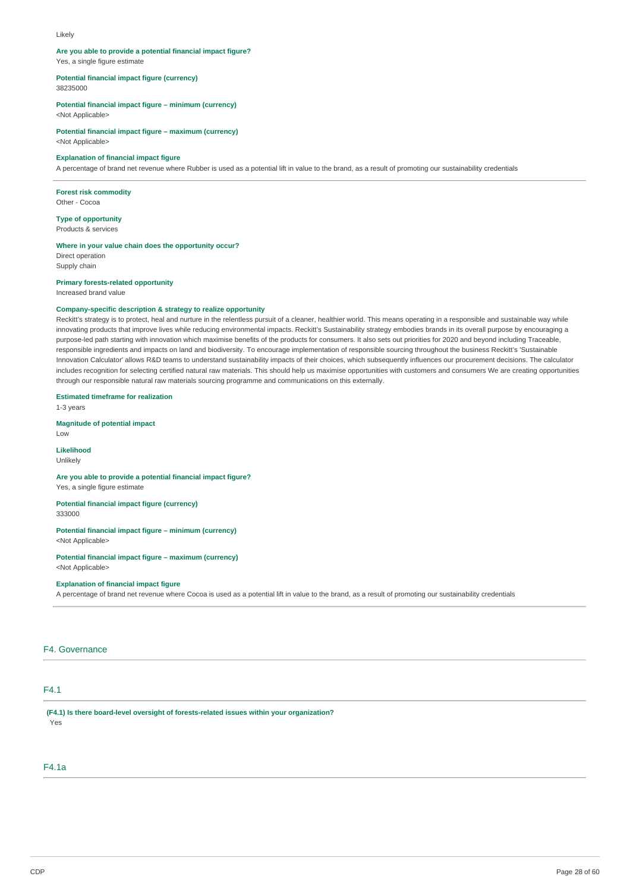Likely

**Are you able to provide a potential financial impact figure?**
Yes, a single figure estimate

**Potential financial impact figure (currency)**
38235000

**Potential financial impact figure – minimum (currency)**
<Not Applicable>

**Potential financial impact figure – maximum (currency)**
<Not Applicable>

**Explanation of financial impact figure**
A percentage of brand net revenue where Rubber is used as a potential lift in value to the brand, as a result of promoting our sustainability credentials

---

**Forest risk commodity**
Other - Cocoa

**Type of opportunity**
Products & services

**Where in your value chain does the opportunity occur?**
Direct operation
Supply chain

**Primary forests-related opportunity**
Increased brand value

**Company-specific description & strategy to realize opportunity**
Reckitt's strategy is to protect, heal and nurture in the relentless pursuit of a cleaner, healthier world. This means operating in a responsible and sustainable way while innovating products that improve lives while reducing environmental impacts. Reckitt's Sustainability strategy embodies brands in its overall purpose by encouraging a purpose-led path starting with innovation which maximise benefits of the products for consumers. It also sets out priorities for 2020 and beyond including Traceable, responsible ingredients and impacts on land and biodiversity. To encourage implementation of responsible sourcing throughout the business Reckitt's 'Sustainable Innovation Calculator' allows R&D teams to understand sustainability impacts of their choices, which subsequently influences our procurement decisions. The calculator includes recognition for selecting certified natural raw materials. This should help us maximise opportunities with customers and consumers We are creating opportunities through our responsible natural raw materials sourcing programme and communications on this externally.

**Estimated timeframe for realization**
1-3 years

**Magnitude of potential impact**
Low

**Likelihood**
Unlikely

**Are you able to provide a potential financial impact figure?**
Yes, a single figure estimate

**Potential financial impact figure (currency)**
333000

**Potential financial impact figure – minimum (currency)**
<Not Applicable>

**Potential financial impact figure – maximum (currency)**
<Not Applicable>

**Explanation of financial impact figure**
A percentage of brand net revenue where Cocoa is used as a potential lift in value to the brand, as a result of promoting our sustainability credentials

## F4. Governance

### F4.1

**(F4.1) Is there board-level oversight of forests-related issues within your organization?**
Yes

### F4.1a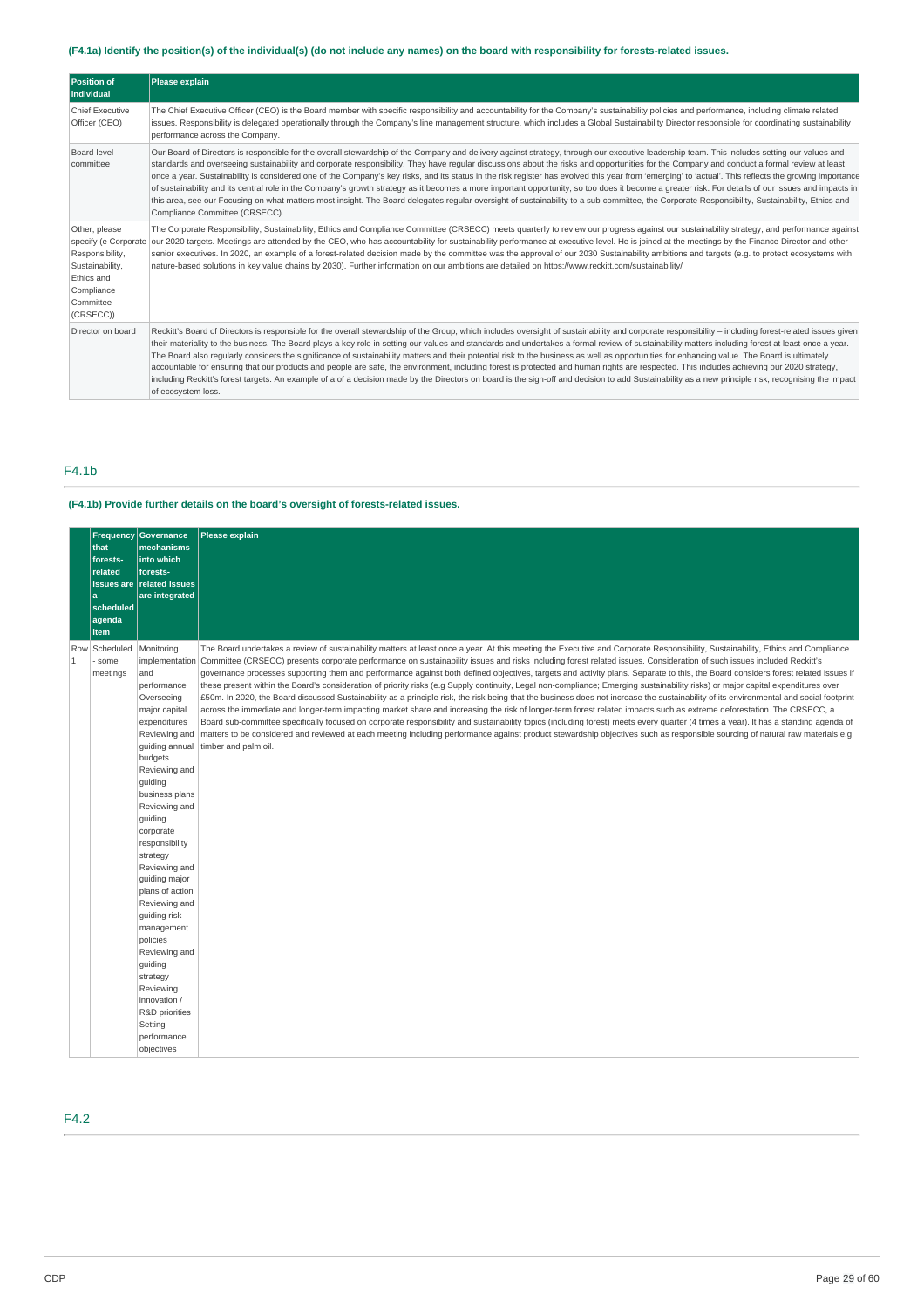#### (F4.1a) Identify the position(s) of the individual(s) (do not include any names) on the board with responsibility for forests-related issues.

| Position of individual | Please explain |
|---|---|
| Chief Executive Officer (CEO) | The Chief Executive Officer (CEO) is the Board member with specific responsibility and accountability for the Company's sustainability policies and performance, including climate related issues. Responsibility is delegated operationally through the Company's line management structure, which includes a Global Sustainability Director responsible for coordinating sustainability performance across the Company. |
| Board-level committee | Our Board of Directors is responsible for the overall stewardship of the Company and delivery against strategy, through our executive leadership team. This includes setting our values and standards and overseeing sustainability and corporate responsibility. They have regular discussions about the risks and opportunities for the Company and conduct a formal review at least once a year. Sustainability is considered one of the Company's key risks, and its status in the risk register has evolved this year from 'emerging' to 'actual'. This reflects the growing importance of sustainability and its central role in the Company's growth strategy as it becomes a more important opportunity, so too does it become a greater risk. For details of our issues and impacts in this area, see our Focusing on what matters most insight. The Board delegates regular oversight of sustainability to a sub-committee, the Corporate Responsibility, Sustainability, Ethics and Compliance Committee (CRSECC). |
| Other, please specify (e Corporate Responsibility, Sustainability, Ethics and Compliance Committee (CRSECC)) | The Corporate Responsibility, Sustainability, Ethics and Compliance Committee (CRSECC) meets quarterly to review our progress against our sustainability strategy, and performance against our 2020 targets. Meetings are attended by the CEO, who has accountability for sustainability performance at executive level. He is joined at the meetings by the Finance Director and other senior executives. In 2020, an example of a forest-related decision made by the committee was the approval of our 2030 Sustainability ambitions and targets (e.g. to protect ecosystems with nature-based solutions in key value chains by 2030). Further information on our ambitions are detailed on https://www.reckitt.com/sustainability/ |
| Director on board | Reckitt's Board of Directors is responsible for the overall stewardship of the Group, which includes oversight of sustainability and corporate responsibility – including forest-related issues given their materiality to the business. The Board plays a key role in setting our values and standards and undertakes a formal review of sustainability matters including forest targets at least once a year. The Board also regularly considers the significance of sustainability matters and their potential risk to the business as well as opportunities for enhancing value. The Board is ultimately accountable for ensuring that our products and people are safe, the environment, including forest is protected and human rights are respected. This includes achieving our 2020 strategy, including Reckitt's forest targets. An example of a of a decision made by the Directors on board is the sign-off and decision to add Sustainability as a new principle risk, recognising the impact of ecosystem loss. |

## F4.1b

#### (F4.1b) Provide further details on the board's oversight of forests-related issues.

| | Frequency that forests-related issues are a scheduled agenda item | Governance mechanisms into which forests-related issues are integrated | Please explain |
|---|---|---|---|
| Row 1 | Scheduled - some meetings | Monitoring implementation and performance Overseeing major capital expenditures Reviewing and guiding annual budgets Reviewing and guiding business plans Reviewing and guiding corporate responsibility strategy Reviewing and guiding major plans of action Reviewing and guiding risk management policies Reviewing and guiding strategy Reviewing innovation / R&D priorities Setting performance objectives | The Board undertakes a review of sustainability matters at least once a year. At this meeting the Executive and Corporate Responsibility, Sustainability, Ethics and Compliance Committee (CRSECC) presents corporate performance on sustainability issues and risks including forest related issues. Consideration of such issues included Reckitt's governance processes supporting them and performance against both defined objectives, targets and activity plans. Separate to this, the Board considers forest related issues if these present within the Board's consideration of priority risks (e.g Supply continuity, Legal non-compliance; Emerging sustainability risks) or major capital expenditures over £50m. In 2020, the Board discussed Sustainability as a principle risk, the risk being that the business does not increase the sustainability of its environmental and social footprint across the immediate and longer-term impacting market share and increasing the risk of longer-term forest related impacts such as extreme deforestation. The CRSECC, a Board sub-committee specifically focused on corporate responsibility and sustainability topics (including forest) meets every quarter (4 times a year). It has a standing agenda of matters to be considered and reviewed at each meeting including performance against product stewardship objectives such as responsible sourcing of natural raw materials e.g timber and palm oil. |

## F4.2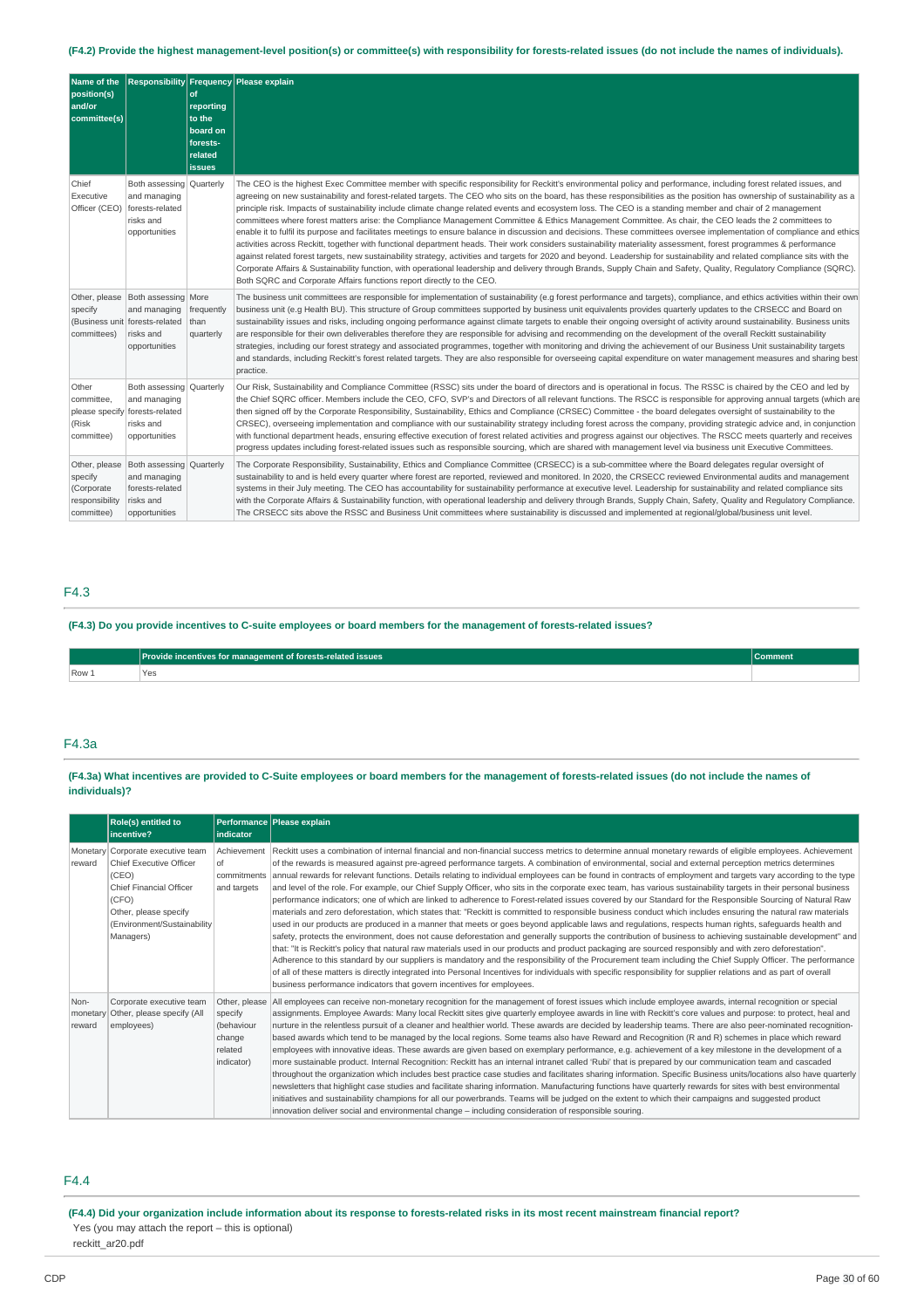### (F4.2) Provide the highest management-level position(s) or committee(s) with responsibility for forests-related issues (do not include the names of individuals).

| Name of the position(s) and/or committee(s) | Responsibility | Frequency of reporting to the board on forests-related issues | Please explain |
|---|---|---|---|
| Chief Executive Officer (CEO) | Both assessing and managing forests-related risks and opportunities | Quarterly | The CEO is the highest Exec Committee member with specific responsibility for Reckitt's environmental policy and performance, including forest related issues, and agreeing on new sustainability and forest-related targets. The CEO who sits on the board, has these responsibilities as the position has ownership of sustainability as a principle risk. Impacts of sustainability include climate change related events and ecosystem loss. The CEO is a standing member and chair of 2 management committees where forest matters arise: the Compliance Management Committee & Ethics Management Committee. As chair, the CEO leads the 2 committees to enable it to fulfil its purpose and facilitates meetings to ensure balance in discussion and decisions. These committees oversee implementation of compliance and ethics activities across Reckitt, together with functional department heads. Their work considers sustainability materiality assessment, forest programmes & performance against related forest targets, new sustainability strategy, activities and targets for 2020 and beyond. Leadership for sustainability and related compliance sits with the Corporate Affairs & Sustainability function, with operational leadership and delivery through Brands, Supply Chain and Safety, Quality, Regulatory Compliance (SQRC). Both SQRC and Corporate Affairs functions report directly to the CEO. |
| Other, please specify (Business unit committees) | Both assessing and managing forests-related risks and opportunities | More frequently than quarterly | The business unit committees are responsible for implementation of sustainability (e.g forest performance and targets), compliance, and ethics activities within their own business unit (e.g Health BU). This structure of Group committees supported by business unit equivalents provides quarterly updates to the CRSECC and Board on sustainability issues and risks, including ongoing performance against climate targets to enable their ongoing oversight of activity around sustainability. Business units are responsible for their own deliverables therefore they are responsible for advising and recommending on the development of the overall Reckitt sustainability strategies, including our forest strategy and associated programmes, together with monitoring and driving the achievement of our Business Unit sustainability targets and standards, including Reckitt's forest related targets. They are also responsible for overseeing capital expenditure on water management measures and sharing best practice. |
| Other committee, please specify (Risk committee) | Both assessing and managing forests-related risks and opportunities | Quarterly | Our Risk, Sustainability and Compliance Committee (RSSC) sits under the board of directors and is operational in focus. The RSSC is chaired by the CEO and led by the Chief SQRC officer. Members include the CEO, CFO, SVP's and Directors of all relevant functions. The RSCC is responsible for approving annual targets (which are then signed off by the Corporate Responsibility, Sustainability, Ethics and Compliance (CRSEC) Committee - the board delegates oversight of sustainability to the CRSEC), overseeing implementation and compliance with our sustainability strategy including forest across the company, providing strategic advice and, in conjunction with functional department heads, ensuring effective execution of forest related activities and progress against our objectives. The RSCC meets quarterly and receives progress updates including forest-related issues such as responsible sourcing, which are shared with management level via business unit Executive Committees. |
| Other, please specify (Corporate responsibility committee) | Both assessing and managing forests-related risks and opportunities | Quarterly | The Corporate Responsibility, Sustainability, Ethics and Compliance Committee (CRSECC) is a sub-committee where the Board delegates regular oversight of sustainability to and is held every quarter where forest are reported, reviewed and monitored. In 2020, the CRSECC reviewed Environmental audits and management systems in their July meeting. The CEO has accountability for sustainability performance at executive level. Leadership for sustainability and related compliance sits with the Corporate Affairs & Sustainability function, with operational leadership and delivery through Brands, Supply Chain, Safety, Quality and Regulatory Compliance. The CRSECC sits above the RSSC and Business Unit committees where sustainability is discussed and implemented at regional/global/business unit level. |

## F4.3

### (F4.3) Do you provide incentives to C-suite employees or board members for the management of forests-related issues?

| | Provide incentives for management of forests-related issues | Comment |
|---|---|---|
| Row 1 | Yes | |

## F4.3a

### (F4.3a) What incentives are provided to C-Suite employees or board members for the management of forests-related issues (do not include the names of individuals)?

| | Role(s) entitled to incentive? | Performance indicator | Please explain |
|---|---|---|---|
| Monetary reward | Corporate executive team<br>Chief Executive Officer (CEO)<br>Chief Financial Officer (CFO)<br>Other, please specify (Environment/Sustainability Managers) | Achievement of commitments and targets | Reckitt uses a combination of internal financial and non-financial success metrics to determine annual monetary rewards of eligible employees. Achievement of the rewards is measured against pre-agreed performance targets. A combination of environmental, social and external perception metrics determines annual rewards for relevant functions. Details relating to individual employees can be found in contracts of employment and targets vary according to the type and level of the role. For example, our Chief Supply Officer, who sits in the corporate exec team, has various sustainability targets in their personal business performance indicators; one of which are linked to adherence to Forest-related issues covered by our Standard for the Responsible Sourcing of Natural Raw materials and zero deforestation, which states that: "Reckitt is committed to responsible business conduct which includes ensuring the natural raw materials used in our products are produced in a manner that meets or goes beyond applicable laws and regulations, respects human rights, safeguards health and safety, protects the environment, does not cause deforestation and generally supports the contribution of business to achieving sustainable development" and that: "It is Reckitt's policy that natural raw materials used in our products and product packaging are sourced responsibly and with zero deforestation". Adherence to this standard by our suppliers is mandatory and the responsibility of the Procurement team including the Chief Supply Officer. The performance of all of these matters is directly integrated into Personal Incentives for individuals with specific responsibility for supplier relations and as part of overall business performance indicators that govern incentives for employees. |
| Non-monetary reward | Corporate executive team<br>Other, please specify (All employees) | Other, please specify (behaviour change related indicator) | All employees can receive non-monetary recognition for the management of forest issues which include employee awards, internal recognition or special assignments. Employee Awards: Many local Reckitt sites give quarterly employee awards in line with Reckitt's core values and purpose: to protect, heal and nurture in the relentless pursuit of a cleaner and healthier world. These awards are decided by leadership teams. There are also peer-nominated recognition-based awards which tend to be managed by the local regions. Some teams also have Reward and Recognition (R and R) schemes in place which reward employees with innovative ideas. These awards are given based on exemplary performance, e.g. achievement of a key milestone in the development of a more sustainable product. Internal Recognition: Reckitt has an internal intranet called 'Rubi' that is prepared by our communication team and cascaded throughout the organization which includes best practice case studies and facilitates sharing information. Specific Business units/locations also have quarterly newsletters that highlight case studies and facilitate sharing information. Manufacturing functions have quarterly rewards for sites with best environmental initiatives and sustainability champions for all our powerbrands. Teams will be judged on the extent to which their campaigns and suggested product innovation deliver social and environmental change – including consideration of responsible souring. |

## F4.4

### (F4.4) Did your organization include information about its response to forests-related risks in its most recent mainstream financial report?

Yes (you may attach the report – this is optional)

reckitt_ar20.pdf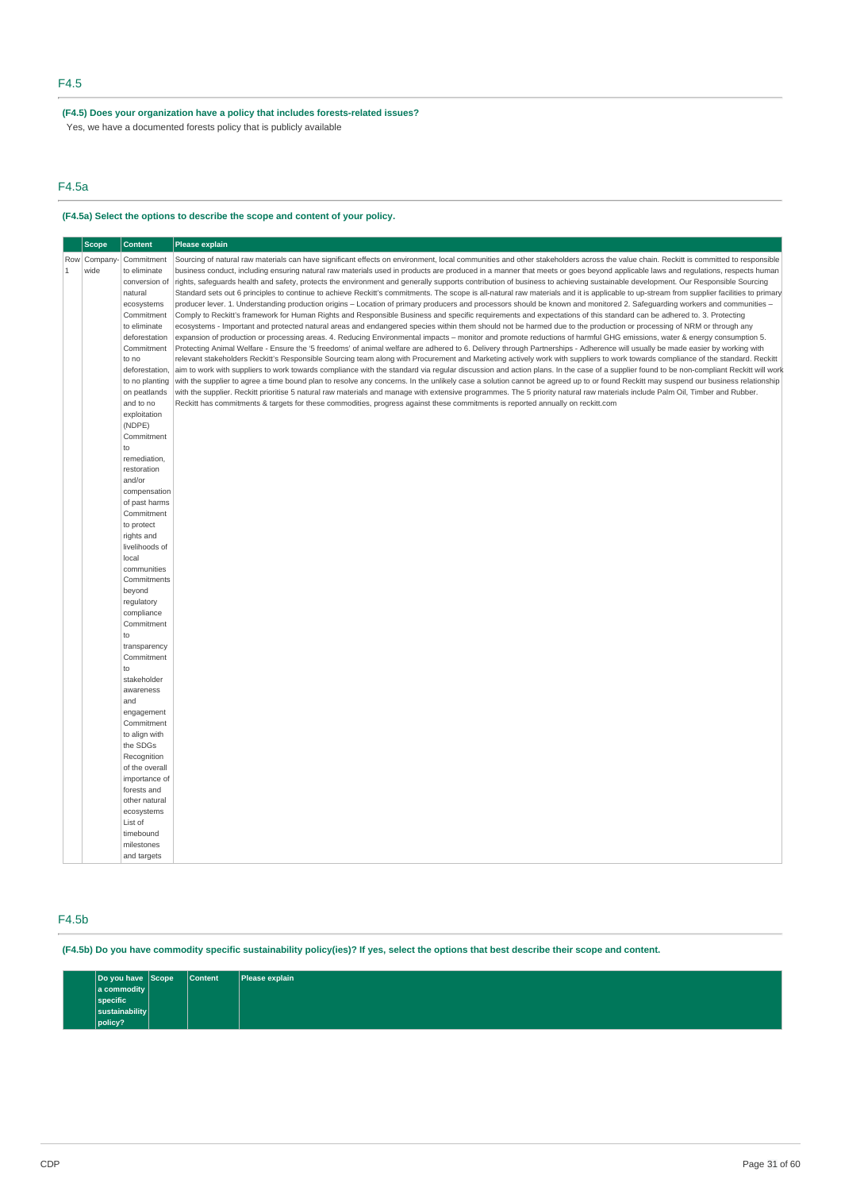## F4.5

**(F4.5) Does your organization have a policy that includes forests-related issues?**

Yes, we have a documented forests policy that is publicly available

## F4.5a

**(F4.5a) Select the options to describe the scope and content of your policy.**

| | Scope | Content | Please explain |
|---|---|---|---|
| Row 1 | Company-wide | Commitment to eliminate conversion of natural ecosystems<br>Commitment to eliminate deforestation<br>Commitment to no deforestation, to no planting on peatlands and to no exploitation (NDPE)<br>Commitment to remediation, restoration and/or compensation of past harms<br>Commitment to protect rights and livelihoods of local communities<br>Commitments beyond regulatory compliance<br>Commitment to transparency<br>Commitment to stakeholder awareness and engagement<br>Commitment to align with the SDGs<br>Recognition of the overall importance of forests and other natural ecosystems<br>List of timebound milestones and targets | Sourcing of natural raw materials can have significant effects on environment, local communities and other stakeholders across the value chain. Reckitt is committed to responsible business conduct, including ensuring natural raw materials used in products are produced in a manner that meets or goes beyond applicable laws and regulations, respects human rights, safeguards health and safety, protects the environment and generally supports contribution of business to achieving sustainable development. Our Responsible Sourcing Standard sets out 6 principles to continue to achieve Reckitt's commitments. The scope is all-natural raw materials and it is applicable to up-stream from supplier facilities to primary producer lever. 1. Understanding production origins – Location of primary producers and processors should be known and monitored 2. Safeguarding workers and communities – Comply to Reckitt's framework for Human Rights and Responsible Business and specific requirements and expectations of this standard can be adhered to. 3. Protecting ecosystems - Important and protected natural areas and endangered species within them should not be harmed due to the production or processing of NRM or through any expansion of production or processing areas. 4. Reducing Environmental impacts – monitor and promote reductions of harmful GHG emissions, water & energy consumption 5. Protecting Animal Welfare - Ensure the '5 freedoms' of animal welfare are adhered to 6. Delivery through Partnerships - Adherence will usually be made easier by working with relevant stakeholders Reckitt's Responsible Sourcing team along with Procurement and Marketing actively work with suppliers to work towards compliance of the standard. Reckitt aim to work with suppliers to work towards compliance with the standard via regular discussion and action plans. In the case of a supplier found to be non-compliant Reckitt will work with the supplier to agree a time bound plan to resolve any concerns. In the unlikely case a solution cannot be agreed up to or found Reckitt may suspend our business relationship with the supplier. Reckitt prioritise 5 natural raw materials and manage with extensive programmes. The 5 priority natural raw materials include Palm Oil, Timber and Rubber. Reckitt has commitments & targets for these commodities, progress against these commitments is reported annually on reckitt.com |

## F4.5b

**(F4.5b) Do you have commodity specific sustainability policy(ies)? If yes, select the options that best describe their scope and content.**

| | Do you have a commodity specific sustainability policy? | Scope | Content | Please explain |
|---|---|---|---|---|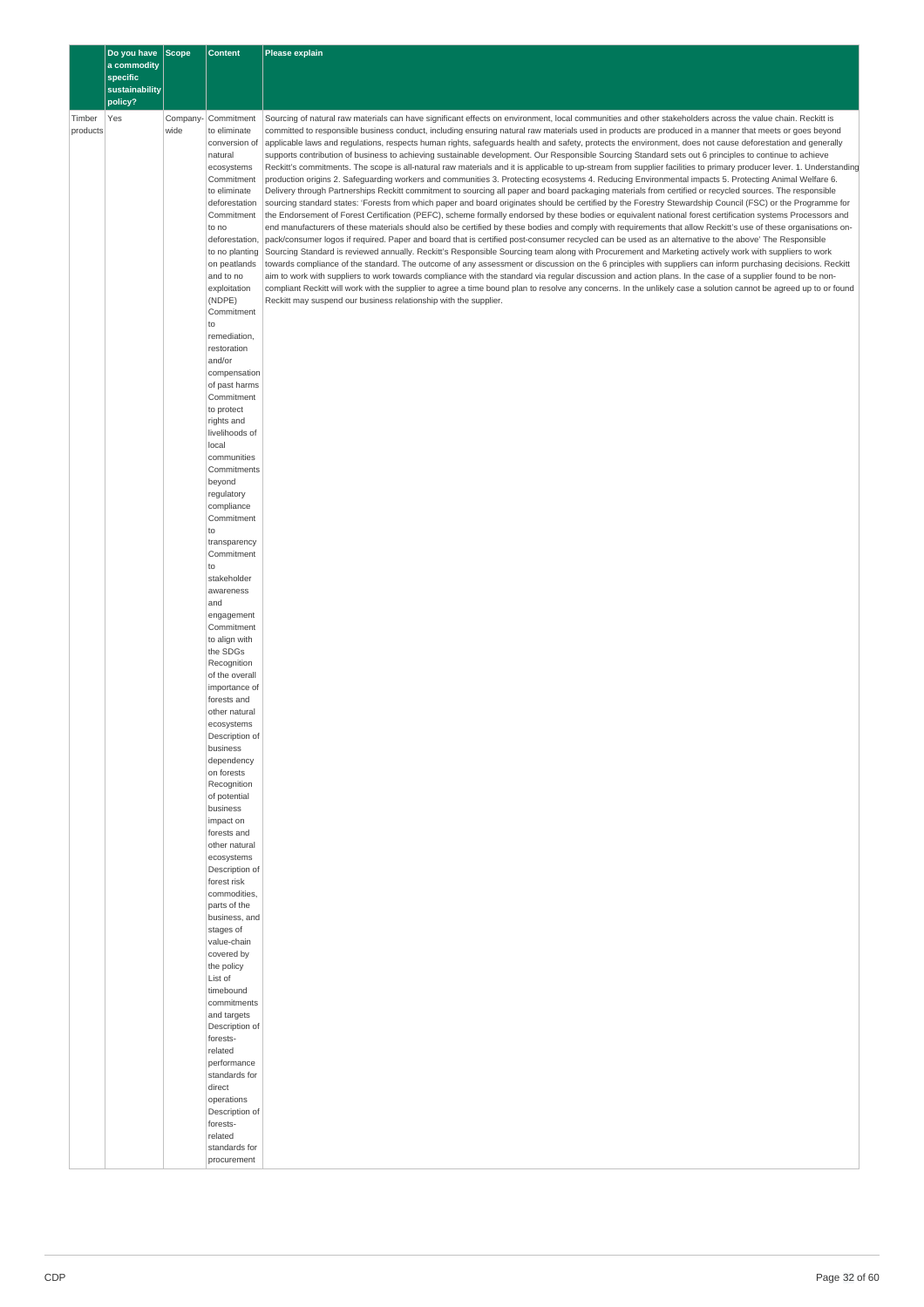| | Do you have a commodity specific sustainability policy? | Scope | Content | Please explain |
|---|---|---|---|---|
| Timber products | Yes | Company-wide | Commitment to eliminate conversion of natural ecosystems<br>Commitment to eliminate deforestation<br>Commitment to no deforestation, to no planting on peatlands and to no exploitation (NDPE)<br>Commitment to remediation, restoration and/or compensation of past harms<br>Commitment to protect rights and livelihoods of local communities<br>Commitments beyond regulatory compliance<br>Commitment to transparency<br>Commitment to stakeholder awareness and engagement<br>Commitment to align with the SDGs<br>Recognition of the overall importance of forests and other natural ecosystems<br>Description of business dependency on forests<br>Recognition of potential business impact on forests and other natural ecosystems<br>Description of forest risk commodities, parts of the business, and stages of value-chain covered by the policy<br>List of timebound commitments and targets<br>Description of forests-related performance standards for direct operations<br>Description of forests-related standards for procurement | Sourcing of natural raw materials can have significant effects on environment, local communities and other stakeholders across the value chain. Reckitt is committed to responsible business conduct, including ensuring natural raw materials used in products are produced in a manner that meets or goes beyond applicable laws and regulations, respects human rights, safeguards health and safety, protects the environment, does not cause deforestation and generally supports contribution of business to achieving sustainable development. Our Responsible Sourcing Standard sets out 6 principles to continue to achieve Reckitt's commitments. The scope is all-natural raw materials and it is applicable to up-stream from supplier facilities to primary producer lever. 1. Understanding production origins 2. Safeguarding workers and communities 3. Protecting ecosystems 4. Reducing Environmental impacts 5. Protecting Animal Welfare 6. Delivery through Partnerships Reckitt commitment to sourcing all paper and board packaging materials from certified or recycled sources. The responsible sourcing standard states: 'Forests from which paper and board originates should be certified by the Forestry Stewardship Council (FSC) or the Programme for the Endorsement of Forest Certification (PEFC), scheme formally endorsed by these bodies or equivalent national forest certification systems Processors and end manufacturers of these materials should also be certified by these bodies and comply with requirements that allow Reckitt's use of these organisations on-pack/consumer logos if required. Paper and board that is certified post-consumer recycled can be used as an alternative to the above' The Responsible Sourcing Standard is reviewed annually. Reckitt's Responsible Sourcing team along with Procurement and Marketing actively work with suppliers to work towards compliance of the standard. The outcome of any assessment or discussion on the 6 principles with suppliers can inform purchasing decisions. Reckitt aim to work with suppliers to work towards compliance with the standard via regular discussion and action plans. In the case of a supplier found to be non-compliant Reckitt will work with the supplier to agree a time bound plan to resolve any concerns. In the unlikely case a solution cannot be agreed up to or found Reckitt may suspend our business relationship with the supplier. |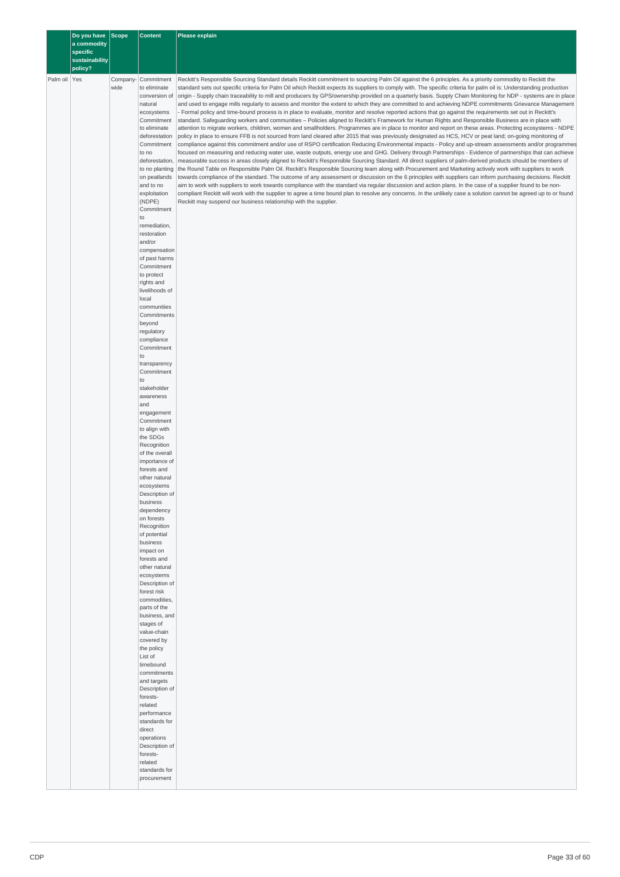| | Do you have a commodity specific sustainability policy? | Scope | Content | Please explain |
|---|---|---|---|---|
| Palm oil | Yes | Company-wide | Commitment to eliminate conversion of natural ecosystems<br>Commitment to eliminate deforestation<br>Commitment to no deforestation, to no planting on peatlands and to no exploitation (NDPE)<br>Commitment to remediation, restoration and/or compensation of past harms<br>Commitment to protect rights and livelihoods of local communities<br>Commitments beyond regulatory compliance<br>Commitment to transparency<br>Commitment to stakeholder awareness and engagement<br>Commitment to align with the SDGs<br>Recognition of the overall importance of forests and other natural ecosystems<br>Description of business dependency on forests<br>Recognition of potential business impact on forests and other natural ecosystems<br>Description of forest risk commodities, parts of the business, and stages of value-chain covered by the policy<br>List of timebound commitments and targets<br>Description of forests-related performance standards for direct operations<br>Description of forests-related standards for procurement | Reckitt's Responsible Sourcing Standard details Reckitt commitment to sourcing Palm Oil against the 6 principles. As a priority commodity to Reckitt the standard sets out specific criteria for Palm Oil which Reckitt expects its suppliers to comply with. The specific criteria for palm oil is: Understanding production origin - Supply chain traceability to mill and producers by GPS/ownership provided on a quarterly basis. Supply Chain Monitoring for NDP - systems are in place and used to engage mills regularly to assess and monitor the extent to which they are committed to and achieving NDPE commitments Grievance Management - Formal policy and time-bound process is in place to evaluate, monitor and resolve reported actions that go against the requirements set out in Reckitt's standard. Safeguarding workers and communities – Policies aligned to Reckitt's Framework for Human Rights and Responsible Business are in place with attention to migrate workers, children, women and smallholders. Programmes are in place to monitor and report on these areas. Protecting ecosystems - NDPE policy in place to ensure FFB is not sourced from land cleared after 2015 that was previously designated as HCS, HCV or peat land; on-going monitoring of compliance against this commitment and/or use of RSPO certification Reducing Environmental impacts - Policy and up-stream assessments and/or programmes focused on measuring and reducing water use, waste outputs, energy use and GHG. Delivery through Partnerships - Evidence of partnerships that can achieve measurable success in areas closely aligned to Reckitt's Responsible Sourcing Standard. All direct suppliers of palm-derived products should be members of the Round Table on Responsible Palm Oil. Reckitt's Responsible Sourcing team along with Procurement and Marketing actively work with suppliers to work towards compliance of the standard. The outcome of any assessment or discussion on the 6 principles with suppliers can inform purchasing decisions. Reckitt aim to work with suppliers to work towards compliance with the standard via regular discussion and action plans. In the case of a supplier found to be non-compliant Reckitt will work with the supplier to agree a time bound plan to resolve any concerns. In the unlikely case a solution cannot be agreed up to or found Reckitt may suspend our business relationship with the supplier. |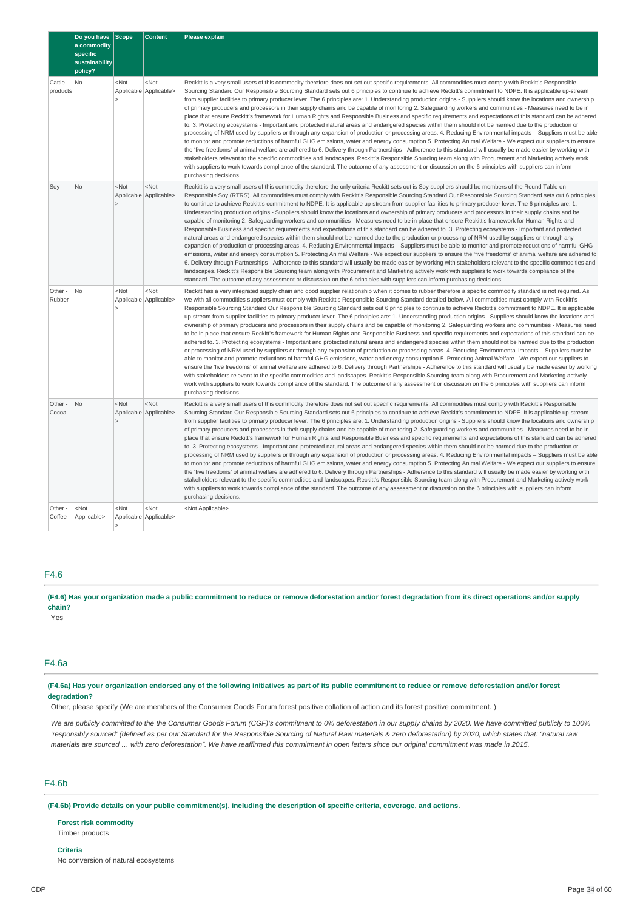| | Do you have a commodity specific sustainability policy? | Scope | Content | Please explain |
|---|---|---|---|---|
| Cattle products | No | <Not Applicable> | <Not Applicable> | Reckitt is a very small users of this commodity therefore does not set out specific requirements. All commodities must comply with Reckitt's Responsible Sourcing Standard Our Responsible Sourcing Standard sets out 6 principles to continue to achieve Reckitt's commitment to NDPE. It is applicable up-stream from supplier facilities to primary producer lever. The 6 principles are: 1. Understanding production origins - Suppliers should know the locations and ownership of primary producers and processors in their supply chains and be capable of monitoring 2. Safeguarding workers and communities - Measures need to be in place that ensure Reckitt's framework for Human Rights and Responsible Business and specific requirements and expectations of this standard can be adhered to. 3. Protecting ecosystems - Important and protected natural areas and endangered species within them should not be harmed due to the production or processing of NRM used by suppliers or through any expansion of production or processing areas. 4. Reducing Environmental impacts – Suppliers must be able to monitor and promote reductions of harmful GHG emissions, water and energy consumption 5. Protecting Animal Welfare - We expect our suppliers to ensure the 'five freedoms' of animal welfare are adhered to 6. Delivery through Partnerships - Adherence to this standard will usually be made easier by working with stakeholders relevant to the specific commodities and landscapes. Reckitt's Responsible Sourcing team along with Procurement and Marketing actively work with suppliers to work towards compliance of the standard. The outcome of any assessment or discussion on the 6 principles with suppliers can inform purchasing decisions. |
| Soy | No | <Not Applicable> | <Not Applicable> | Reckitt is a very small users of this commodity therefore the only criteria Reckitt sets out is Soy suppliers should be members of the Round Table on Responsible Soy (RTRS). All commodities must comply with Reckitt's Responsible Sourcing Standard Our Responsible Sourcing Standard sets out 6 principles to continue to achieve Reckitt's commitment to NDPE. It is applicable up-stream from supplier facilities to primary producer lever. The 6 principles are: 1. Understanding production origins - Suppliers should know the locations and ownership of primary producers and processors in their supply chains and be capable of monitoring 2. Safeguarding workers and communities - Measures need to be in place that ensure Reckitt's framework for Human Rights and Responsible Business and specific requirements and expectations of this standard can be adhered to. 3. Protecting ecosystems - Important and protected natural areas and endangered species within them should not be harmed due to the production or processing of NRM used by suppliers or through any expansion of production or processing areas. 4. Reducing Environmental impacts – Suppliers must be able to monitor and promote reductions of harmful GHG emissions, water and energy consumption 5. Protecting Animal Welfare - We expect our suppliers to ensure the 'five freedoms' of animal welfare are adhered to 6. Delivery through Partnerships - Adherence to this standard will usually be made easier by working with stakeholders relevant to the specific commodities and landscapes. Reckitt's Responsible Sourcing team along with Procurement and Marketing actively work with suppliers to work towards compliance of the standard. The outcome of any assessment or discussion on the 6 principles with suppliers can inform purchasing decisions. |
| Other - Rubber | No | <Not Applicable> | <Not Applicable> | Reckitt has a very integrated supply chain and good supplier relationship when it comes to rubber therefore a specific commodity standard is not required. As we with all commodities suppliers must comply with Reckitt's Responsible Sourcing Standard detailed below. All commodities must comply with Reckitt's Responsible Sourcing Standard Our Responsible Sourcing Standard sets out 6 principles to continue to achieve Reckitt's commitment to NDPE. It is applicable up-stream from supplier facilities to primary producer lever. The 6 principles are: 1. Understanding production origins - Suppliers should know the locations and ownership of primary producers and processors in their supply chains and be capable of monitoring 2. Safeguarding workers and communities - Measures need to be in place that ensure Reckitt's framework for Human Rights and Responsible Business and specific requirements and expectations of this standard can be adhered to. 3. Protecting ecosystems - Important and protected natural areas and endangered species within them should not be harmed due to the production or processing of NRM used by suppliers or through any expansion of production or processing areas. 4. Reducing Environmental impacts – Suppliers must be able to monitor and promote reductions of harmful GHG emissions, water and energy consumption 5. Protecting Animal Welfare - We expect our suppliers to ensure the 'five freedoms' of animal welfare are adhered to 6. Delivery through Partnerships - Adherence to this standard will usually be made easier by working with stakeholders relevant to the specific commodities and landscapes. Reckitt's Responsible Sourcing team along with Procurement and Marketing actively work with suppliers to work towards compliance of the standard. The outcome of any assessment or discussion on the 6 principles with suppliers can inform purchasing decisions. |
| Other - Cocoa | No | <Not Applicable> | <Not Applicable> | Reckitt is a very small users of this commodity therefore does not set out specific requirements. All commodities must comply with Reckitt's Responsible Sourcing Standard Our Responsible Sourcing Standard sets out 6 principles to continue to achieve Reckitt's commitment to NDPE. It is applicable up-stream from supplier facilities to primary producer lever. The 6 principles are: 1. Understanding production origins - Suppliers should know the locations and ownership of primary producers and processors in their supply chains and be capable of monitoring 2. Safeguarding workers and communities - Measures need to be in place that ensure Reckitt's framework for Human Rights and Responsible Business and specific requirements and expectations of this standard can be adhered to. 3. Protecting ecosystems - Important and protected natural areas and endangered species within them should not be harmed due to the production or processing of NRM used by suppliers or through any expansion of production or processing areas. 4. Reducing Environmental impacts – Suppliers must be able to monitor and promote reductions of harmful GHG emissions, water and energy consumption 5. Protecting Animal Welfare - We expect our suppliers to ensure the 'five freedoms' of animal welfare are adhered to 6. Delivery through Partnerships - Adherence to this standard will usually be made easier by working with stakeholders relevant to the specific commodities and landscapes. Reckitt's Responsible Sourcing team along with Procurement and Marketing actively work with suppliers to work towards compliance of the standard. The outcome of any assessment or discussion on the 6 principles with suppliers can inform purchasing decisions. |
| Other - Coffee | <Not Applicable> | <Not Applicable> | <Not Applicable> | <Not Applicable> |

## F4.6

**(F4.6) Has your organization made a public commitment to reduce or remove deforestation and/or forest degradation from its direct operations and/or supply chain?**

Yes

## F4.6a

**(F4.6a) Has your organization endorsed any of the following initiatives as part of its public commitment to reduce or remove deforestation and/or forest degradation?**

Other, please specify (We are members of the Consumer Goods Forum forest positive collation of action and its forest positive commitment. )

*We are publicly committed to the the Consumer Goods Forum (CGF)'s commitment to 0% deforestation in our supply chains by 2020. We have committed publicly to 100% 'responsibly sourced' (defined as per our Standard for the Responsible Sourcing of Natural Raw materials & zero deforestation) by 2020, which states that: "natural raw materials are sourced … with zero deforestation". We have reaffirmed this commitment in open letters since our original commitment was made in 2015.*

## F4.6b

**(F4.6b) Provide details on your public commitment(s), including the description of specific criteria, coverage, and actions.**

**Forest risk commodity**

Timber products

**Criteria**

No conversion of natural ecosystems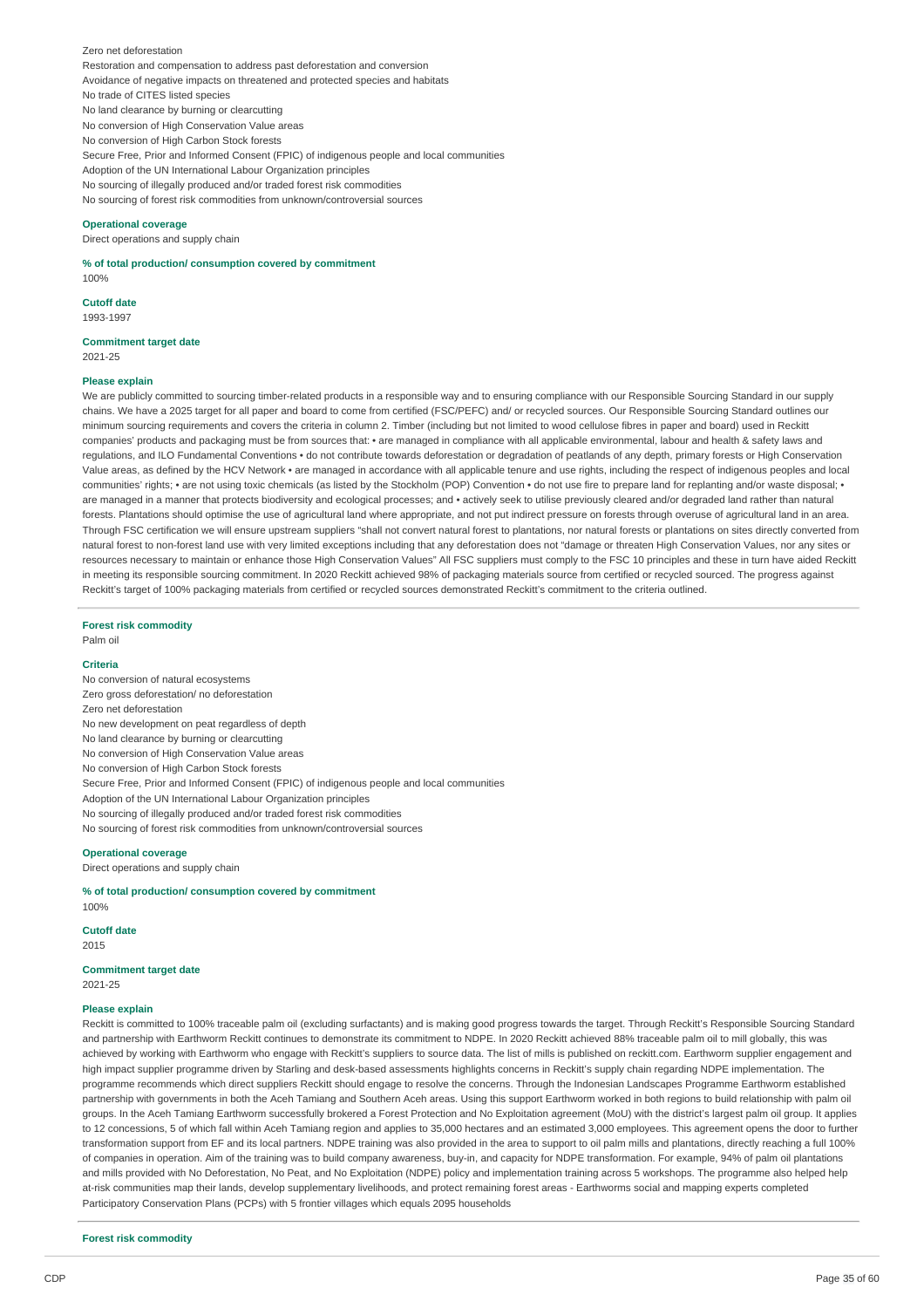Zero net deforestation
Restoration and compensation to address past deforestation and conversion
Avoidance of negative impacts on threatened and protected species and habitats
No trade of CITES listed species
No land clearance by burning or clearcutting
No conversion of High Conservation Value areas
No conversion of High Carbon Stock forests
Secure Free, Prior and Informed Consent (FPIC) of indigenous people and local communities
Adoption of the UN International Labour Organization principles
No sourcing of illegally produced and/or traded forest risk commodities
No sourcing of forest risk commodities from unknown/controversial sources

**Operational coverage**
Direct operations and supply chain

**% of total production/ consumption covered by commitment**
100%

**Cutoff date**
1993-1997

**Commitment target date**
2021-25

**Please explain**
We are publicly committed to sourcing timber-related products in a responsible way and to ensuring compliance with our Responsible Sourcing Standard in our supply chains. We have a 2025 target for all paper and board to come from certified (FSC/PEFC) and/ or recycled sources. Our Responsible Sourcing Standard outlines our minimum sourcing requirements and covers the criteria in column 2. Timber (including but not limited to wood cellulose fibres in paper and board) used in Reckitt companies' products and packaging must be from sources that: • are managed in compliance with all applicable environmental, labour and health & safety laws and regulations, and ILO Fundamental Conventions • do not contribute towards deforestation or degradation of peatlands of any depth, primary forests or High Conservation Value areas, as defined by the HCV Network • are managed in accordance with all applicable tenure and use rights, including the respect of indigenous peoples and local communities' rights; • are not using toxic chemicals (as listed by the Stockholm (POP) Convention • do not use fire to prepare land for replanting and/or waste disposal; • are managed in a manner that protects biodiversity and ecological processes; and • actively seek to utilise previously cleared and/or degraded land rather than natural forests. Plantations should optimise the use of agricultural land where appropriate, and not put indirect pressure on forests through overuse of agricultural land in an area. Through FSC certification we will ensure upstream suppliers "shall not convert natural forest to plantations, nor natural forests or plantations on sites directly converted from natural forest to non-forest land use with very limited exceptions including that any deforestation does not "damage or threaten High Conservation Values, nor any sites or resources necessary to maintain or enhance those High Conservation Values" All FSC suppliers must comply to the FSC 10 principles and these in turn have aided Reckitt in meeting its responsible sourcing commitment. In 2020 Reckitt achieved 98% of packaging materials source from certified or recycled sourced. The progress against Reckitt's target of 100% packaging materials from certified or recycled sources demonstrated Reckitt's commitment to the criteria outlined.

**Forest risk commodity**
Palm oil

**Criteria**
No conversion of natural ecosystems
Zero gross deforestation/ no deforestation
Zero net deforestation
No new development on peat regardless of depth
No land clearance by burning or clearcutting
No conversion of High Conservation Value areas
No conversion of High Carbon Stock forests
Secure Free, Prior and Informed Consent (FPIC) of indigenous people and local communities
Adoption of the UN International Labour Organization principles
No sourcing of illegally produced and/or traded forest risk commodities
No sourcing of forest risk commodities from unknown/controversial sources

**Operational coverage**
Direct operations and supply chain

**% of total production/ consumption covered by commitment**
100%

**Cutoff date**
2015

**Commitment target date**
2021-25

**Please explain**
Reckitt is committed to 100% traceable palm oil (excluding surfactants) and is making good progress towards the target. Through Reckitt's Responsible Sourcing Standard and partnership with Earthworm Reckitt continues to demonstrate its commitment to NDPE. In 2020 Reckitt achieved 88% traceable palm oil to mill globally, this was achieved by working with Earthworm who engage with Reckitt's suppliers to source data. The list of mills is published on reckitt.com. Earthworm supplier engagement and high impact supplier programme driven by Starling and desk-based assessments highlights concerns in Reckitt's supply chain regarding NDPE implementation. The programme recommends which direct suppliers Reckitt should engage to resolve the concerns. Through the Indonesian Landscapes Programme Earthworm established partnership with governments in both the Aceh Tamiang and Southern Aceh areas. Using this support Earthworm worked in both regions to build relationship with palm oil groups. In the Aceh Tamiang Earthworm successfully brokered a Forest Protection and No Exploitation agreement (MoU) with the district's largest palm oil group. It applies to 12 concessions, 5 of which fall within Aceh Tamiang region and applies to 35,000 hectares and an estimated 3,000 employees. This agreement opens the door to further transformation support from EF and its local partners. NDPE training was also provided in the area to support to oil palm mills and plantations, directly reaching a full 100% of companies in operation. Aim of the training was to build company awareness, buy-in, and capacity for NDPE transformation. For example, 94% of palm oil plantations and mills provided with No Deforestation, No Peat, and No Exploitation (NDPE) policy and implementation training across 5 workshops. The programme also helped help at-risk communities map their lands, develop supplementary livelihoods, and protect remaining forest areas - Earthworms social and mapping experts completed Participatory Conservation Plans (PCPs) with 5 frontier villages which equals 2095 households

**Forest risk commodity**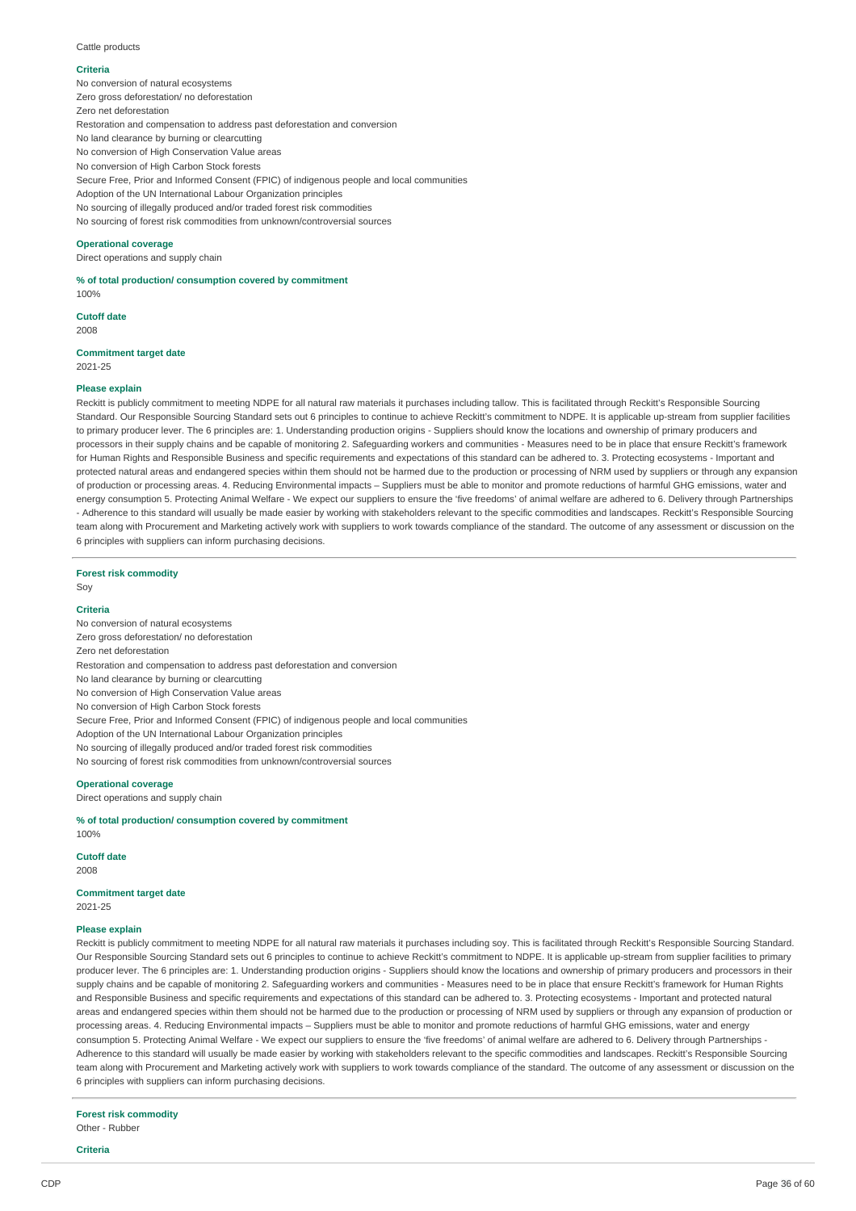Cattle products

**Criteria**

No conversion of natural ecosystems
Zero gross deforestation/ no deforestation
Zero net deforestation
Restoration and compensation to address past deforestation and conversion
No land clearance by burning or clearcutting
No conversion of High Conservation Value areas
No conversion of High Carbon Stock forests
Secure Free, Prior and Informed Consent (FPIC) of indigenous people and local communities
Adoption of the UN International Labour Organization principles
No sourcing of illegally produced and/or traded forest risk commodities
No sourcing of forest risk commodities from unknown/controversial sources

**Operational coverage**

Direct operations and supply chain

**% of total production/ consumption covered by commitment**

100%

**Cutoff date**

2008

**Commitment target date**

2021-25

**Please explain**

Reckitt is publicly commitment to meeting NDPE for all natural raw materials it purchases including tallow. This is facilitated through Reckitt's Responsible Sourcing Standard. Our Responsible Sourcing Standard sets out 6 principles to continue to achieve Reckitt's commitment to NDPE. It is applicable up-stream from supplier facilities to primary producer lever. The 6 principles are: 1. Understanding production origins - Suppliers should know the locations and ownership of primary producers and processors in their supply chains and be capable of monitoring 2. Safeguarding workers and communities - Measures need to be in place that ensure Reckitt's framework for Human Rights and Responsible Business and specific requirements and expectations of this standard can be adhered to. 3. Protecting ecosystems - Important and protected natural areas and endangered species within them should not be harmed due to the production or processing of NRM used by suppliers or through any expansion of production or processing areas. 4. Reducing Environmental impacts – Suppliers must be able to monitor and promote reductions of harmful GHG emissions, water and energy consumption 5. Protecting Animal Welfare - We expect our suppliers to ensure the 'five freedoms' of animal welfare are adhered to 6. Delivery through Partnerships - Adherence to this standard will usually be made easier by working with stakeholders relevant to the specific commodities and landscapes. Reckitt's Responsible Sourcing team along with Procurement and Marketing actively work with suppliers to work towards compliance of the standard. The outcome of any assessment or discussion on the 6 principles with suppliers can inform purchasing decisions.

---

**Forest risk commodity**

Soy

**Criteria**

No conversion of natural ecosystems
Zero gross deforestation/ no deforestation
Zero net deforestation
Restoration and compensation to address past deforestation and conversion
No land clearance by burning or clearcutting
No conversion of High Conservation Value areas
No conversion of High Carbon Stock forests
Secure Free, Prior and Informed Consent (FPIC) of indigenous people and local communities
Adoption of the UN International Labour Organization principles
No sourcing of illegally produced and/or traded forest risk commodities
No sourcing of forest risk commodities from unknown/controversial sources

**Operational coverage**

Direct operations and supply chain

**% of total production/ consumption covered by commitment**

100%

**Cutoff date**

2008

**Commitment target date**

2021-25

**Please explain**

Reckitt is publicly commitment to meeting NDPE for all natural raw materials it purchases including soy. This is facilitated through Reckitt's Responsible Sourcing Standard. Our Responsible Sourcing Standard sets out 6 principles to continue to achieve Reckitt's commitment to NDPE. It is applicable up-stream from supplier facilities to primary producer lever. The 6 principles are: 1. Understanding production origins - Suppliers should know the locations and ownership of primary producers and processors in their supply chains and be capable of monitoring 2. Safeguarding workers and communities - Measures need to be in place that ensure Reckitt's framework for Human Rights and Responsible Business and specific requirements and expectations of this standard can be adhered to. 3. Protecting ecosystems - Important and protected natural areas and endangered species within them should not be harmed due to the production or processing of NRM used by suppliers or through any expansion of production or processing areas. 4. Reducing Environmental impacts – Suppliers must be able to monitor and promote reductions of harmful GHG emissions, water and energy consumption 5. Protecting Animal Welfare - We expect our suppliers to ensure the 'five freedoms' of animal welfare are adhered to 6. Delivery through Partnerships - Adherence to this standard will usually be made easier by working with stakeholders relevant to the specific commodities and landscapes. Reckitt's Responsible Sourcing team along with Procurement and Marketing actively work with suppliers to work towards compliance of the standard. The outcome of any assessment or discussion on the 6 principles with suppliers can inform purchasing decisions.

---

**Forest risk commodity**

Other - Rubber

**Criteria**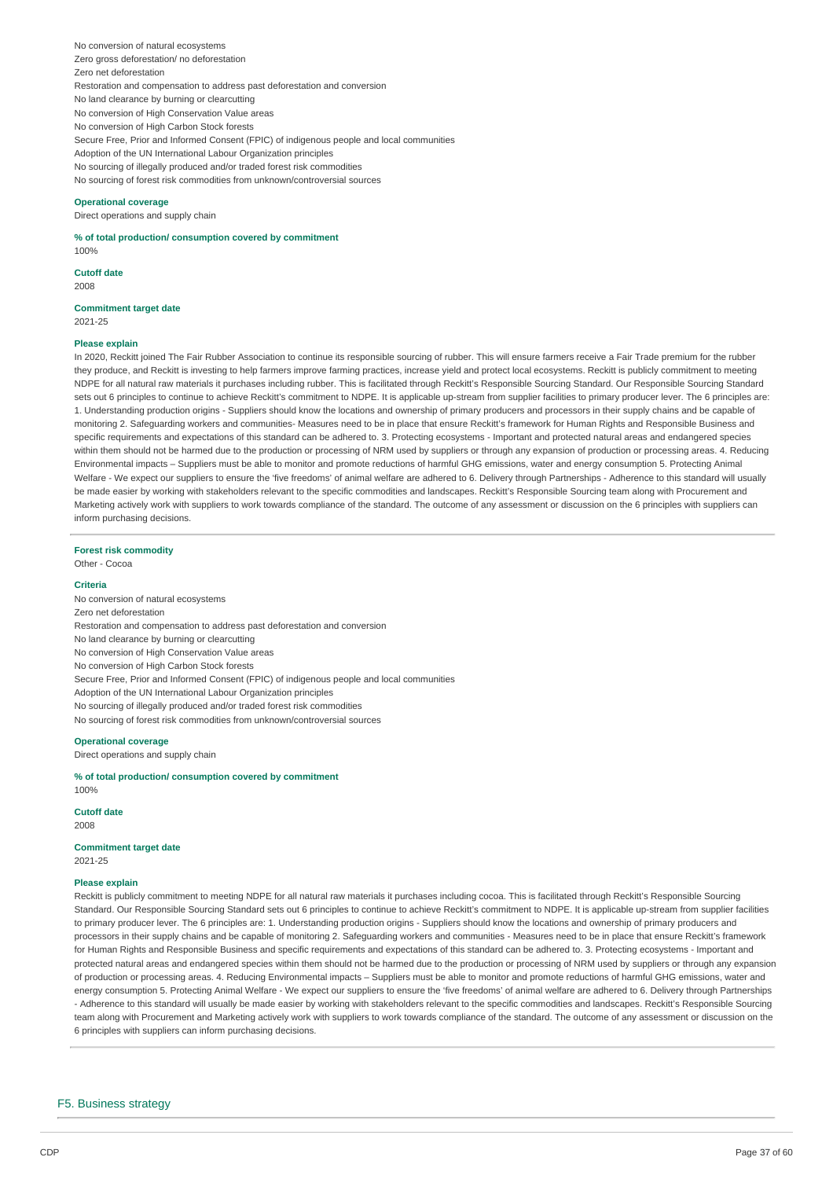No conversion of natural ecosystems
Zero gross deforestation/ no deforestation
Zero net deforestation
Restoration and compensation to address past deforestation and conversion
No land clearance by burning or clearcutting
No conversion of High Conservation Value areas
No conversion of High Carbon Stock forests
Secure Free, Prior and Informed Consent (FPIC) of indigenous people and local communities
Adoption of the UN International Labour Organization principles
No sourcing of illegally produced and/or traded forest risk commodities
No sourcing of forest risk commodities from unknown/controversial sources

**Operational coverage**
Direct operations and supply chain

**% of total production/ consumption covered by commitment**
100%

**Cutoff date**
2008

**Commitment target date**
2021-25

**Please explain**
In 2020, Reckitt joined The Fair Rubber Association to continue its responsible sourcing of rubber. This will ensure farmers receive a Fair Trade premium for the rubber they produce, and Reckitt is investing to help farmers improve farming practices, increase yield and protect local ecosystems. Reckitt is publicly commitment to meeting NDPE for all natural raw materials it purchases including rubber. This is facilitated through Reckitt's Responsible Sourcing Standard. Our Responsible Sourcing Standard sets out 6 principles to continue to achieve Reckitt's commitment to NDPE. It is applicable up-stream from supplier facilities to primary producer lever. The 6 principles are: 1. Understanding production origins - Suppliers should know the locations and ownership of primary producers and processors in their supply chains and be capable of monitoring 2. Safeguarding workers and communities- Measures need to be in place that ensure Reckitt's framework for Human Rights and Responsible Business and specific requirements and expectations of this standard can be adhered to. 3. Protecting ecosystems - Important and protected natural areas and endangered species within them should not be harmed due to the production or processing of NRM used by suppliers or through any expansion of production or processing areas. 4. Reducing Environmental impacts – Suppliers must be able to monitor and promote reductions of harmful GHG emissions, water and energy consumption 5. Protecting Animal Welfare - We expect our suppliers to ensure the 'five freedoms' of animal welfare are adhered to 6. Delivery through Partnerships - Adherence to this standard will usually be made easier by working with stakeholders relevant to the specific commodities and landscapes. Reckitt's Responsible Sourcing team along with Procurement and Marketing actively work with suppliers to work towards compliance of the standard. The outcome of any assessment or discussion on the 6 principles with suppliers can inform purchasing decisions.

**Forest risk commodity**
Other - Cocoa

**Criteria**
No conversion of natural ecosystems
Zero net deforestation
Restoration and compensation to address past deforestation and conversion
No land clearance by burning or clearcutting
No conversion of High Conservation Value areas
No conversion of High Carbon Stock forests
Secure Free, Prior and Informed Consent (FPIC) of indigenous people and local communities
Adoption of the UN International Labour Organization principles
No sourcing of illegally produced and/or traded forest risk commodities
No sourcing of forest risk commodities from unknown/controversial sources

**Operational coverage**
Direct operations and supply chain

**% of total production/ consumption covered by commitment**
100%

**Cutoff date**
2008

**Commitment target date**
2021-25

**Please explain**
Reckitt is publicly commitment to meeting NDPE for all natural raw materials it purchases including cocoa. This is facilitated through Reckitt's Responsible Sourcing Standard. Our Responsible Sourcing Standard sets out 6 principles to continue to achieve Reckitt's commitment to NDPE. It is applicable up-stream from supplier facilities to primary producer lever. The 6 principles are: 1. Understanding production origins - Suppliers should know the locations and ownership of primary producers and processors in their supply chains and be capable of monitoring 2. Safeguarding workers and communities - Measures need to be in place that ensure Reckitt's framework for Human Rights and Responsible Business and specific requirements and expectations of this standard can be adhered to. 3. Protecting ecosystems - Important and protected natural areas and endangered species within them should not be harmed due to the production or processing of NRM used by suppliers or through any expansion of production or processing areas. 4. Reducing Environmental impacts – Suppliers must be able to monitor and promote reductions of harmful GHG emissions, water and energy consumption 5. Protecting Animal Welfare - We expect our suppliers to ensure the 'five freedoms' of animal welfare are adhered to 6. Delivery through Partnerships - Adherence to this standard will usually be made easier by working with stakeholders relevant to the specific commodities and landscapes. Reckitt's Responsible Sourcing team along with Procurement and Marketing actively work with suppliers to work towards compliance of the standard. The outcome of any assessment or discussion on the 6 principles with suppliers can inform purchasing decisions.

## F5. Business strategy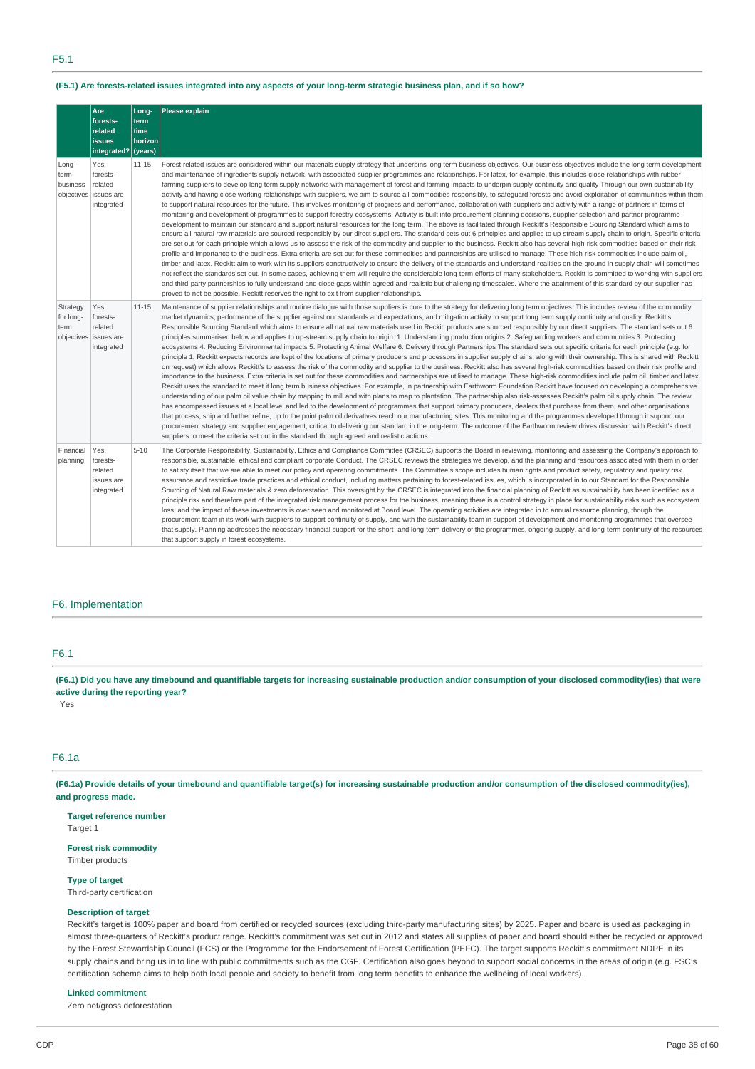## F5.1

**(F5.1) Are forests-related issues integrated into any aspects of your long-term strategic business plan, and if so how?**

| | Are forests-related issues integrated? | Long-term time horizon (years) | Please explain |
|---|---|---|---|
| Long-term business objectives | Yes, forests-related issues are integrated | 11-15 | Forest related issues are considered within our materials supply strategy that underpins long term business objectives. Our business objectives include the long term development and maintenance of ingredients supply network, with associated supplier programmes and relationships. For latex, for example, this includes close relationships with rubber farming suppliers to develop long term supply networks with management of forest and farming impacts to underpin supply continuity and quality Through our own sustainability activity and having close working relationships with suppliers, we aim to source all commodities responsibly, to safeguard forests and avoid exploitation of communities within them to support natural resources for the future. This involves monitoring of progress and performance, collaboration with suppliers and activity with a range of partners in terms of monitoring and development of programmes to support forestry ecosystems. Activity is built into procurement planning decisions, supplier selection and partner programme development to maintain our standard and support natural resources for the long term. The above is facilitated through Reckitt's Responsible Sourcing Standard which aims to ensure all natural raw materials are sourced responsibly by our direct suppliers. The standard sets out 6 principles and applies to up-stream supply chain to origin. Specific criteria are set out for each principle which allows us to assess the risk of the commodity and supplier to the business. Reckitt also has several high-risk commodities based on their risk profile and importance to the business. Extra criteria are set out for these commodities and partnerships are utilised to manage. These high-risk commodities include palm oil, timber and latex. Reckitt aim to work with its suppliers constructively to ensure the delivery of the standards and understand realities on-the-ground in supply chain will sometimes not reflect the standards set out. In some cases, achieving them will require the considerable long-term efforts of many stakeholders. Reckitt is committed to working with suppliers and third-party partnerships to fully understand and close gaps within agreed and realistic but challenging timescales. Where the attainment of this standard by our supplier has proved to not be possible, Reckitt reserves the right to exit from supplier relationships. |
| Strategy for long-term objectives | Yes, forests-related issues are integrated | 11-15 | Maintenance of supplier relationships and routine dialogue with those suppliers is core to the strategy for delivering long term objectives. This includes review of the commodity market dynamics, performance of the supplier against our standards and expectations, and mitigation activity to support long term supply continuity and quality. Reckitt's Responsible Sourcing Standard which aims to ensure all natural raw materials used in Reckitt products are sourced responsibly by our direct suppliers. The standard sets out 6 principles summarised below and applies to up-stream supply chain to origin. 1. Understanding production origins 2. Safeguarding workers and communities 3. Protecting ecosystems 4. Reducing Environmental impacts 5. Protecting Animal Welfare 6. Delivery through Partnerships The standard sets out specific criteria for each principle (e.g. for principle 1, Reckitt expects records are kept of the locations of primary producers and processors in supplier supply chains, along with their ownership. This is shared with Reckitt on request) which allows Reckitt's to assess the risk of the commodity and supplier to the business. Reckitt also has several high-risk commodities based on their risk profile and importance to the business. Extra criteria is set out for these commodities and partnerships are utilised to manage. These high-risk commodities include palm oil, timber and latex. Reckitt uses the standard to meet it long term business objectives. For example, in partnership with Earthworm Foundation Reckitt have focused on developing a comprehensive understanding of our palm oil value chain by mapping to mill and with plans to map to plantation. The partnership also risk-assesses Reckitt's palm oil supply chain. The review has encompassed issues at a local level and led to the development of programmes that support primary producers, dealers that purchase from them, and other organisations that process, ship and further refine, up to the point palm oil derivatives reach our manufacturing sites. This monitoring and the programmes developed through it support our procurement strategy and supplier engagement, critical to delivering our standard in the long-term. The outcome of the Earthworm review drives discussion with Reckitt's direct suppliers to meet the criteria set out in the standard through agreed and realistic actions. |
| Financial planning | Yes, forests-related issues are integrated | 5-10 | The Corporate Responsibility, Sustainability, Ethics and Compliance Committee (CRSEC) supports the Board in reviewing, monitoring and assessing the Company's approach to responsible, sustainable, ethical and compliant corporate Conduct. The CRSEC reviews the strategies we develop, and the planning and resources associated with them in order to satisfy itself that we are able to meet our policy and operating commitments. The Committee's scope includes human rights and product safety, regulatory and quality risk assurance and restrictive trade practices and ethical conduct, including matters pertaining to forest-related issues, which is incorporated in to our Standard for the Responsible Sourcing of Natural Raw materials & zero deforestation. This oversight by the CRSEC is integrated into the financial planning of Reckitt as sustainability has been identified as a principle risk and therefore part of the integrated risk management process for the business, meaning there is a control strategy in place for sustainability risks such as ecosystem loss; and the impact of these investments is over seen and monitored at Board level. The operating activities are integrated in to annual resource planning, though the procurement team in its work with suppliers to support continuity of supply, and with the sustainability team in support of development and monitoring programmes that oversee that supply. Planning addresses the necessary financial support for the short- and long-term delivery of the programmes, ongoing supply, and long-term continuity of the resources that support supply in forest ecosystems. |

# F6. Implementation

## F6.1

**(F6.1) Did you have any timebound and quantifiable targets for increasing sustainable production and/or consumption of your disclosed commodity(ies) that were active during the reporting year?**

Yes

## F6.1a

**(F6.1a) Provide details of your timebound and quantifiable target(s) for increasing sustainable production and/or consumption of the disclosed commodity(ies), and progress made.**

**Target reference number**

Target 1

**Forest risk commodity**

Timber products

**Type of target**

Third-party certification

**Description of target**

Reckitt's target is 100% paper and board from certified or recycled sources (excluding third-party manufacturing sites) by 2025. Paper and board is used as packaging in almost three-quarters of Reckitt's product range. Reckitt's commitment was set out in 2012 and states all supplies of paper and board should either be recycled or approved by the Forest Stewardship Council (FCS) or the Programme for the Endorsement of Forest Certification (PEFC). The target supports Reckitt's commitment NDPE in its supply chains and bring us in to line with public commitments such as the CGF. Certification also goes beyond to support social concerns in the areas of origin (e.g. FSC's certification scheme aims to help both local people and society to benefit from long term benefits to enhance the wellbeing of local workers).

**Linked commitment**

Zero net/gross deforestation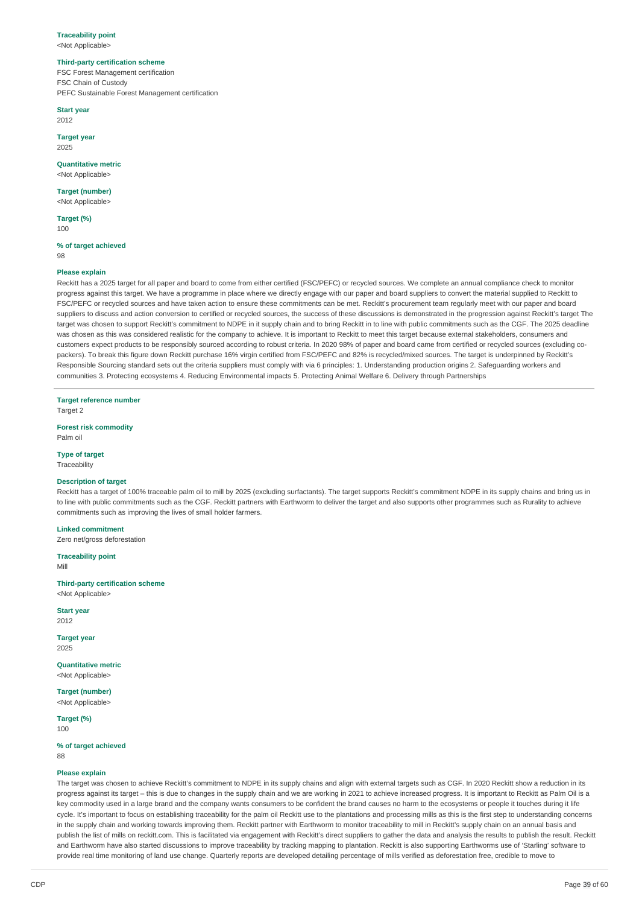**Traceability point**

<Not Applicable>

**Third-party certification scheme**

FSC Forest Management certification
FSC Chain of Custody
PEFC Sustainable Forest Management certification

**Start year**

2012

**Target year**

2025

**Quantitative metric**

<Not Applicable>

**Target (number)**

<Not Applicable>

**Target (%)**

100

**% of target achieved**

98

**Please explain**

Reckitt has a 2025 target for all paper and board to come from either certified (FSC/PEFC) or recycled sources. We complete an annual compliance check to monitor progress against this target. We have a programme in place where we directly engage with our paper and board suppliers to convert the material supplied to Reckitt to FSC/PEFC or recycled sources and have taken action to ensure these commitments can be met. Reckitt's procurement team regularly meet with our paper and board suppliers to discuss and action conversion to certified or recycled sources, the success of these discussions is demonstrated in the progression against Reckitt's target The target was chosen to support Reckitt's commitment to NDPE in it supply chain and to bring Reckitt in to line with public commitments such as the CGF. The 2025 deadline was chosen as this was considered realistic for the company to achieve. It is important to Reckitt to meet this target because external stakeholders, consumers and customers expect products to be responsibly sourced according to robust criteria. In 2020 98% of paper and board came from certified or recycled sources (excluding co-packers). To break this figure down Reckitt purchase 16% virgin certified from FSC/PEFC and 82% is recycled/mixed sources. The target is underpinned by Reckitt's Responsible Sourcing standard sets out the criteria suppliers must comply with via 6 principles: 1. Understanding production origins 2. Safeguarding workers and communities 3. Protecting ecosystems 4. Reducing Environmental impacts 5. Protecting Animal Welfare 6. Delivery through Partnerships

---

**Target reference number**

Target 2

**Forest risk commodity**

Palm oil

**Type of target**

Traceability

**Description of target**

Reckitt has a target of 100% traceable palm oil to mill by 2025 (excluding surfactants). The target supports Reckitt's commitment NDPE in its supply chains and bring us in to line with public commitments such as the CGF. Reckitt partners with Earthworm to deliver the target and also supports other programmes such as Rurality to achieve commitments such as improving the lives of small holder farmers.

**Linked commitment**

Zero net/gross deforestation

**Traceability point**

Mill

**Third-party certification scheme**

<Not Applicable>

**Start year**

2012

**Target year**

2025

**Quantitative metric**

<Not Applicable>

**Target (number)**

<Not Applicable>

**Target (%)**

100

**% of target achieved**

88

**Please explain**

The target was chosen to achieve Reckitt's commitment to NDPE in its supply chains and align with external targets such as CGF. In 2020 Reckitt show a reduction in its progress against its target – this is due to changes in the supply chain and we are working in 2021 to achieve increased progress. It is important to Reckitt as Palm Oil is a key commodity used in a large brand and the company wants consumers to be confident the brand causes no harm to the ecosystems or people it touches during it life cycle. It's important to focus on establishing traceability for the palm oil Reckitt use to the plantations and processing mills as this is the first step to understanding concerns in the supply chain and working towards improving them. Reckitt partner with Earthworm to monitor traceability to mill in Reckitt's supply chain on an annual basis and publish the list of mills on reckitt.com. This is facilitated via engagement with Reckitt's direct suppliers to gather the data and analysis the results to publish the result. Reckitt and Earthworm have also started discussions to improve traceability by tracking mapping to plantation. Reckitt is also supporting Earthworms use of 'Starling' software to provide real time monitoring of land use change. Quarterly reports are developed detailing percentage of mills verified as deforestation free, credible to move to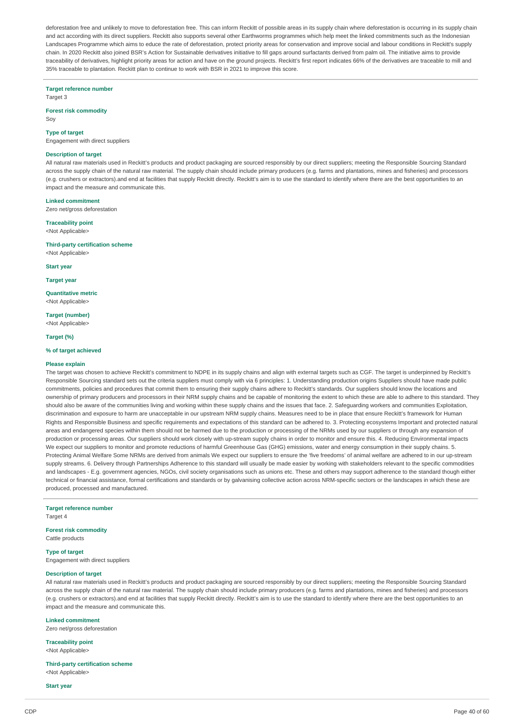deforestation free and unlikely to move to deforestation free. This can inform Reckitt of possible areas in its supply chain where deforestation is occurring in its supply chain and act according with its direct suppliers. Reckitt also supports several other Earthworms programmes which help meet the linked commitments such as the Indonesian Landscapes Programme which aims to educe the rate of deforestation, protect priority areas for conservation and improve social and labour conditions in Reckitt's supply chain. In 2020 Reckitt also joined BSR's Action for Sustainable derivatives initiative to fill gaps around surfactants derived from palm oil. The initiative aims to provide traceability of derivatives, highlight priority areas for action and have on the ground projects. Reckitt's first report indicates 66% of the derivatives are traceable to mill and 35% traceable to plantation. Reckitt plan to continue to work with BSR in 2021 to improve this score.

**Target reference number**
Target 3

**Forest risk commodity**
Soy

**Type of target**
Engagement with direct suppliers

**Description of target**
All natural raw materials used in Reckitt's products and product packaging are sourced responsibly by our direct suppliers; meeting the Responsible Sourcing Standard across the supply chain of the natural raw material. The supply chain should include primary producers (e.g. farms and plantations, mines and fisheries) and processors (e.g. crushers or extractors).and end at facilities that supply Reckitt directly. Reckitt's aim is to use the standard to identify where there are the best opportunities to an impact and the measure and communicate this.

**Linked commitment**
Zero net/gross deforestation

**Traceability point**
<Not Applicable>

**Third-party certification scheme**
<Not Applicable>

**Start year**

**Target year**

**Quantitative metric**
<Not Applicable>

**Target (number)**
<Not Applicable>

**Target (%)**

**% of target achieved**

**Please explain**
The target was chosen to achieve Reckitt's commitment to NDPE in its supply chains and align with external targets such as CGF. The target is underpinned by Reckitt's Responsible Sourcing standard sets out the criteria suppliers must comply with via 6 principles: 1. Understanding production origins Suppliers should have made public commitments, policies and procedures that commit them to ensuring their supply chains adhere to Reckitt's standards. Our suppliers should know the locations and ownership of primary producers and processors in their NRM supply chains and be capable of monitoring the extent to which these are able to adhere to this standard. They should also be aware of the communities living and working within these supply chains and the issues that face. 2. Safeguarding workers and communities Exploitation, discrimination and exposure to harm are unacceptable in our upstream NRM supply chains. Measures need to be in place that ensure Reckitt's framework for Human Rights and Responsible Business and specific requirements and expectations of this standard can be adhered to. 3. Protecting ecosystems Important and protected natural areas and endangered species within them should not be harmed due to the production or processing of the NRMs used by our suppliers or through any expansion of production or processing areas. Our suppliers should work closely with up-stream supply chains in order to monitor and ensure this. 4. Reducing Environmental impacts We expect our suppliers to monitor and promote reductions of harmful Greenhouse Gas (GHG) emissions, water and energy consumption in their supply chains. 5. Protecting Animal Welfare Some NRMs are derived from animals We expect our suppliers to ensure the 'five freedoms' of animal welfare are adhered to in our up-stream supply streams. 6. Delivery through Partnerships Adherence to this standard will usually be made easier by working with stakeholders relevant to the specific commodities and landscapes - E.g. government agencies, NGOs, civil society organisations such as unions etc. These and others may support adherence to the standard though either technical or financial assistance, formal certifications and standards or by galvanising collective action across NRM-specific sectors or the landscapes in which these are produced, processed and manufactured.

**Target reference number**
Target 4

**Forest risk commodity**
Cattle products

**Type of target**
Engagement with direct suppliers

**Description of target**
All natural raw materials used in Reckitt's products and product packaging are sourced responsibly by our direct suppliers; meeting the Responsible Sourcing Standard across the supply chain of the natural raw material. The supply chain should include primary producers (e.g. farms and plantations, mines and fisheries) and processors (e.g. crushers or extractors).and end at facilities that supply Reckitt directly. Reckitt's aim is to use the standard to identify where there are the best opportunities to an impact and the measure and communicate this.

**Linked commitment**
Zero net/gross deforestation

**Traceability point**
<Not Applicable>

**Third-party certification scheme**
<Not Applicable>

**Start year**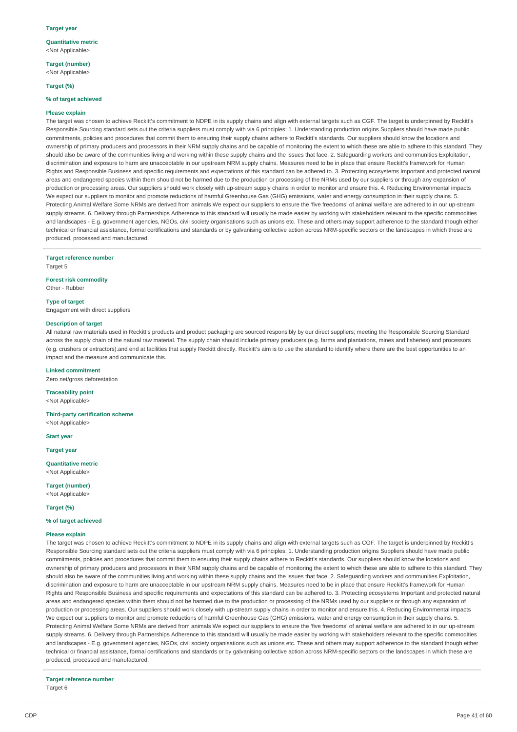**Target year**

**Quantitative metric**
<Not Applicable>

**Target (number)**
<Not Applicable>

**Target (%)**

**% of target achieved**

**Please explain**
The target was chosen to achieve Reckitt's commitment to NDPE in its supply chains and align with external targets such as CGF. The target is underpinned by Reckitt's Responsible Sourcing standard sets out the criteria suppliers must comply with via 6 principles: 1. Understanding production origins Suppliers should have made public commitments, policies and procedures that commit them to ensuring their supply chains adhere to Reckitt's standards. Our suppliers should know the locations and ownership of primary producers and processors in their NRM supply chains and be capable of monitoring the extent to which these are able to adhere to this standard. They should also be aware of the communities living and working within these supply chains and the issues that face. 2. Safeguarding workers and communities Exploitation, discrimination and exposure to harm are unacceptable in our upstream NRM supply chains. Measures need to be in place that ensure Reckitt's framework for Human Rights and Responsible Business and specific requirements and expectations of this standard can be adhered to. 3. Protecting ecosystems Important and protected natural areas and endangered species within them should not be harmed due to the production or processing of the NRMs used by our suppliers or through any expansion of production or processing areas. Our suppliers should work closely with up-stream supply chains in order to monitor and ensure this. 4. Reducing Environmental impacts We expect our suppliers to monitor and promote reductions of harmful Greenhouse Gas (GHG) emissions, water and energy consumption in their supply chains. 5. Protecting Animal Welfare Some NRMs are derived from animals We expect our suppliers to ensure the 'five freedoms' of animal welfare are adhered to in our up-stream supply streams. 6. Delivery through Partnerships Adherence to this standard will usually be made easier by working with stakeholders relevant to the specific commodities and landscapes - E.g. government agencies, NGOs, civil society organisations such as unions etc. These and others may support adherence to the standard though either technical or financial assistance, formal certifications and standards or by galvanising collective action across NRM-specific sectors or the landscapes in which these are produced, processed and manufactured.

---

**Target reference number**
Target 5

**Forest risk commodity**
Other - Rubber

**Type of target**
Engagement with direct suppliers

**Description of target**
All natural raw materials used in Reckitt's products and product packaging are sourced responsibly by our direct suppliers; meeting the Responsible Sourcing Standard across the supply chain of the natural raw material. The supply chain should include primary producers (e.g. farms and plantations, mines and fisheries) and processors (e.g. crushers or extractors).and end at facilities that supply Reckitt directly. Reckitt's aim is to use the standard to identify where there are the best opportunities to an impact and the measure and communicate this.

**Linked commitment**
Zero net/gross deforestation

**Traceability point**
<Not Applicable>

**Third-party certification scheme**
<Not Applicable>

**Start year**

**Target year**

**Quantitative metric**
<Not Applicable>

**Target (number)**
<Not Applicable>

**Target (%)**

**% of target achieved**

**Please explain**
The target was chosen to achieve Reckitt's commitment to NDPE in its supply chains and align with external targets such as CGF. The target is underpinned by Reckitt's Responsible Sourcing standard sets out the criteria suppliers must comply with via 6 principles: 1. Understanding production origins Suppliers should have made public commitments, policies and procedures that commit them to ensuring their supply chains adhere to Reckitt's standards. Our suppliers should know the locations and ownership of primary producers and processors in their NRM supply chains and be capable of monitoring the extent to which these are able to adhere to this standard. They should also be aware of the communities living and working within these supply chains and the issues that face. 2. Safeguarding workers and communities Exploitation, discrimination and exposure to harm are unacceptable in our upstream NRM supply chains. Measures need to be in place that ensure Reckitt's framework for Human Rights and Responsible Business and specific requirements and expectations of this standard can be adhered to. 3. Protecting ecosystems Important and protected natural areas and endangered species within them should not be harmed due to the production or processing of the NRMs used by our suppliers or through any expansion of production or processing areas. Our suppliers should work closely with up-stream supply chains in order to monitor and ensure this. 4. Reducing Environmental impacts We expect our suppliers to monitor and promote reductions of harmful Greenhouse Gas (GHG) emissions, water and energy consumption in their supply chains. 5. Protecting Animal Welfare Some NRMs are derived from animals We expect our suppliers to ensure the 'five freedoms' of animal welfare are adhered to in our up-stream supply streams. 6. Delivery through Partnerships Adherence to this standard will usually be made easier by working with stakeholders relevant to the specific commodities and landscapes - E.g. government agencies, NGOs, civil society organisations such as unions etc. These and others may support adherence to the standard though either technical or financial assistance, formal certifications and standards or by galvanising collective action across NRM-specific sectors or the landscapes in which these are produced, processed and manufactured.

---

**Target reference number**
Target 6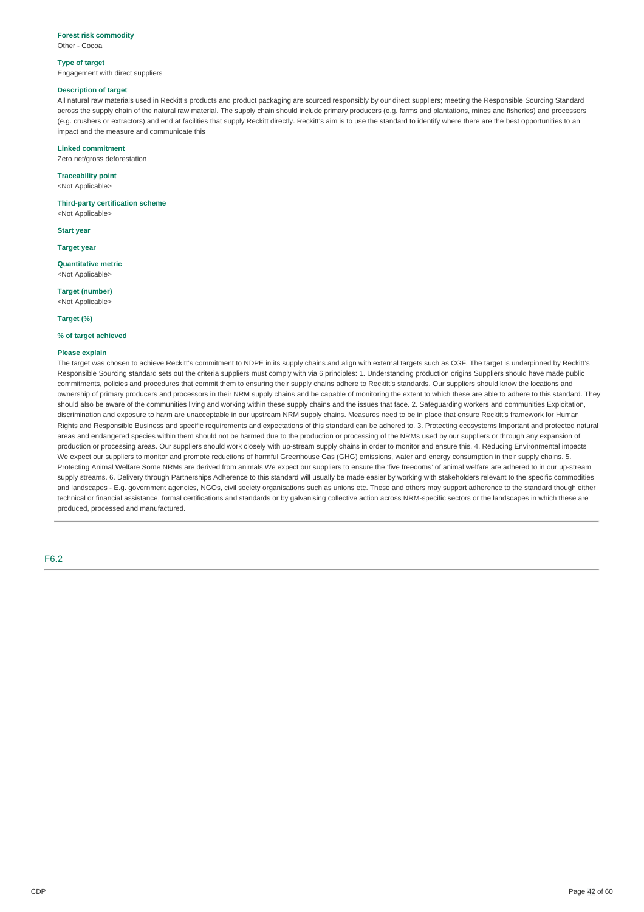**Forest risk commodity**
Other - Cocoa

**Type of target**
Engagement with direct suppliers

**Description of target**
All natural raw materials used in Reckitt's products and product packaging are sourced responsibly by our direct suppliers; meeting the Responsible Sourcing Standard across the supply chain of the natural raw material. The supply chain should include primary producers (e.g. farms and plantations, mines and fisheries) and processors (e.g. crushers or extractors).and end at facilities that supply Reckitt directly. Reckitt's aim is to use the standard to identify where there are the best opportunities to an impact and the measure and communicate this

**Linked commitment**
Zero net/gross deforestation

**Traceability point**
<Not Applicable>

**Third-party certification scheme**
<Not Applicable>

**Start year**

**Target year**

**Quantitative metric**
<Not Applicable>

**Target (number)**
<Not Applicable>

**Target (%)**

**% of target achieved**

**Please explain**
The target was chosen to achieve Reckitt's commitment to NDPE in its supply chains and align with external targets such as CGF. The target is underpinned by Reckitt's Responsible Sourcing standard sets out the criteria suppliers must comply with via 6 principles: 1. Understanding production origins Suppliers should have made public commitments, policies and procedures that commit them to ensuring their supply chains adhere to Reckitt's standards. Our suppliers should know the locations and ownership of primary producers and processors in their NRM supply chains and be capable of monitoring the extent to which these are able to adhere to this standard. They should also be aware of the communities living and working within these supply chains and the issues that face. 2. Safeguarding workers and communities Exploitation, discrimination and exposure to harm are unacceptable in our upstream NRM supply chains. Measures need to be in place that ensure Reckitt's framework for Human Rights and Responsible Business and specific requirements and expectations of this standard can be adhered to. 3. Protecting ecosystems Important and protected natural areas and endangered species within them should not be harmed due to the production or processing of the NRMs used by our suppliers or through any expansion of production or processing areas. Our suppliers should work closely with up-stream supply chains in order to monitor and ensure this. 4. Reducing Environmental impacts We expect our suppliers to monitor and promote reductions of harmful Greenhouse Gas (GHG) emissions, water and energy consumption in their supply chains. 5. Protecting Animal Welfare Some NRMs are derived from animals We expect our suppliers to ensure the 'five freedoms' of animal welfare are adhered to in our up-stream supply streams. 6. Delivery through Partnerships Adherence to this standard will usually be made easier by working with stakeholders relevant to the specific commodities and landscapes - E.g. government agencies, NGOs, civil society organisations such as unions etc. These and others may support adherence to the standard though either technical or financial assistance, formal certifications and standards or by galvanising collective action across NRM-specific sectors or the landscapes in which these are produced, processed and manufactured.

## F6.2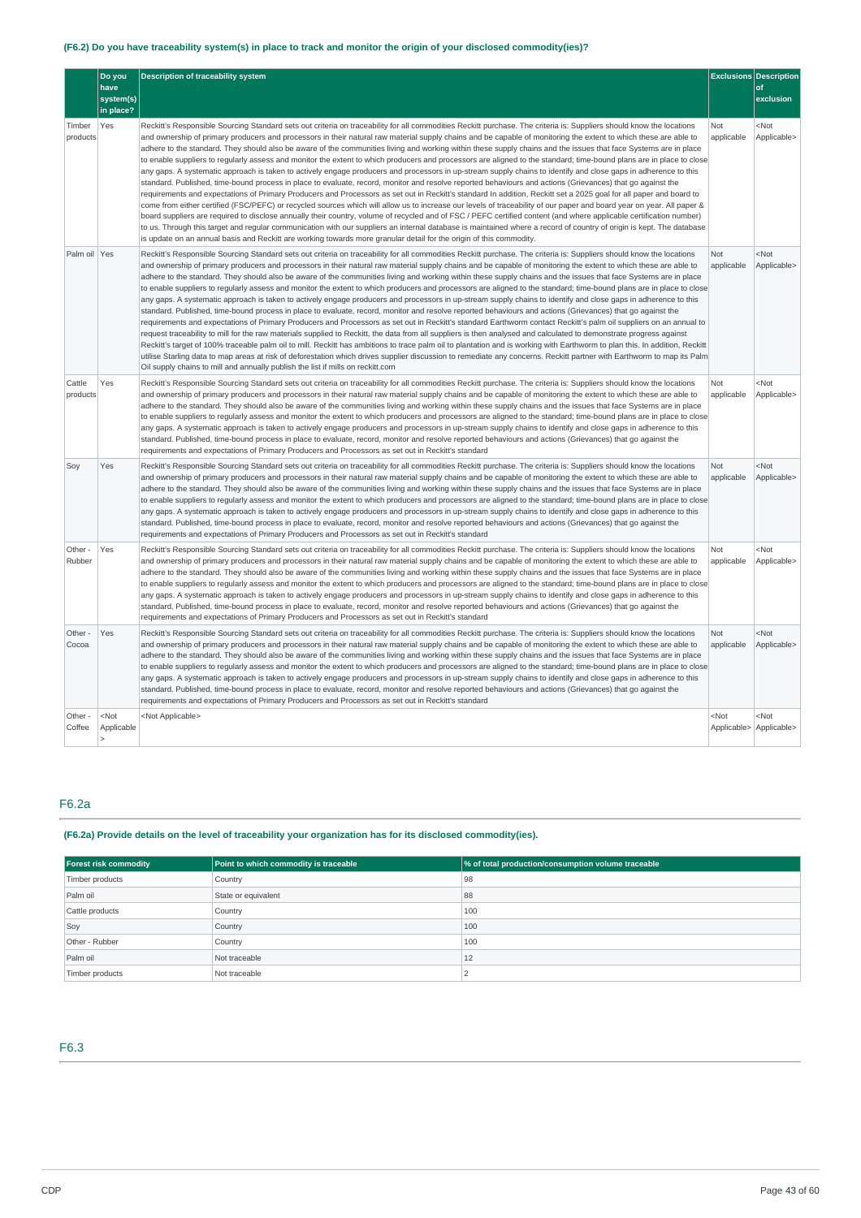**(F6.2) Do you have traceability system(s) in place to track and monitor the origin of your disclosed commodity(ies)?**

| | Do you have system(s) in place? | Description of traceability system | Exclusions | Description of exclusion |
|---|---|---|---|---|
| Timber products | Yes | Reckitt's Responsible Sourcing Standard sets out criteria on traceability for all commodities Reckitt purchase. The criteria is: Suppliers should know the locations and ownership of primary producers and processors in their natural raw material supply chains and be capable of monitoring the extent to which these are able to adhere to the standard. They should also be aware of the communities living and working within these supply chains and the issues that face Systems are in place to enable suppliers to regularly assess and monitor the extent to which producers and processors are aligned to the standard; time-bound plans are in place to close any gaps. A systematic approach is taken to actively engage producers and processors in up-stream supply chains to identify and close gaps in adherence to this standard. Published, time-bound process in place to evaluate, record, monitor and resolve reported behaviours and actions (Grievances) that go against the requirements and expectations of Primary Producers and Processors as set out in Reckitt's standard In addition, Reckitt set a 2025 goal for all paper and board to come from either certified (FSC/PEFC) or recycled sources which will allow us to increase our levels of traceability of our paper and board year on year. All paper & board suppliers are required to disclose annually their country, volume of recycled and of FSC / PEFC certified content (and where applicable certification number) to us. Through this target and regular communication with our suppliers an internal database is maintained where a record of country of origin is kept. The database is update on an annual basis and Reckitt are working towards more granular detail for the origin of this commodity. | Not applicable | <Not Applicable> |
| Palm oil | Yes | Reckitt's Responsible Sourcing Standard sets out criteria on traceability for all commodities Reckitt purchase. The criteria is: Suppliers should know the locations and ownership of primary producers and processors in their natural raw material supply chains and be capable of monitoring the extent to which these are able to adhere to the standard. They should also be aware of the communities living and working within these supply chains and the issues that face Systems are in place to enable suppliers to regularly assess and monitor the extent to which producers and processors are aligned to the standard; time-bound plans are in place to close any gaps. A systematic approach is taken to actively engage producers and processors in up-stream supply chains to identify and close gaps in adherence to this standard. Published, time-bound process in place to evaluate, record, monitor and resolve reported behaviours and actions (Grievances) that go against the requirements and expectations of Primary Producers and Processors as set out in Reckitt's standard Earthworm contact Reckitt's palm oil suppliers on an annual to request traceability to mill for the raw materials supplied to Reckitt, the data from all suppliers is then analysed and calculated to demonstrate progress against Reckitt's target of 100% traceable palm oil mill to mill. Reckitt has ambitions to trace palm oil to plantation and is working with Earthworm to plan this. In addition, Reckitt utilise Starling data to map areas at risk of deforestation which drives supplier discussion to remediate any concerns. Reckitt partner with Earthworm to map its Palm Oil supply chains to mill and annually publish the list if mills on reckitt.com | Not applicable | <Not Applicable> |
| Cattle products | Yes | Reckitt's Responsible Sourcing Standard sets out criteria on traceability for all commodities Reckitt purchase. The criteria is: Suppliers should know the locations and ownership of primary producers and processors in their natural raw material supply chains and be capable of monitoring the extent to which these are able to adhere to the standard. They should also be aware of the communities living and working within these supply chains and the issues that face Systems are in place to enable suppliers to regularly assess and monitor the extent to which producers and processors are aligned to the standard; time-bound plans are in place to close any gaps. A systematic approach is taken to actively engage producers and processors in up-stream supply chains to identify and close gaps in adherence to this standard. Published, time-bound process in place to evaluate, record, monitor and resolve reported behaviours and actions (Grievances) that go against the requirements and expectations of Primary Producers and Processors as set out in Reckitt's standard | Not applicable | <Not Applicable> |
| Soy | Yes | Reckitt's Responsible Sourcing Standard sets out criteria on traceability for all commodities Reckitt purchase. The criteria is: Suppliers should know the locations and ownership of primary producers and processors in their natural raw material supply chains and be capable of monitoring the extent to which these are able to adhere to the standard. They should also be aware of the communities living and working within these supply chains and the issues that face Systems are in place to enable suppliers to regularly assess and monitor the extent to which producers and processors are aligned to the standard; time-bound plans are in place to close any gaps. A systematic approach is taken to actively engage producers and processors in up-stream supply chains to identify and close gaps in adherence to this standard. Published, time-bound process in place to evaluate, record, monitor and resolve reported behaviours and actions (Grievances) that go against the requirements and expectations of Primary Producers and Processors as set out in Reckitt's standard | Not applicable | <Not Applicable> |
| Other - Rubber | Yes | Reckitt's Responsible Sourcing Standard sets out criteria on traceability for all commodities Reckitt purchase. The criteria is: Suppliers should know the locations and ownership of primary producers and processors in their natural raw material supply chains and be capable of monitoring the extent to which these are able to adhere to the standard. They should also be aware of the communities living and working within these supply chains and the issues that face Systems are in place to enable suppliers to regularly assess and monitor the extent to which producers and processors are aligned to the standard; time-bound plans are in place to close any gaps. A systematic approach is taken to actively engage producers and processors in up-stream supply chains to identify and close gaps in adherence to this standard. Published, time-bound process in place to evaluate, record, monitor and resolve reported behaviours and actions (Grievances) that go against the requirements and expectations of Primary Producers and Processors as set out in Reckitt's standard | Not applicable | <Not Applicable> |
| Other - Cocoa | Yes | Reckitt's Responsible Sourcing Standard sets out criteria on traceability for all commodities Reckitt purchase. The criteria is: Suppliers should know the locations and ownership of primary producers and processors in their natural raw material supply chains and be capable of monitoring the extent to which these are able to adhere to the standard. They should also be aware of the communities living and working within these supply chains and the issues that face Systems are in place to enable suppliers to regularly assess and monitor the extent to which producers and processors are aligned to the standard; time-bound plans are in place to close any gaps. A systematic approach is taken to actively engage producers and processors in up-stream supply chains to identify and close gaps in adherence to this standard. Published, time-bound process in place to evaluate, record, monitor and resolve reported behaviours and actions (Grievances) that go against the requirements and expectations of Primary Producers and Processors as set out in Reckitt's standard | Not applicable | <Not Applicable> |
| Other - Coffee | <Not Applicable> | <Not Applicable> | <Not Applicable> | <Not Applicable> |

## F6.2a

**(F6.2a) Provide details on the level of traceability your organization has for its disclosed commodity(ies).**

| Forest risk commodity | Point to which commodity is traceable | % of total production/consumption volume traceable |
|---|---|---|
| Timber products | Country | 98 |
| Palm oil | State or equivalent | 88 |
| Cattle products | Country | 100 |
| Soy | Country | 100 |
| Other - Rubber | Country | 100 |
| Palm oil | Not traceable | 12 |
| Timber products | Not traceable | 2 |

## F6.3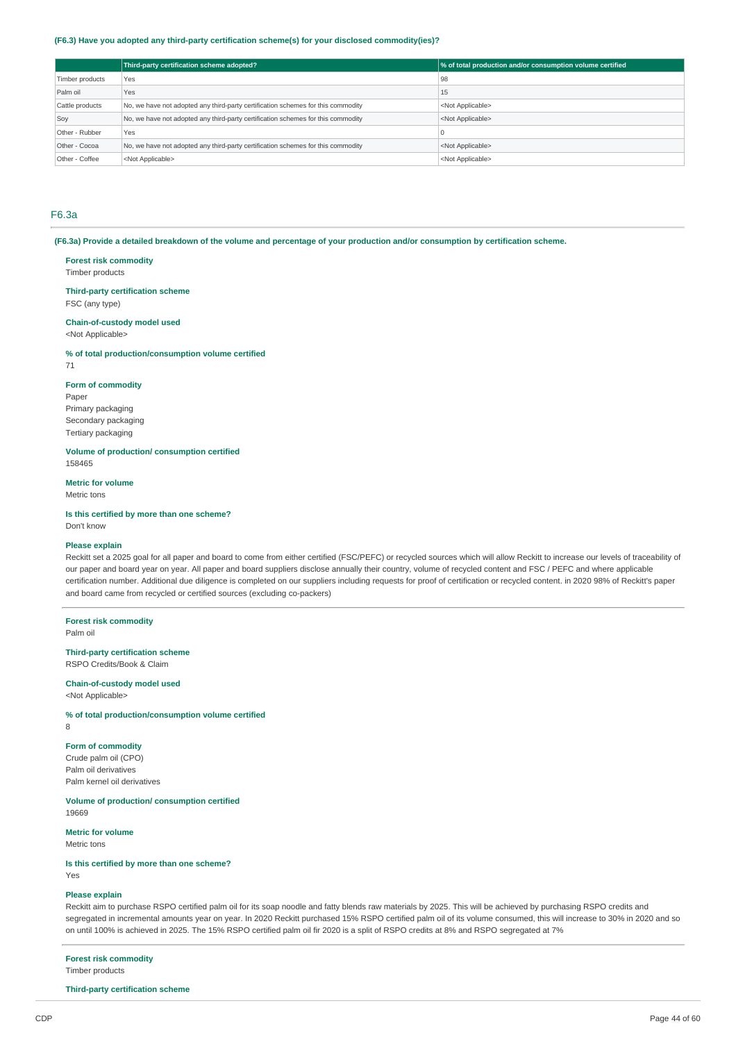**(F6.3) Have you adopted any third-party certification scheme(s) for your disclosed commodity(ies)?**

| | Third-party certification scheme adopted? | % of total production and/or consumption volume certified |
|---|---|---|
| Timber products | Yes | 98 |
| Palm oil | Yes | 15 |
| Cattle products | No, we have not adopted any third-party certification schemes for this commodity | <Not Applicable> |
| Soy | No, we have not adopted any third-party certification schemes for this commodity | <Not Applicable> |
| Other - Rubber | Yes | 0 |
| Other - Cocoa | No, we have not adopted any third-party certification schemes for this commodity | <Not Applicable> |
| Other - Coffee | <Not Applicable> | <Not Applicable> |

## F6.3a

**(F6.3a) Provide a detailed breakdown of the volume and percentage of your production and/or consumption by certification scheme.**

**Forest risk commodity**
Timber products

**Third-party certification scheme**
FSC (any type)

**Chain-of-custody model used**
<Not Applicable>

**% of total production/consumption volume certified**
71

**Form of commodity**
Paper
Primary packaging
Secondary packaging
Tertiary packaging

**Volume of production/ consumption certified**
158465

**Metric for volume**
Metric tons

**Is this certified by more than one scheme?**
Don't know

**Please explain**
Reckitt set a 2025 goal for all paper and board to come from either certified (FSC/PEFC) or recycled sources which will allow Reckitt to increase our levels of traceability of our paper and board year on year. All paper and board suppliers disclose annually their country, volume of recycled content and FSC / PEFC and where applicable certification number. Additional due diligence is completed on our suppliers including requests for proof of certification or recycled content. in 2020 98% of Reckitt's paper and board came from recycled or certified sources (excluding co-packers)

---

**Forest risk commodity**
Palm oil

**Third-party certification scheme**
RSPO Credits/Book & Claim

**Chain-of-custody model used**
<Not Applicable>

**% of total production/consumption volume certified**
8

**Form of commodity**
Crude palm oil (CPO)
Palm oil derivatives
Palm kernel oil derivatives

**Volume of production/ consumption certified**
19669

**Metric for volume**
Metric tons

**Is this certified by more than one scheme?**
Yes

**Please explain**
Reckitt aim to purchase RSPO certified palm oil for its soap noodle and fatty blends raw materials by 2025. This will be achieved by purchasing RSPO credits and segregated in incremental amounts year on year. In 2020 Reckitt purchased 15% RSPO certified palm oil of its volume consumed, this will increase to 30% in 2020 and so on until 100% is achieved in 2025. The 15% RSPO certified palm oil fir 2020 is a split of RSPO credits at 8% and RSPO segregated at 7%

---

**Forest risk commodity**
Timber products

**Third-party certification scheme**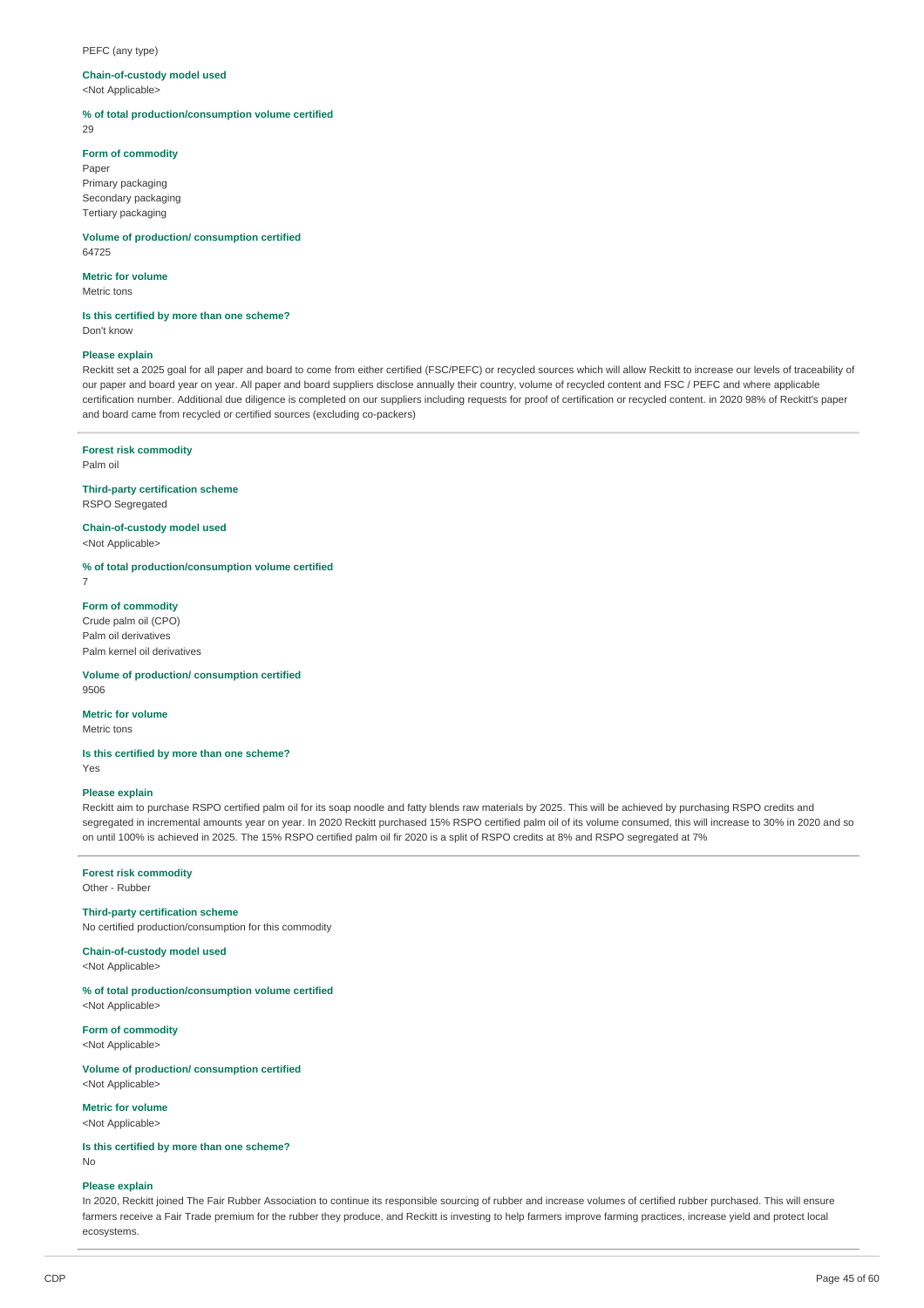PEFC (any type)

**Chain-of-custody model used**
<Not Applicable>

**% of total production/consumption volume certified**
29

**Form of commodity**
Paper
Primary packaging
Secondary packaging
Tertiary packaging

**Volume of production/ consumption certified**
64725

**Metric for volume**
Metric tons

**Is this certified by more than one scheme?**
Don't know

**Please explain**
Reckitt set a 2025 goal for all paper and board to come from either certified (FSC/PEFC) or recycled sources which will allow Reckitt to increase our levels of traceability of our paper and board year on year. All paper and board suppliers disclose annually their country, volume of recycled content and FSC / PEFC and where applicable certification number. Additional due diligence is completed on our suppliers including requests for proof of certification or recycled content. in 2020 98% of Reckitt's paper and board came from recycled or certified sources (excluding co-packers)

---

**Forest risk commodity**
Palm oil

**Third-party certification scheme**
RSPO Segregated

**Chain-of-custody model used**
<Not Applicable>

**% of total production/consumption volume certified**
7

**Form of commodity**
Crude palm oil (CPO)
Palm oil derivatives
Palm kernel oil derivatives

**Volume of production/ consumption certified**
9506

**Metric for volume**
Metric tons

**Is this certified by more than one scheme?**
Yes

**Please explain**
Reckitt aim to purchase RSPO certified palm oil for its soap noodle and fatty blends raw materials by 2025. This will be achieved by purchasing RSPO credits and segregated in incremental amounts year on year. In 2020 Reckitt purchased 15% RSPO certified palm oil of its volume consumed, this will increase to 30% in 2020 and so on until 100% is achieved in 2025. The 15% RSPO certified palm oil fir 2020 is a split of RSPO credits at 8% and RSPO segregated at 7%

---

**Forest risk commodity**
Other - Rubber

**Third-party certification scheme**
No certified production/consumption for this commodity

**Chain-of-custody model used**
<Not Applicable>

**% of total production/consumption volume certified**
<Not Applicable>

**Form of commodity**
<Not Applicable>

**Volume of production/ consumption certified**
<Not Applicable>

**Metric for volume**
<Not Applicable>

**Is this certified by more than one scheme?**
No

**Please explain**
In 2020, Reckitt joined The Fair Rubber Association to continue its responsible sourcing of rubber and increase volumes of certified rubber purchased. This will ensure farmers receive a Fair Trade premium for the rubber they produce, and Reckitt is investing to help farmers improve farming practices, increase yield and protect local ecosystems.

---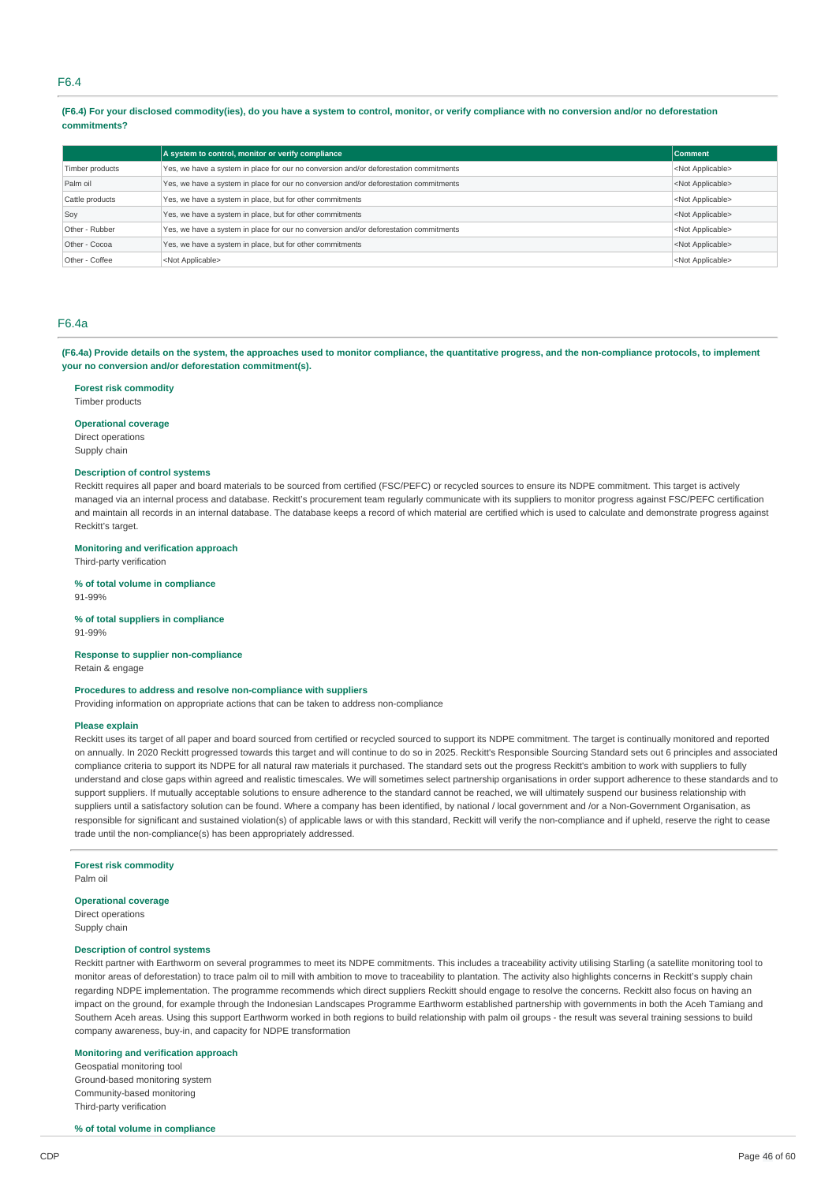## F6.4

**(F6.4) For your disclosed commodity(ies), do you have a system to control, monitor, or verify compliance with no conversion and/or no deforestation commitments?**

| | A system to control, monitor or verify compliance | Comment |
|---|---|---|
| Timber products | Yes, we have a system in place for our no conversion and/or deforestation commitments | <Not Applicable> |
| Palm oil | Yes, we have a system in place for our no conversion and/or deforestation commitments | <Not Applicable> |
| Cattle products | Yes, we have a system in place, but for other commitments | <Not Applicable> |
| Soy | Yes, we have a system in place, but for other commitments | <Not Applicable> |
| Other - Rubber | Yes, we have a system in place for our no conversion and/or deforestation commitments | <Not Applicable> |
| Other - Cocoa | Yes, we have a system in place, but for other commitments | <Not Applicable> |
| Other - Coffee | <Not Applicable> | <Not Applicable> |

## F6.4a

**(F6.4a) Provide details on the system, the approaches used to monitor compliance, the quantitative progress, and the non-compliance protocols, to implement your no conversion and/or deforestation commitment(s).**

**Forest risk commodity**
Timber products

**Operational coverage**
Direct operations
Supply chain

**Description of control systems**
Reckitt requires all paper and board materials to be sourced from certified (FSC/PEFC) or recycled sources to ensure its NDPE commitment. This target is actively managed via an internal process and database. Reckitt's procurement team regularly communicate with its suppliers to monitor progress against FSC/PEFC certification and maintain all records in an internal database. The database keeps a record of which material are certified which is used to calculate and demonstrate progress against Reckitt's target.

**Monitoring and verification approach**
Third-party verification

**% of total volume in compliance**
91-99%

**% of total suppliers in compliance**
91-99%

**Response to supplier non-compliance**
Retain & engage

**Procedures to address and resolve non-compliance with suppliers**
Providing information on appropriate actions that can be taken to address non-compliance

**Please explain**
Reckitt uses its target of all paper and board sourced from certified or recycled sourced to support its NDPE commitment. The target is continually monitored and reported on annually. In 2020 Reckitt progressed towards this target and will continue to do so in 2025. Reckitt's Responsible Sourcing Standard sets out 6 principles and associated compliance criteria to support its NDPE for all natural raw materials it purchased. The standard sets out the progress Reckitt's ambition to work with suppliers to fully understand and close gaps within agreed and realistic timescales. We will sometimes select partnership organisations in order support adherence to these standards and to support suppliers. If mutually acceptable solutions to ensure adherence to the standard cannot be reached, we will ultimately suspend our business relationship with suppliers until a satisfactory solution can be found. Where a company has been identified, by national / local government and /or a Non-Government Organisation, as responsible for significant and sustained violation(s) of applicable laws or with this standard, Reckitt will verify the non-compliance and if upheld, reserve the right to cease trade until the non-compliance(s) has been appropriately addressed.

---

**Forest risk commodity**
Palm oil

**Operational coverage**
Direct operations
Supply chain

**Description of control systems**
Reckitt partner with Earthworm on several programmes to meet its NDPE commitments. This includes a traceability activity utilising Starling (a satellite monitoring tool to monitor areas of deforestation) to trace palm oil to mill with ambition to move to traceability to plantation. The activity also highlights concerns in Reckitt's supply chain regarding NDPE implementation. The programme recommends which direct suppliers Reckitt should engage to resolve the concerns. Reckitt also focus on having an impact on the ground, for example through the Indonesian Landscapes Programme Earthworm established partnership with governments in both the Aceh Tamiang and Southern Aceh areas. Using this support Earthworm worked in both regions to build relationship with palm oil groups - the result was several training sessions to build company awareness, buy-in, and capacity for NDPE transformation

**Monitoring and verification approach**
Geospatial monitoring tool
Ground-based monitoring system
Community-based monitoring
Third-party verification

**% of total volume in compliance**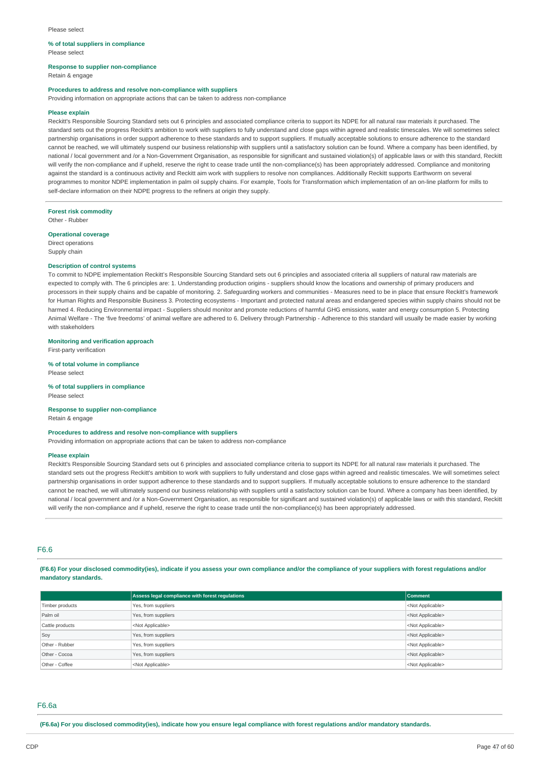Please select

**% of total suppliers in compliance**

Please select

**Response to supplier non-compliance**

Retain & engage

**Procedures to address and resolve non-compliance with suppliers**

Providing information on appropriate actions that can be taken to address non-compliance

**Please explain**

Reckitt's Responsible Sourcing Standard sets out 6 principles and associated compliance criteria to support its NDPE for all natural raw materials it purchased. The standard sets out the progress Reckitt's ambition to work with suppliers to fully understand and close gaps within agreed and realistic timescales. We will sometimes select partnership organisations in order support adherence to these standards and to support suppliers. If mutually acceptable solutions to ensure adherence to the standard cannot be reached, we will ultimately suspend our business relationship with suppliers until a satisfactory solution can be found. Where a company has been identified, by national / local government and /or a Non-Government Organisation, as responsible for significant and sustained violation(s) of applicable laws or with this standard, Reckitt will verify the non-compliance and if upheld, reserve the right to cease trade until the non-compliance(s) has been appropriately addressed. Compliance and monitoring against the standard is a continuous activity and Reckitt aim work with suppliers to resolve non compliances. Additionally Reckitt supports Earthworm on several programmes to monitor NDPE implementation in palm oil supply chains. For example, Tools for Transformation which implementation of an on-line platform for mills to self-declare information on their NDPE progress to the refiners at origin they supply.

---

**Forest risk commodity**

Other - Rubber

**Operational coverage**

Direct operations
Supply chain

**Description of control systems**

To commit to NDPE implementation Reckitt's Responsible Sourcing Standard sets out 6 principles and associated criteria all suppliers of natural raw materials are expected to comply with. The 6 principles are: 1. Understanding production origins - suppliers should know the locations and ownership of primary producers and processors in their supply chains and be capable of monitoring. 2. Safeguarding workers and communities - Measures need to be in place that ensure Reckitt's framework for Human Rights and Responsible Business 3. Protecting ecosystems - Important and protected natural areas and endangered species within supply chains should not be harmed 4. Reducing Environmental impact - Suppliers should monitor and promote reductions of harmful GHG emissions, water and energy consumption 5. Protecting Animal Welfare - The 'five freedoms' of animal welfare are adhered to 6. Delivery through Partnership - Adherence to this standard will usually be made easier by working with stakeholders

**Monitoring and verification approach**

First-party verification

**% of total volume in compliance**

Please select

**% of total suppliers in compliance**

Please select

**Response to supplier non-compliance**

Retain & engage

**Procedures to address and resolve non-compliance with suppliers**

Providing information on appropriate actions that can be taken to address non-compliance

**Please explain**

Reckitt's Responsible Sourcing Standard sets out 6 principles and associated compliance criteria to support its NDPE for all natural raw materials it purchased. The standard sets out the progress Reckitt's ambition to work with suppliers to fully understand and close gaps within agreed and realistic timescales. We will sometimes select partnership organisations in order support adherence to these standards and to support suppliers. If mutually acceptable solutions to ensure adherence to the standard cannot be reached, we will ultimately suspend our business relationship with suppliers until a satisfactory solution can be found. Where a company has been identified, by national / local government and /or a Non-Government Organisation, as responsible for significant and sustained violation(s) of applicable laws or with this standard, Reckitt will verify the non-compliance and if upheld, reserve the right to cease trade until the non-compliance(s) has been appropriately addressed.

## F6.6

**(F6.6) For your disclosed commodity(ies), indicate if you assess your own compliance and/or the compliance of your suppliers with forest regulations and/or mandatory standards.**

| | Assess legal compliance with forest regulations | Comment |
|---|---|---|
| Timber products | Yes, from suppliers | <Not Applicable> |
| Palm oil | Yes, from suppliers | <Not Applicable> |
| Cattle products | <Not Applicable> | <Not Applicable> |
| Soy | Yes, from suppliers | <Not Applicable> |
| Other - Rubber | Yes, from suppliers | <Not Applicable> |
| Other - Cocoa | Yes, from suppliers | <Not Applicable> |
| Other - Coffee | <Not Applicable> | <Not Applicable> |

## F6.6a

**(F6.6a) For you disclosed commodity(ies), indicate how you ensure legal compliance with forest regulations and/or mandatory standards.**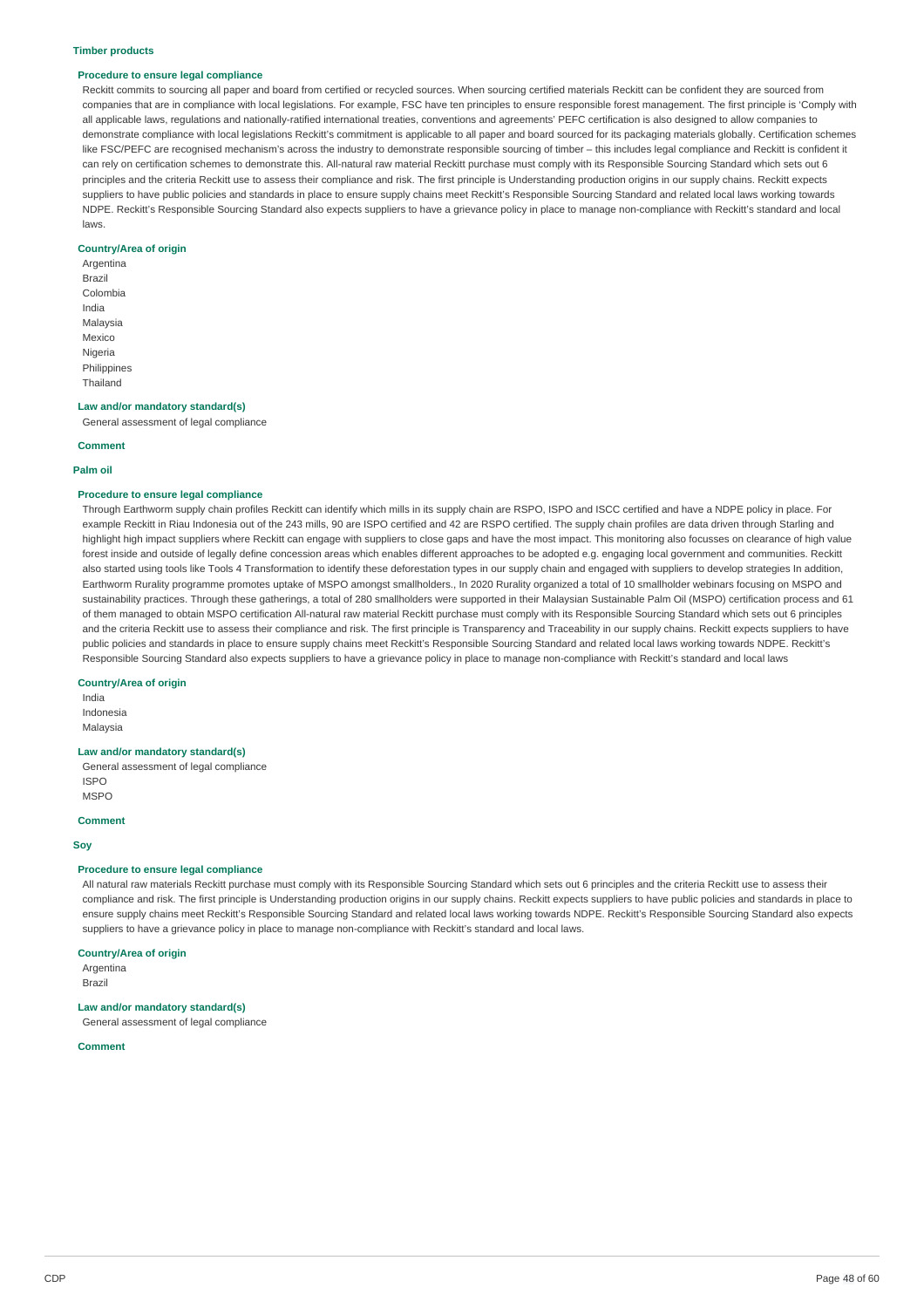### Timber products

#### Procedure to ensure legal compliance

Reckitt commits to sourcing all paper and board from certified or recycled sources. When sourcing certified materials Reckitt can be confident they are sourced from companies that are in compliance with local legislations. For example, FSC have ten principles to ensure responsible forest management. The first principle is 'Comply with all applicable laws, regulations and nationally-ratified international treaties, conventions and agreements' PEFC certification is also designed to allow companies to demonstrate compliance with local legislations Reckitt's commitment is applicable to all paper and board sourced for its packaging materials globally. Certification schemes like FSC/PEFC are recognised mechanism's across the industry to demonstrate responsible sourcing of timber – this includes legal compliance and Reckitt is confident it can rely on certification schemes to demonstrate this. All-natural raw material Reckitt purchase must comply with its Responsible Sourcing Standard which sets out 6 principles and the criteria Reckitt use to assess their compliance and risk. The first principle is Understanding production origins in our supply chains. Reckitt expects suppliers to have public policies and standards in place to ensure supply chains meet Reckitt's Responsible Sourcing Standard and related local laws working towards NDPE. Reckitt's Responsible Sourcing Standard also expects suppliers to have a grievance policy in place to manage non-compliance with Reckitt's standard and local laws.

#### Country/Area of origin

Argentina
Brazil
Colombia
India
Malaysia
Mexico
Nigeria
Philippines
Thailand

#### Law and/or mandatory standard(s)

General assessment of legal compliance

#### Comment

### Palm oil

#### Procedure to ensure legal compliance

Through Earthworm supply chain profiles Reckitt can identify which mills in its supply chain are RSPO, ISPO and ISCC certified and have a NDPE policy in place. For example Reckitt in Riau Indonesia out of the 243 mills, 90 are ISPO certified and 42 are RSPO certified. The supply chain profiles are data driven through Starling and highlight high impact suppliers where Reckitt can engage with suppliers to close gaps and have the most impact. This monitoring also focusses on clearance of high value forest inside and outside of legally define concession areas which enables different approaches to be adopted e.g. engaging local government and communities. Reckitt also started using tools like Tools 4 Transformation to identify these deforestation types in our supply chain and engaged with suppliers to develop strategies In addition, Earthworm Rurality programme promotes uptake of MSPO amongst smallholders., In 2020 Rurality organized a total of 10 smallholder webinars focusing on MSPO and sustainability practices. Through these gatherings, a total of 280 smallholders were supported in their Malaysian Sustainable Palm Oil (MSPO) certification process and 61 of them managed to obtain MSPO certification All-natural raw material Reckitt purchase must comply with its Responsible Sourcing Standard which sets out 6 principles and the criteria Reckitt use to assess their compliance and risk. The first principle is Transparency and Traceability in our supply chains. Reckitt expects suppliers to have public policies and standards in place to ensure supply chains meet Reckitt's Responsible Sourcing Standard and related local laws working towards NDPE. Reckitt's Responsible Sourcing Standard also expects suppliers to have a grievance policy in place to manage non-compliance with Reckitt's standard and local laws

#### Country/Area of origin

India
Indonesia
Malaysia

#### Law and/or mandatory standard(s)

General assessment of legal compliance
ISPO
MSPO

#### Comment

### Soy

#### Procedure to ensure legal compliance

All natural raw materials Reckitt purchase must comply with its Responsible Sourcing Standard which sets out 6 principles and the criteria Reckitt use to assess their compliance and risk. The first principle is Understanding production origins in our supply chains. Reckitt expects suppliers to have public policies and standards in place to ensure supply chains meet Reckitt's Responsible Sourcing Standard and related local laws working towards NDPE. Reckitt's Responsible Sourcing Standard also expects suppliers to have a grievance policy in place to manage non-compliance with Reckitt's standard and local laws.

#### Country/Area of origin

Argentina
Brazil

#### Law and/or mandatory standard(s)

General assessment of legal compliance

#### Comment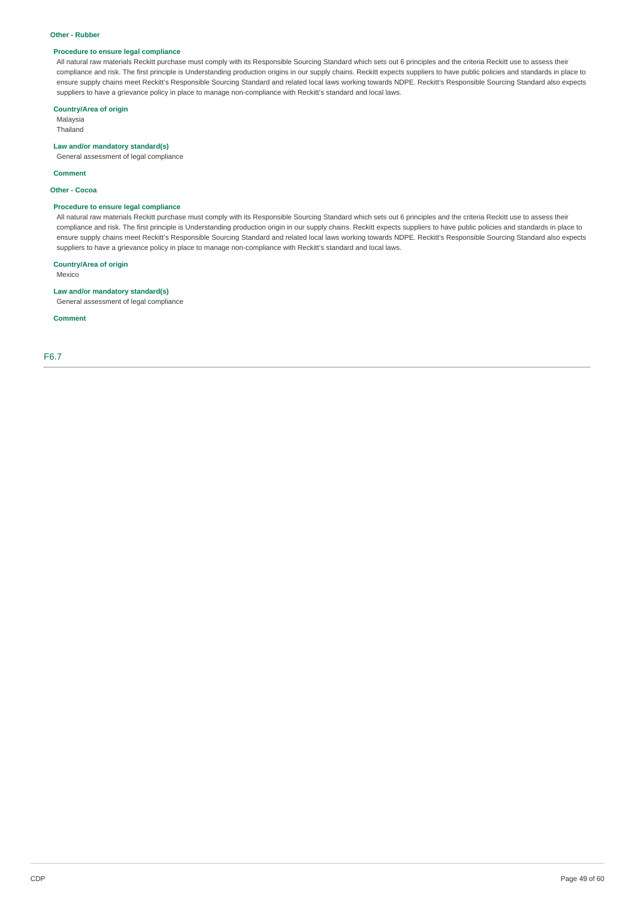**Other - Rubber**

**Procedure to ensure legal compliance**

All natural raw materials Reckitt purchase must comply with its Responsible Sourcing Standard which sets out 6 principles and the criteria Reckitt use to assess their compliance and risk. The first principle is Understanding production origins in our supply chains. Reckitt expects suppliers to have public policies and standards in place to ensure supply chains meet Reckitt's Responsible Sourcing Standard and related local laws working towards NDPE. Reckitt's Responsible Sourcing Standard also expects suppliers to have a grievance policy in place to manage non-compliance with Reckitt's standard and local laws.

**Country/Area of origin**

Malaysia
Thailand

**Law and/or mandatory standard(s)**

General assessment of legal compliance

**Comment**

**Other - Cocoa**

**Procedure to ensure legal compliance**

All natural raw materials Reckitt purchase must comply with its Responsible Sourcing Standard which sets out 6 principles and the criteria Reckitt use to assess their compliance and risk. The first principle is Understanding production origin in our supply chains. Reckitt expects suppliers to have public policies and standards in place to ensure supply chains meet Reckitt's Responsible Sourcing Standard and related local laws working towards NDPE. Reckitt's Responsible Sourcing Standard also expects suppliers to have a grievance policy in place to manage non-compliance with Reckitt's standard and local laws.

**Country/Area of origin**

Mexico

**Law and/or mandatory standard(s)**

General assessment of legal compliance

**Comment**

## F6.7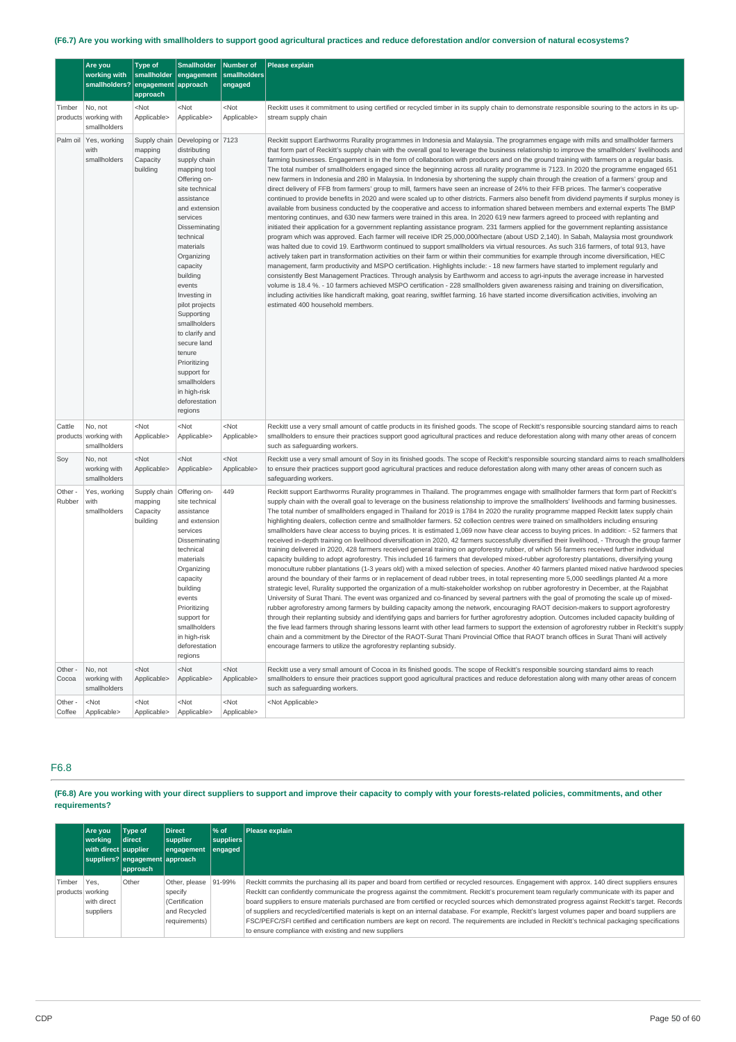### (F6.7) Are you working with smallholders to support good agricultural practices and reduce deforestation and/or conversion of natural ecosystems?

| | Are you working with smallholders? | Type of smallholder engagement approach | Smallholder engagement approach | Number of smallholders engaged | Please explain |
|---|---|---|---|---|---|
| Timber products | No, not working with smallholders | <Not Applicable> | <Not Applicable> | <Not Applicable> | Reckitt uses it commitment to using certified or recycled timber in its supply chain to demonstrate responsible souring to the actors in its up-stream supply chain |
| Palm oil | Yes, working with smallholders | Supply chain mapping<br>Capacity building | Developing or distributing supply chain mapping tool<br>Offering on-site technical assistance and extension services<br>Disseminating technical materials<br>Organizing capacity building events<br>Investing in pilot projects<br>Supporting smallholders to clarify and secure land tenure<br>Prioritizing support for smallholders in high-risk deforestation regions | 7123 | Reckitt support Earthworms Rurality programmes in Indonesia and Malaysia. The programmes engage with mills and smallholder farmers that form part of Reckitt's supply chain with the overall goal to leverage the business relationship to improve the smallholders' livelihoods and farming businesses. Engagement is in the form of collaboration with producers and on the ground training with farmers on a regular basis. The total number of smallholders engaged since the beginning across all rurality programme is 7123. In 2020 the programme engaged 651 new farmers in Indonesia and 280 in Malaysia. In Indonesia by shortening the supply chain through the creation of a farmers' group and direct delivery of FFB from farmers' group to mill, farmers have seen an increase of 24% to their FFB prices. The farmer's cooperative continued to provide benefits in 2020 and were scaled up to other districts. Farmers also benefit from dividend payments if surplus money is available from business conducted by the cooperative and access to information shared between members and external experts The BMP mentoring continues, and 630 new farmers were trained in this area. In 2020 619 new farmers agreed to proceed with replanting and initiated their application for a government replanting assistance program. 231 farmers applied for the government replanting assistance program which was approved. Each farmer will receive IDR 25,000,000/hectare (about USD 2,140). In Sabah, Malaysia most groundwork was halted due to covid 19. Earthworm continued to support smallholders via virtual resources. As such 316 farmers, of total 913, have actively taken part in transformation activities on their farm or within their communities for example through income diversification, HEC management, farm productivity and MSPO certification. Highlights include: - 18 new farmers have started to implement regularly and consistently Best Management Practices. Through analysis by Earthworm and access to agri-inputs the average increase in harvested volume is 18.4 %. - 10 farmers achieved MSPO certification - 228 smallholders given awareness raising and training on diversification, including activities like handicraft making, goat rearing, swiftlet farming. 16 have started income diversification activities, involving an estimated 400 household members. |
| Cattle products | No, not working with smallholders | <Not Applicable> | <Not Applicable> | <Not Applicable> | Reckitt use a very small amount of cattle products in its finished goods. The scope of Reckitt's responsible sourcing standard aims to reach smallholders to ensure their practices support good agricultural practices and reduce deforestation along with many other areas of concern such as safeguarding workers. |
| Soy | No, not working with smallholders | <Not Applicable> | <Not Applicable> | <Not Applicable> | Reckitt use a very small amount of Soy in its finished goods. The scope of Reckitt's responsible sourcing standard aims to reach smallholders to ensure their practices support good agricultural practices and reduce deforestation along with many other areas of concern such as safeguarding workers. |
| Other - Rubber | Yes, working with smallholders | Supply chain mapping<br>Capacity building | Offering on-site technical assistance and extension services<br>Disseminating technical materials<br>Organizing capacity building events<br>Prioritizing support for smallholders in high-risk deforestation regions | 449 | Reckitt support Earthworms Rurality programmes in Thailand. The programmes engage with smallholder farmers that form part of Reckitt's supply chain with the overall goal to leverage on the business relationship to improve the smallholders' livelihoods and farming businesses. The total number of smallholders engaged in Thailand for 2019 is 1784 In 2020 the rurality programme mapped Reckitt latex supply chain highlighting dealers, collection centre and smallholder farmers. 52 collection centres were trained on smallholders including ensuring smallholders have clear access to buying prices. It is estimated 1,069 now have clear access to buying prices. In addition: - 52 farmers that received in-depth training on livelihood diversification in 2020, 42 farmers successfully diversified their livelihood, - Through the group farmer training delivered in 2020, 428 farmers received general training on agroforestry rubber, of which 56 farmers received further individual capacity building to adopt agroforestry. This included 16 farmers that developed mixed-rubber agroforestry plantations, diversifying young monoculture rubber plantations (1-3 years old) with a mixed selection of species. Another 40 farmers planted mixed native hardwood species around the boundary of their farms or in replacement of dead rubber trees, in total representing more 5,000 seedlings planted At a more strategic level, Rurality supported the organization of a multi-stakeholder workshop on rubber agroforestry in December, at the Rajabhat University of Surat Thani. The event was organized and co-financed by several partners with the goal of promoting the scale up of mixed-rubber agroforestry among farmers by building capacity among the network, encouraging RAOT decision-makers to support agroforestry through their replanting subsidy and identifying gaps and barriers for further agroforestry adoption. Outcomes included capacity building of the five lead farmers through sharing lessons learnt with other lead farmers to support the extension of agroforestry rubber in Reckitt's supply chain and a commitment by the Director of the RAOT-Surat Thani Provincial Office that RAOT branch offices in Surat Thani will actively encourage farmers to utilize the agroforestry replanting subsidy. |
| Other - Cocoa | No, not working with smallholders | <Not Applicable> | <Not Applicable> | <Not Applicable> | Reckitt use a very small amount of Cocoa in its finished goods. The scope of Reckitt's responsible sourcing standard aims to reach smallholders to ensure their practices support good agricultural practices and reduce deforestation along with many other areas of concern such as safeguarding workers. |
| Other - Coffee | <Not Applicable> | <Not Applicable> | <Not Applicable> | <Not Applicable> | <Not Applicable> |

## F6.8

### (F6.8) Are you working with your direct suppliers to support and improve their capacity to comply with your forests-related policies, commitments, and other requirements?

| | Are you working with direct suppliers? | Type of direct supplier engagement approach | Direct supplier engagement approach | % of suppliers engaged | Please explain |
|---|---|---|---|---|---|
| Timber products | Yes, working with direct suppliers | Other | Other, please specify (Certification and Recycled requirements) | 91-99% | Reckitt commits the purchasing all its paper and board from certified or recycled resources. Engagement with approx. 140 direct suppliers ensures Reckitt can confidently communicate the progress against the commitment. Reckitt's procurement team regularly communicate with its paper and board suppliers to ensure materials purchased are from certified or recycled sources which demonstrated progress against Reckitt's target. Records of suppliers and recycled/certified materials is kept on an internal database. For example, Reckitt's largest volumes paper and board suppliers are FSC/PEFC/SFI certified and certification numbers are kept on record. The requirements are included in Reckitt's technical packaging specifications to ensure compliance with existing and new suppliers |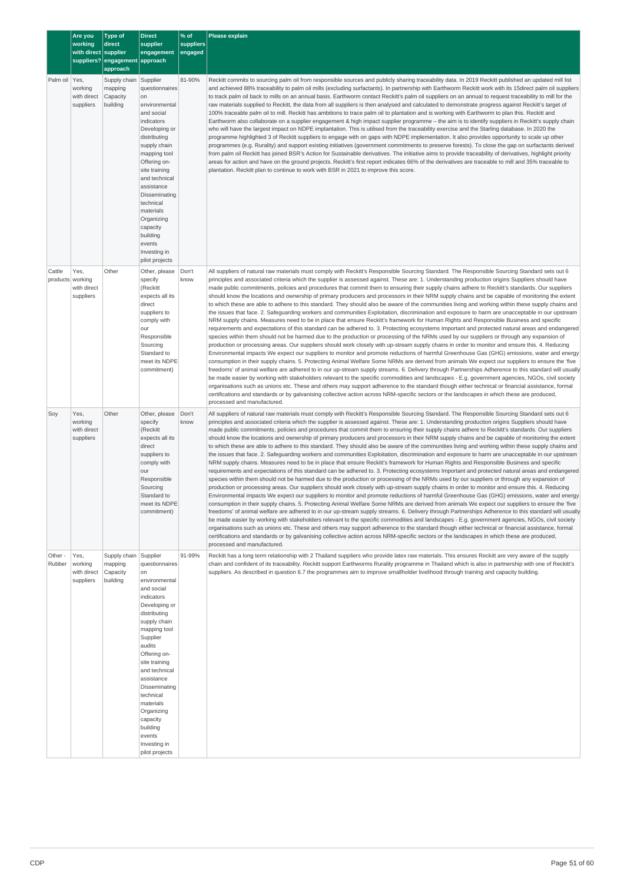| | Are you working with direct suppliers? | Type of direct supplier engagement approach | Direct supplier engagement approach | % of suppliers engaged | Please explain |
|---|---|---|---|---|---|
| Palm oil | Yes, working with direct suppliers | Supply chain mapping Capacity building | Supplier questionnaires on environmental and social indicators Developing or distributing supply chain mapping tool Offering on-site training and technical assistance Disseminating technical materials Organizing capacity building events Investing in pilot projects | 81-90% | Reckitt commits to sourcing palm oil from responsible sources and publicly sharing traceability data. In 2019 Reckitt published an updated mill list and achieved 88% traceability to palm oil mills (excluding surfactants). In partnership with Earthworm Reckitt work with its 15direct palm oil suppliers to track palm oil back to mills on an annual basis. Earthworm contact Reckitt's palm oil suppliers on an annual to request traceability to mill for the raw materials supplied to Reckitt, the data from all suppliers is then analysed and calculated to demonstrate progress against Reckitt's target of 100% traceable palm oil to mill. Reckitt has ambitions to trace palm oil to plantation and is working with Earthworm to plan this. Reckitt and Earthworm also collaborate on a supplier engagement & high impact supplier programme – the aim is to identify suppliers in Reckitt's supply chain who will have the largest impact on NDPE implantation. This is utilised from the traceability exercise and the Starling database. In 2020 the programme highlighted 3 of Reckitt suppliers to engage with on gaps with NDPE implementation. It also provides opportunity to scale up other programmes (e.g. Rurality) and support existing initiatives (government commitments to preserve forests). To close the gap on surfactants derived from palm oil Reckitt has joined BSR's Action for Sustainable derivatives. The initiative aims to provide traceability of derivatives, highlight priority areas for action and have on the ground projects. Reckitt's first report indicates 66% of the derivatives are traceable to mill and 35% traceable to plantation. Reckitt plan to continue to work with BSR in 2021 to improve this score. |
| Cattle products | Yes, working with direct suppliers | Other | Other, please specify (Reckitt expects all its direct suppliers to comply with our Responsible Sourcing Standard to meet its NDPE commitment) | Don't know | All suppliers of natural raw materials must comply with Reckitt's Responsible Sourcing Standard. The Responsible Sourcing Standard sets out 6 principles and associated criteria which the supplier is assessed against. These are: 1. Understanding production origins Suppliers should have made public commitments, policies and procedures that commit them to ensuring their supply chains adhere to Reckitt's standards. Our suppliers should know the locations and ownership of primary producers and processors in their NRM supply chains and be capable of monitoring the extent to which these are able to adhere to this standard. They should also be aware of the communities living and working within these supply chains and the issues that face. 2. Safeguarding workers and communities Exploitation, discrimination and exposure to harm are unacceptable in our upstream NRM supply chains. Measures need to be in place that ensure Reckitt's framework for Human Rights and Responsible Business and specific requirements and expectations of this standard can be adhered to. 3. Protecting ecosystems Important and protected natural areas and endangered species within them should not be harmed due to the production or processing of the NRMs used by our suppliers or through any expansion of production or processing areas. Our suppliers should work closely with up-stream supply chains in order to monitor and ensure this. 4. Reducing Environmental impacts We expect our suppliers to monitor and promote reductions of harmful Greenhouse Gas (GHG) emissions, water and energy consumption in their supply chains. 5. Protecting Animal Welfare Some NRMs are derived from animals We expect our suppliers to ensure the 'five freedoms' of animal welfare are adhered to in our up-stream supply streams. 6. Delivery through Partnerships Adherence to this standard will usually be made easier by working with stakeholders relevant to the specific commodities and landscapes - E.g. government agencies, NGOs, civil society organisations such as unions etc. These and others may support adherence to the standard though either technical or financial assistance, formal certifications and standards or by galvanising collective action across NRM-specific sectors or the landscapes in which these are produced, processed and manufactured. |
| Soy | Yes, working with direct suppliers | Other | Other, please specify (Reckitt expects all its direct suppliers to comply with our Responsible Sourcing Standard to meet its NDPE commitment) | Don't know | All suppliers of natural raw materials must comply with Reckitt's Responsible Sourcing Standard. The Responsible Sourcing Standard sets out 6 principles and associated criteria which the supplier is assessed against. These are: 1. Understanding production origins Suppliers should have made public commitments, policies and procedures that commit them to ensuring their supply chains adhere to Reckitt's standards. Our suppliers should know the locations and ownership of primary producers and processors in their NRM supply chains and be capable of monitoring the extent to which these are able to adhere to this standard. They should also be aware of the communities living and working within these supply chains and the issues that face. 2. Safeguarding workers and communities Exploitation, discrimination and exposure to harm are unacceptable in our upstream NRM supply chains. Measures need to be in place that ensure Reckitt's framework for Human Rights and Responsible Business and specific requirements and expectations of this standard can be adhered to. 3. Protecting ecosystems Important and protected natural areas and endangered species within them should not be harmed due to the production or processing of the NRMs used by our suppliers or through any expansion of production or processing areas. Our suppliers should work closely with up-stream supply chains in order to monitor and ensure this. 4. Reducing Environmental impacts We expect our suppliers to monitor and promote reductions of harmful Greenhouse Gas (GHG) emissions, water and energy consumption in their supply chains. 5. Protecting Animal Welfare Some NRMs are derived from animals We expect our suppliers to ensure the 'five freedoms' of animal welfare are adhered to in our up-stream supply streams. 6. Delivery through Partnerships Adherence to this standard will usually be made easier by working with stakeholders relevant to the specific commodities and landscapes - E.g. government agencies, NGOs, civil society organisations such as unions etc. These and others may support adherence to the standard though either technical or financial assistance, formal certifications and standards or by galvanising collective action across NRM-specific sectors or the landscapes in which these are produced, processed and manufactured. |
| Other - Rubber | Yes, working with direct suppliers | Supply chain mapping Capacity building | Supplier questionnaires on environmental and social indicators Developing or distributing supply chain mapping tool Supplier audits Offering on-site training and technical assistance Disseminating technical materials Organizing capacity building events Investing in pilot projects | 91-99% | Reckitt has a long term relationship with 2 Thailand suppliers who provide latex raw materials. This ensures Reckitt are very aware of the supply chain and confident of its traceability. Reckitt support Earthworms Rurality programme in Thailand which is also in partnership with one of Reckitt's suppliers. As described in question 6.7 the programmes aim to improve smallholder livelihood through training and capacity building. |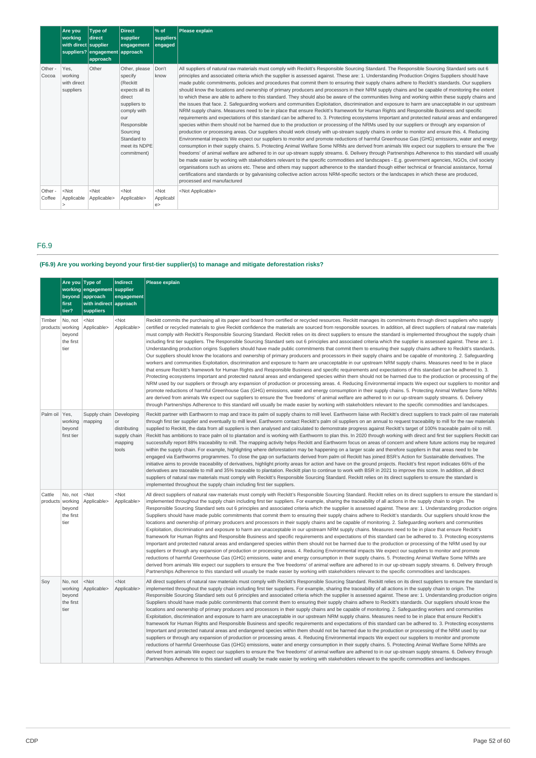| | Are you working with direct suppliers? | Type of direct supplier engagement approach | Direct supplier engagement approach | % of suppliers engaged | Please explain |
|---|---|---|---|---|---|
| Other - Cocoa | Yes, working with direct suppliers | Other | Other, please specify (Reckitt expects all its direct suppliers to comply with our Responsible Sourcing Standard to meet its NDPE commitment) | Don't know | All suppliers of natural raw materials must comply with Reckitt's Responsible Sourcing Standard. The Responsible Sourcing Standard sets out 6 principles and associated criteria which the supplier is assessed against. These are: 1. Understanding Production Origins Suppliers should have made public commitments, policies and procedures that commit them to ensuring their supply chains adhere to Reckitt's standards. Our suppliers should know the locations and ownership of primary producers and processors in their NRM supply chains and be capable of monitoring the extent to which these are able to adhere to this standard. They should also be aware of the communities living and working within these supply chains and the issues that face. 2. Safeguarding workers and communities Exploitation, discrimination and exposure to harm are unacceptable in our upstream NRM supply chains. Measures need to be in place that ensure Reckitt's framework for Human Rights and Responsible Business and specific requirements and expectations of this standard can be adhered to. 3. Protecting ecosystems Important and protected natural areas and endangered species within them should not be harmed due to the production or processing of the NRMs used by our suppliers or through any expansion of production or processing areas. Our suppliers should work closely with up-stream supply chains in order to monitor and ensure this. 4. Reducing Environmental impacts We expect our suppliers to monitor and promote reductions of harmful Greenhouse Gas (GHG) emissions, water and energy consumption in their supply chains. 5. Protecting Animal Welfare Some NRMs are derived from animals We expect our suppliers to ensure the 'five freedoms' of animal welfare are adhered to in our up-stream supply streams. 6. Delivery through Partnerships Adherence to this standard will usually be made easier by working with stakeholders relevant to the specific commodities and landscapes - E.g. government agencies, NGOs, civil society organisations such as unions etc. These and others may support adherence to the standard though either technical or financial assistance, formal certifications and standards or by galvanising collective action across NRM-specific sectors or the landscapes in which these are produced, processed and manufactured |
| Other - Coffee | <Not Applicable> | <Not Applicable> | <Not Applicable> | <Not Applicable> | <Not Applicable> |

## F6.9

**(F6.9) Are you working beyond your first-tier supplier(s) to manage and mitigate deforestation risks?**

| | Are you working beyond first tier? | Type of engagement approach with indirect suppliers | Indirect supplier engagement approach | Please explain |
|---|---|---|---|---|
| Timber products | No, not working beyond the first tier | <Not Applicable> | <Not Applicable> | Reckitt commits the purchasing all its paper and board from certified or recycled resources. Reckitt manages its commitments through direct suppliers who supply certified or recycled materials to give Reckitt confidence the materials are sourced from responsible sources. In addition, all direct suppliers of natural raw materials must comply with Reckitt's Responsible Sourcing Standard. Reckitt relies on its direct suppliers to ensure the standard is implemented throughout the supply chain including first tier suppliers. The Responsible Sourcing Standard sets out 6 principles and associated criteria which the supplier is assessed against. These are: 1. Understanding production origins Suppliers should have made public commitments that commit them to ensuring their supply chains adhere to Reckitt's standards. Our suppliers should know the locations and ownership of primary producers and processors in their supply chains and be capable of monitoring. 2. Safeguarding workers and communities Exploitation, discrimination and exposure to harm are unacceptable in our upstream NRM supply chains. Measures need to be in place that ensure Reckitt's framework for Human Rights and Responsible Business and specific requirements and expectations of this standard can be adhered to. 3. Protecting ecosystems Important and protected natural areas and endangered species within them should not be harmed due to the production or processing of the NRM used by our suppliers or through any expansion of production or processing areas. 4. Reducing Environmental impacts We expect our suppliers to monitor and promote reductions of harmful Greenhouse Gas (GHG) emissions, water and energy consumption in their supply chains. 5. Protecting Animal Welfare Some NRMs are derived from animals We expect our suppliers to ensure the 'five freedoms' of animal welfare are adhered to in our up-stream supply streams. 6. Delivery through Partnerships Adherence to this standard will usually be made easier by working with stakeholders relevant to the specific commodities and landscapes. |
| Palm oil | Yes, working beyond first tier | Supply chain mapping | Developing or distributing supply chain mapping tools | Reckitt partner with Earthworm to map and trace its palm oil supply chains to mill level. Earthworm liaise with Reckitt's direct suppliers to track palm oil raw materials through first tier supplier and eventually to mill level. Earthworm contact Reckitt's palm oil suppliers on an annual to request traceability to mill for the raw materials supplied to Reckitt, the data from all suppliers is then analysed and calculated to demonstrate progress against Reckitt's target of 100% traceable palm oil to mill. Reckitt has ambitions to trace palm oil to plantation and is working with Earthworm to plan this. In 2020 through working with direct and first tier suppliers Reckitt can successfully report 88% traceability to mill. The mapping activity helps Reckitt and Earthworm focus on areas of concern and where future actions may be required within the supply chain. For example, highlighting where deforestation may be happening on a larger scale and therefore suppliers in that areas need to be engaged via Earthworms programmes. To close the gap on surfactants derived from palm oil Reckitt has joined BSR's Action for Sustainable derivatives. The initiative aims to provide traceability of derivatives, highlight priority areas for action and have on the ground projects. Reckitt's first report indicates 66% of the derivatives are traceable to mill and 35% traceable to plantation. Reckitt plan to continue to work with BSR in 2021 to improve this score. In addition, all direct suppliers of natural raw materials must comply with Reckitt's Responsible Sourcing Standard. Reckitt relies on its direct suppliers to ensure the standard is implemented throughout the supply chain including first tier suppliers. |
| Cattle products | No, not working beyond the first tier | <Not Applicable> | <Not Applicable> | All direct suppliers of natural raw materials must comply with Reckitt's Responsible Sourcing Standard. Reckitt relies on its direct suppliers to ensure the standard is implemented throughout the supply chain including first tier suppliers. For example, sharing the traceability of all actions in the supply chain to origin. The Responsible Sourcing Standard sets out 6 principles and associated criteria which the supplier is assessed against. These are: 1. Understanding production origins Suppliers should have made public commitments that commit them to ensuring their supply chains adhere to Reckitt's standards. Our suppliers should know the locations and ownership of primary producers and processors in their supply chains and be capable of monitoring. 2. Safeguarding workers and communities Exploitation, discrimination and exposure to harm are unacceptable in our upstream NRM supply chains. Measures need to be in place that ensure Reckitt's framework for Human Rights and Responsible Business and specific requirements and expectations of this standard can be adhered to. 3. Protecting ecosystems Important and protected natural areas and endangered species within them should not be harmed due to the production or processing of the NRM used by our suppliers or through any expansion of production or processing areas. 4. Reducing Environmental impacts We expect our suppliers to monitor and promote reductions of harmful Greenhouse Gas (GHG) emissions, water and energy consumption in their supply chains. 5. Protecting Animal Welfare Some NRMs are derived from animals We expect our suppliers to ensure the 'five freedoms' of animal welfare are adhered to in our up-stream supply streams. 6. Delivery through Partnerships Adherence to this standard will usually be made easier by working with stakeholders relevant to the specific commodities and landscapes. |
| Soy | No, not working beyond the first tier | <Not Applicable> | <Not Applicable> | All direct suppliers of natural raw materials must comply with Reckitt's Responsible Sourcing Standard. Reckitt relies on its direct suppliers to ensure the standard is implemented throughout the supply chain including first tier suppliers. For example, sharing the traceability of all actions in the supply chain to origin. The Responsible Sourcing Standard sets out 6 principles and associated criteria which the supplier is assessed against. These are: 1. Understanding production origins Suppliers should have made public commitments that commit them to ensuring their supply chains adhere to Reckitt's standards. Our suppliers should know the locations and ownership of primary producers and processors in their supply chains and be capable of monitoring. 2. Safeguarding workers and communities Exploitation, discrimination and exposure to harm are unacceptable in our upstream NRM supply chains. Measures need to be in place that ensure Reckitt's framework for Human Rights and Responsible Business and specific requirements and expectations of this standard can be adhered to. 3. Protecting ecosystems Important and protected natural areas and endangered species within them should not be harmed due to the production or processing of the NRM used by our suppliers or through any expansion of production or processing areas. 4. Reducing Environmental impacts We expect our suppliers to monitor and promote reductions of harmful Greenhouse Gas (GHG) emissions, water and energy consumption in their supply chains. 5. Protecting Animal Welfare Some NRMs are derived from animals We expect our suppliers to ensure the 'five freedoms' of animal welfare are adhered to in our up-stream supply streams. 6. Delivery through Partnerships Adherence to this standard will usually be made easier by working with stakeholders relevant to the specific commodities and landscapes. |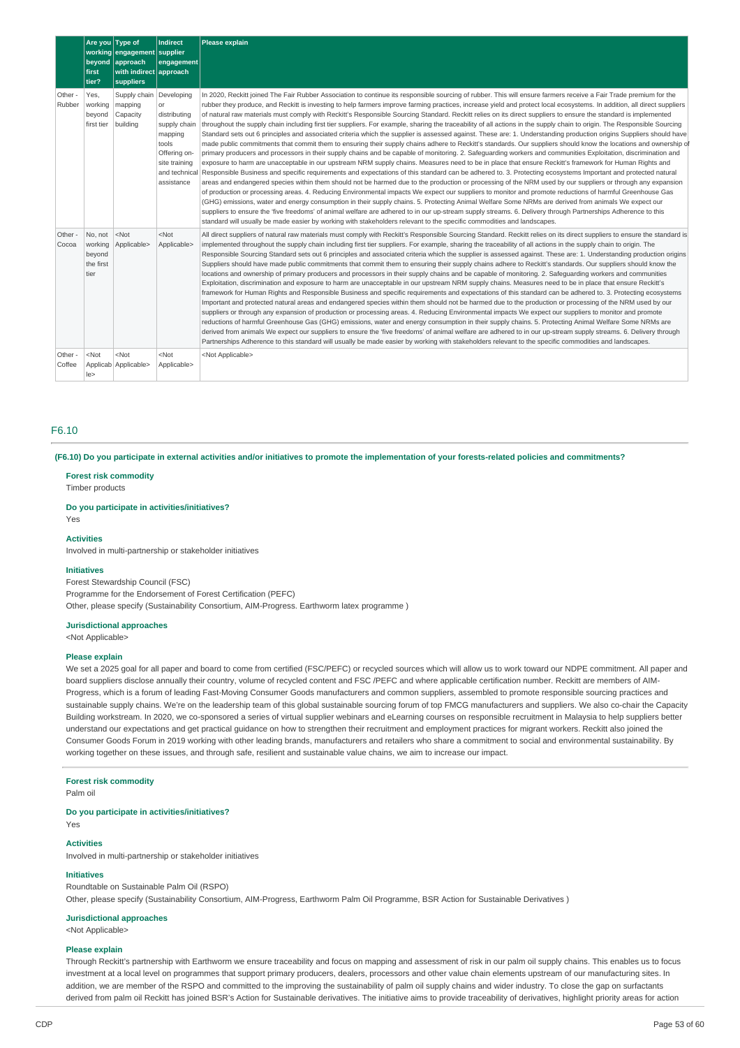| | Are you working beyond first tier? | Type of engagement approach with indirect suppliers | Indirect supplier engagement approach | Please explain |
|---|---|---|---|---|
| Other - Rubber | Yes, working beyond first tier | Supply chain mapping Capacity building | Developing or distributing supply chain mapping tools Offering on-site training and technical assistance | In 2020, Reckitt joined The Fair Rubber Association to continue its responsible sourcing of rubber. This will ensure farmers receive a Fair Trade premium for the rubber they produce, and Reckitt is investing to help farmers improve farming practices, increase yield and protect local ecosystems. In addition, all direct suppliers of natural raw materials must comply with Reckitt's Responsible Sourcing Standard. Reckitt relies on its direct suppliers to ensure the standard is implemented throughout the supply chain including first tier suppliers. For example, sharing the traceability of all actions in the supply chain to origin. The Responsible Sourcing Standard sets out 6 principles and associated criteria which the supplier is assessed against. These are: 1. Understanding production origins Suppliers should have made public commitments that commit them to ensuring their supply chains adhere to Reckitt's standards. Our suppliers should know the locations and ownership of primary producers and processors in their supply chains and be capable of monitoring. 2. Safeguarding workers and communities Exploitation, discrimination and exposure to harm are unacceptable in our upstream NRM supply chains. Measures need to be in place that ensure Reckitt's framework for Human Rights and Responsible Business and specific requirements and expectations of this standard can be adhered to. 3. Protecting ecosystems Important and protected natural areas and endangered species within them should not be harmed due to the production or processing of the NRM used by our suppliers or through any expansion of production or processing areas. 4. Reducing Environmental impacts We expect our suppliers to monitor and promote reductions of harmful Greenhouse Gas (GHG) emissions, water and energy consumption in their supply chains. 5. Protecting Animal Welfare Some NRMs are derived from animals We expect our suppliers to ensure the 'five freedoms' of animal welfare are adhered to in our up-stream supply streams. 6. Delivery through Partnerships Adherence to this standard will usually be made easier by working with stakeholders relevant to the specific commodities and landscapes. |
| Other - Cocoa | No, not working beyond the first tier | <Not Applicable> | <Not Applicable> | All direct suppliers of natural raw materials must comply with Reckitt's Responsible Sourcing Standard. Reckitt relies on its direct suppliers to ensure the standard is implemented throughout the supply chain including first tier suppliers. For example, sharing the traceability of all actions in the supply chain to origin. The Responsible Sourcing Standard sets out 6 principles and associated criteria which the supplier is assessed against. These are: 1. Understanding production origins Suppliers should have made public commitments that commit them to ensuring their supply chains adhere to Reckitt's standards. Our suppliers should know the locations and ownership of primary producers and processors in their supply chains and be capable of monitoring. 2. Safeguarding workers and communities Exploitation, discrimination and exposure to harm are unacceptable in our upstream NRM supply chains. Measures need to be in place that ensure Reckitt's framework for Human Rights and Responsible Business and specific requirements and expectations of this standard can be adhered to. 3. Protecting ecosystems Important and protected natural areas and endangered species within them should not be harmed due to the production or processing of the NRM used by our suppliers or through any expansion of production or processing areas. 4. Reducing Environmental impacts We expect our suppliers to monitor and promote reductions of harmful Greenhouse Gas (GHG) emissions, water and energy consumption in their supply chains. 5. Protecting Animal Welfare Some NRMs are derived from animals We expect our suppliers to ensure the 'five freedoms' of animal welfare are adhered to in our up-stream supply streams. 6. Delivery through Partnerships Adherence to this standard will usually be made easier by working with stakeholders relevant to the specific commodities and landscapes. |
| Other - Coffee | <Not Applicable> | <Not Applicable> | <Not Applicable> | <Not Applicable> |

## F6.10

**(F6.10) Do you participate in external activities and/or initiatives to promote the implementation of your forests-related policies and commitments?**

**Forest risk commodity**
Timber products

**Do you participate in activities/initiatives?**
Yes

**Activities**
Involved in multi-partnership or stakeholder initiatives

**Initiatives**
Forest Stewardship Council (FSC)
Programme for the Endorsement of Forest Certification (PEFC)
Other, please specify (Sustainability Consortium, AIM-Progress. Earthworm latex programme )

**Jurisdictional approaches**
<Not Applicable>

**Please explain**
We set a 2025 goal for all paper and board to come from certified (FSC/PEFC) or recycled sources which will allow us to work toward our NDPE commitment. All paper and board suppliers disclose annually their country, volume of recycled content and FSC /PEFC and where applicable certification number. Reckitt are members of AIM-Progress, which is a forum of leading Fast-Moving Consumer Goods manufacturers and common suppliers, assembled to promote responsible sourcing practices and sustainable supply chains. We're on the leadership team of this global sustainable sourcing forum of top FMCG manufacturers and suppliers. We also co-chair the Capacity Building workstream. In 2020, we co-sponsored a series of virtual supplier webinars and eLearning courses on responsible recruitment in Malaysia to help suppliers better understand our expectations and get practical guidance on how to strengthen their recruitment and employment practices for migrant workers. Reckitt also joined the Consumer Goods Forum in 2019 working with other leading brands, manufacturers and retailers who share a commitment to social and environmental sustainability. By working together on these issues, and through safe, resilient and sustainable value chains, we aim to increase our impact.

**Forest risk commodity**
Palm oil

**Do you participate in activities/initiatives?**
Yes

**Activities**
Involved in multi-partnership or stakeholder initiatives

**Initiatives**
Roundtable on Sustainable Palm Oil (RSPO)
Other, please specify (Sustainability Consortium, AIM-Progress, Earthworm Palm Oil Programme, BSR Action for Sustainable Derivatives )

**Jurisdictional approaches**
<Not Applicable>

**Please explain**
Through Reckitt's partnership with Earthworm we ensure traceability and focus on mapping and assessment of risk in our palm oil supply chains. This enables us to focus investment at a local level on programmes that support primary producers, dealers, processors and other value chain elements upstream of our manufacturing sites. In addition, we are member of the RSPO and committed to the improving the sustainability of palm oil supply chains and wider industry. To close the gap on surfactants derived from palm oil Reckitt has joined BSR's Action for Sustainable derivatives. The initiative aims to provide traceability of derivatives, highlight priority areas for action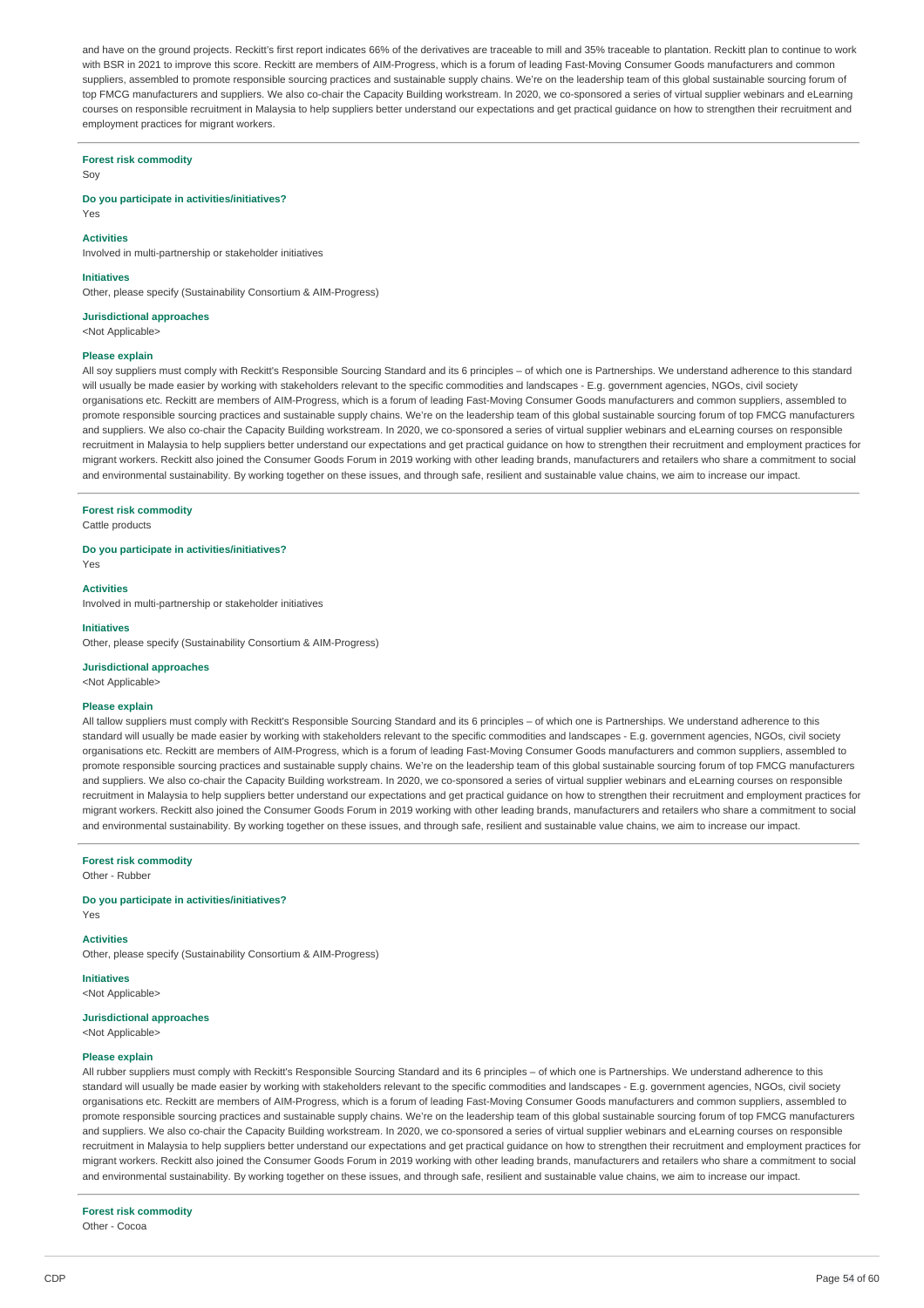and have on the ground projects. Reckitt's first report indicates 66% of the derivatives are traceable to mill and 35% traceable to plantation. Reckitt plan to continue to work with BSR in 2021 to improve this score. Reckitt are members of AIM-Progress, which is a forum of leading Fast-Moving Consumer Goods manufacturers and common suppliers, assembled to promote responsible sourcing practices and sustainable supply chains. We're on the leadership team of this global sustainable sourcing forum of top FMCG manufacturers and suppliers. We also co-chair the Capacity Building workstream. In 2020, we co-sponsored a series of virtual supplier webinars and eLearning courses on responsible recruitment in Malaysia to help suppliers better understand our expectations and get practical guidance on how to strengthen their recruitment and employment practices for migrant workers.

---

**Forest risk commodity**

Soy

**Do you participate in activities/initiatives?**

Yes

**Activities**

Involved in multi-partnership or stakeholder initiatives

**Initiatives**

Other, please specify (Sustainability Consortium & AIM-Progress)

**Jurisdictional approaches**

<Not Applicable>

**Please explain**

All soy suppliers must comply with Reckitt's Responsible Sourcing Standard and its 6 principles – of which one is Partnerships. We understand adherence to this standard will usually be made easier by working with stakeholders relevant to the specific commodities and landscapes - E.g. government agencies, NGOs, civil society organisations etc. Reckitt are members of AIM-Progress, which is a forum of leading Fast-Moving Consumer Goods manufacturers and common suppliers, assembled to promote responsible sourcing practices and sustainable supply chains. We're on the leadership team of this global sustainable sourcing forum of top FMCG manufacturers and suppliers. We also co-chair the Capacity Building workstream. In 2020, we co-sponsored a series of virtual supplier webinars and eLearning courses on responsible recruitment in Malaysia to help suppliers better understand our expectations and get practical guidance on how to strengthen their recruitment and employment practices for migrant workers. Reckitt also joined the Consumer Goods Forum in 2019 working with other leading brands, manufacturers and retailers who share a commitment to social and environmental sustainability. By working together on these issues, and through safe, resilient and sustainable value chains, we aim to increase our impact.

---

**Forest risk commodity**

Cattle products

**Do you participate in activities/initiatives?**

Yes

**Activities**

Involved in multi-partnership or stakeholder initiatives

**Initiatives**

Other, please specify (Sustainability Consortium & AIM-Progress)

**Jurisdictional approaches**

<Not Applicable>

**Please explain**

All tallow suppliers must comply with Reckitt's Responsible Sourcing Standard and its 6 principles – of which one is Partnerships. We understand adherence to this standard will usually be made easier by working with stakeholders relevant to the specific commodities and landscapes - E.g. government agencies, NGOs, civil society organisations etc. Reckitt are members of AIM-Progress, which is a forum of leading Fast-Moving Consumer Goods manufacturers and common suppliers, assembled to promote responsible sourcing practices and sustainable supply chains. We're on the leadership team of this global sustainable sourcing forum of top FMCG manufacturers and suppliers. We also co-chair the Capacity Building workstream. In 2020, we co-sponsored a series of virtual supplier webinars and eLearning courses on responsible recruitment in Malaysia to help suppliers better understand our expectations and get practical guidance on how to strengthen their recruitment and employment practices for migrant workers. Reckitt also joined the Consumer Goods Forum in 2019 working with other leading brands, manufacturers and retailers who share a commitment to social and environmental sustainability. By working together on these issues, and through safe, resilient and sustainable value chains, we aim to increase our impact.

---

**Forest risk commodity**

Other - Rubber

**Do you participate in activities/initiatives?**

Yes

**Activities**

Other, please specify (Sustainability Consortium & AIM-Progress)

**Initiatives**

<Not Applicable>

**Jurisdictional approaches**

<Not Applicable>

**Please explain**

All rubber suppliers must comply with Reckitt's Responsible Sourcing Standard and its 6 principles – of which one is Partnerships. We understand adherence to this standard will usually be made easier by working with stakeholders relevant to the specific commodities and landscapes - E.g. government agencies, NGOs, civil society organisations etc. Reckitt are members of AIM-Progress, which is a forum of leading Fast-Moving Consumer Goods manufacturers and common suppliers, assembled to promote responsible sourcing practices and sustainable supply chains. We're on the leadership team of this global sustainable sourcing forum of top FMCG manufacturers and suppliers. We also co-chair the Capacity Building workstream. In 2020, we co-sponsored a series of virtual supplier webinars and eLearning courses on responsible recruitment in Malaysia to help suppliers better understand our expectations and get practical guidance on how to strengthen their recruitment and employment practices for migrant workers. Reckitt also joined the Consumer Goods Forum in 2019 working with other leading brands, manufacturers and retailers who share a commitment to social and environmental sustainability. By working together on these issues, and through safe, resilient and sustainable value chains, we aim to increase our impact.

---

**Forest risk commodity**

Other - Cocoa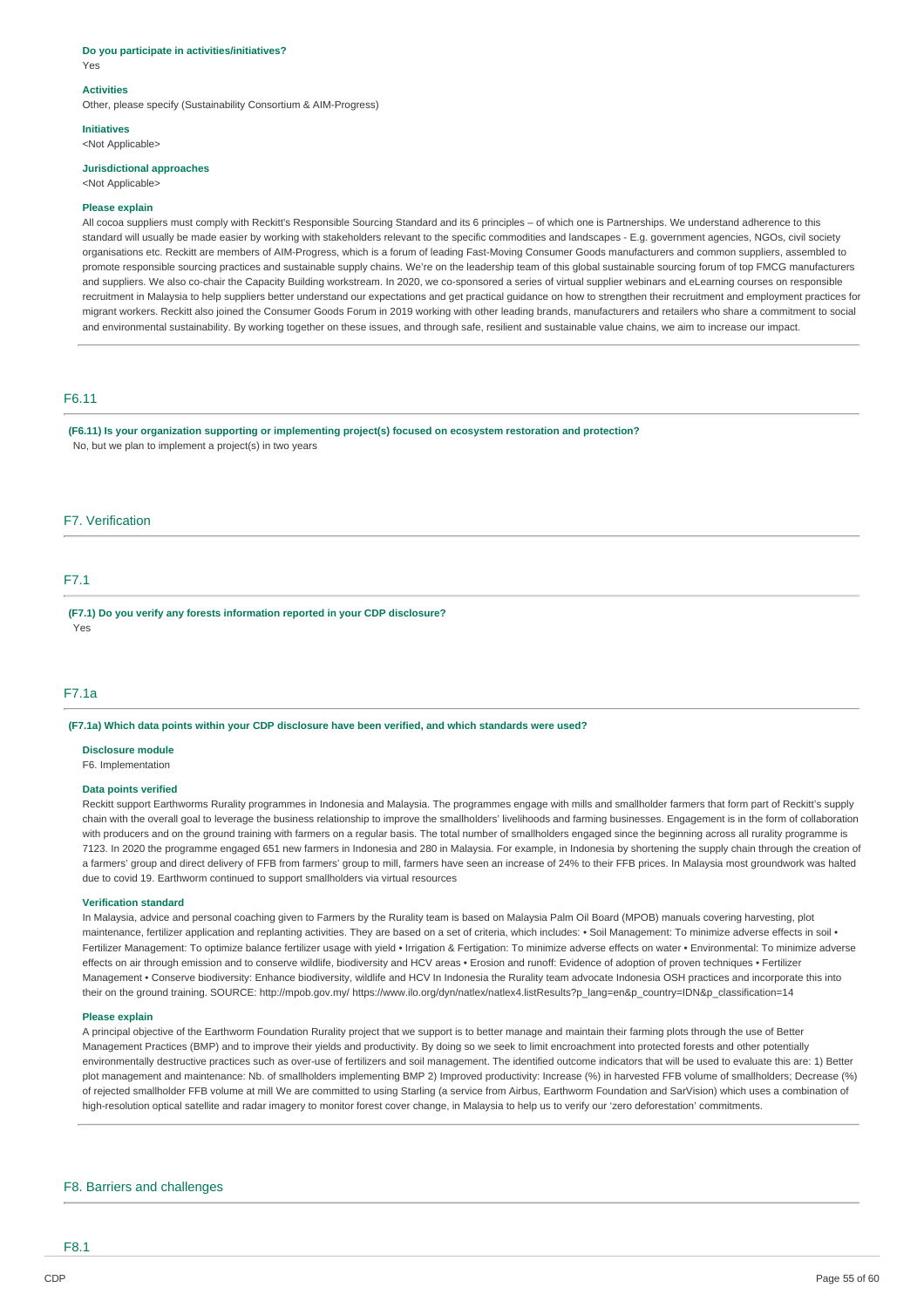**Do you participate in activities/initiatives?**

Yes

**Activities**

Other, please specify (Sustainability Consortium & AIM-Progress)

**Initiatives**

<Not Applicable>

**Jurisdictional approaches**

<Not Applicable>

**Please explain**

All cocoa suppliers must comply with Reckitt's Responsible Sourcing Standard and its 6 principles – of which one is Partnerships. We understand adherence to this standard will usually be made easier by working with stakeholders relevant to the specific commodities and landscapes - E.g. government agencies, NGOs, civil society organisations etc. Reckitt are members of AIM-Progress, which is a forum of leading Fast-Moving Consumer Goods manufacturers and common suppliers, assembled to promote responsible sourcing practices and sustainable supply chains. We're on the leadership team of this global sustainable sourcing forum of top FMCG manufacturers and suppliers. We also co-chair the Capacity Building workstream. In 2020, we co-sponsored a series of virtual supplier webinars and eLearning courses on responsible recruitment in Malaysia to help suppliers better understand our expectations and get practical guidance on how to strengthen their recruitment and employment practices for migrant workers. Reckitt also joined the Consumer Goods Forum in 2019 working with other leading brands, manufacturers and retailers who share a commitment to social and environmental sustainability. By working together on these issues, and through safe, resilient and sustainable value chains, we aim to increase our impact.

## F6.11

**(F6.11) Is your organization supporting or implementing project(s) focused on ecosystem restoration and protection?**

No, but we plan to implement a project(s) in two years

# F7. Verification

## F7.1

**(F7.1) Do you verify any forests information reported in your CDP disclosure?**

Yes

## F7.1a

**(F7.1a) Which data points within your CDP disclosure have been verified, and which standards were used?**

**Disclosure module**

F6. Implementation

**Data points verified**

Reckitt support Earthworms Rurality programmes in Indonesia and Malaysia. The programmes engage with mills and smallholder farmers that form part of Reckitt's supply chain with the overall goal to leverage the business relationship to improve the smallholders' livelihoods and farming businesses. Engagement is in the form of collaboration with producers and on the ground training with farmers on a regular basis. The total number of smallholders engaged since the beginning across all rurality programme is 7123. In 2020 the programme engaged 651 new farmers in Indonesia and 280 in Malaysia. For example, in Indonesia by shortening the supply chain through the creation of a farmers' group and direct delivery of FFB from farmers' group to mill, farmers have seen an increase of 24% to their FFB prices. In Malaysia most groundwork was halted due to covid 19. Earthworm continued to support smallholders via virtual resources

**Verification standard**

In Malaysia, advice and personal coaching given to Farmers by the Rurality team is based on Malaysia Palm Oil Board (MPOB) manuals covering harvesting, plot maintenance, fertilizer application and replanting activities. They are based on a set of criteria, which includes: • Soil Management: To minimize adverse effects in soil • Fertilizer Management: To optimize balance fertilizer usage with yield • Irrigation & Fertigation: To minimize adverse effects on water • Environmental: To minimize adverse effects on air through emission and to conserve wildlife, biodiversity and HCV areas • Erosion and runoff: Evidence of adoption of proven techniques • Fertilizer Management • Conserve biodiversity: Enhance biodiversity, wildlife and HCV In Indonesia the Rurality team advocate Indonesia OSH practices and incorporate this into their on the ground training. SOURCE: http://mpob.gov.my/ https://www.ilo.org/dyn/natlex/natlex4.listResults?p_lang=en&p_country=IDN&p_classification=14

**Please explain**

A principal objective of the Earthworm Foundation Rurality project that we support is to better manage and maintain their farming plots through the use of Better Management Practices (BMP) and to improve their yields and productivity. By doing so we seek to limit encroachment into protected forests and other potentially environmentally destructive practices such as over-use of fertilizers and soil management. The identified outcome indicators that will be used to evaluate this are: 1) Better plot management and maintenance: Nb. of smallholders implementing BMP 2) Improved productivity: Increase (%) in harvested FFB volume of smallholders; Decrease (%) of rejected smallholder FFB volume at mill We are committed to using Starling (a service from Airbus, Earthworm Foundation and SarVision) which uses a combination of high-resolution optical satellite and radar imagery to monitor forest cover change, in Malaysia to help us to verify our 'zero deforestation' commitments.

# F8. Barriers and challenges

## F8.1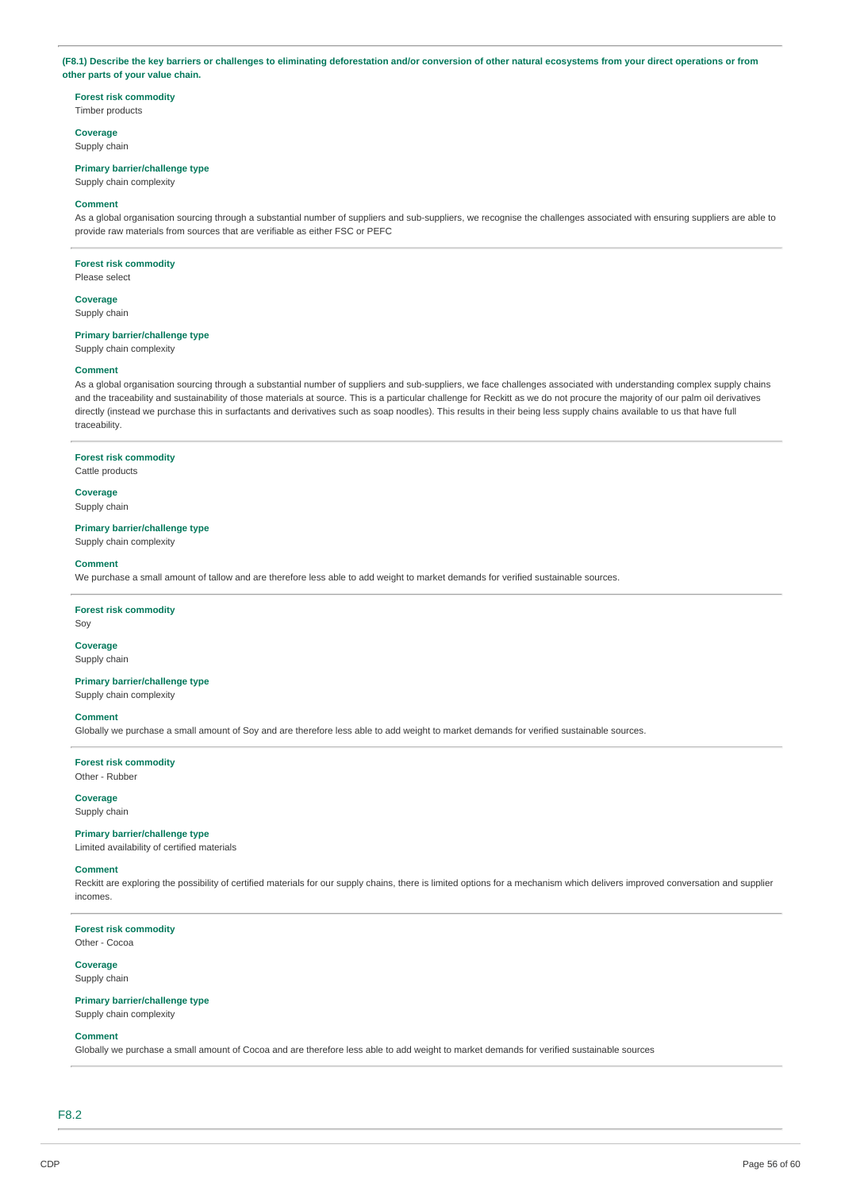**(F8.1) Describe the key barriers or challenges to eliminating deforestation and/or conversion of other natural ecosystems from your direct operations or from other parts of your value chain.**

**Forest risk commodity**
Timber products

**Coverage**
Supply chain

**Primary barrier/challenge type**
Supply chain complexity

**Comment**
As a global organisation sourcing through a substantial number of suppliers and sub-suppliers, we recognise the challenges associated with ensuring suppliers are able to provide raw materials from sources that are verifiable as either FSC or PEFC

---

**Forest risk commodity**
Please select

**Coverage**
Supply chain

**Primary barrier/challenge type**
Supply chain complexity

**Comment**
As a global organisation sourcing through a substantial number of suppliers and sub-suppliers, we face challenges associated with understanding complex supply chains and the traceability and sustainability of those materials at source. This is a particular challenge for Reckitt as we do not procure the majority of our palm oil derivatives directly (instead we purchase this in surfactants and derivatives such as soap noodles). This results in their being less supply chains available to us that have full traceability.

---

**Forest risk commodity**
Cattle products

**Coverage**
Supply chain

**Primary barrier/challenge type**
Supply chain complexity

**Comment**
We purchase a small amount of tallow and are therefore less able to add weight to market demands for verified sustainable sources.

---

**Forest risk commodity**
Soy

**Coverage**
Supply chain

**Primary barrier/challenge type**
Supply chain complexity

**Comment**
Globally we purchase a small amount of Soy and are therefore less able to add weight to market demands for verified sustainable sources.

---

**Forest risk commodity**
Other - Rubber

**Coverage**
Supply chain

**Primary barrier/challenge type**
Limited availability of certified materials

**Comment**
Reckitt are exploring the possibility of certified materials for our supply chains, there is limited options for a mechanism which delivers improved conversation and supplier incomes.

---

**Forest risk commodity**
Other - Cocoa

**Coverage**
Supply chain

**Primary barrier/challenge type**
Supply chain complexity

**Comment**
Globally we purchase a small amount of Cocoa and are therefore less able to add weight to market demands for verified sustainable sources

---

## F8.2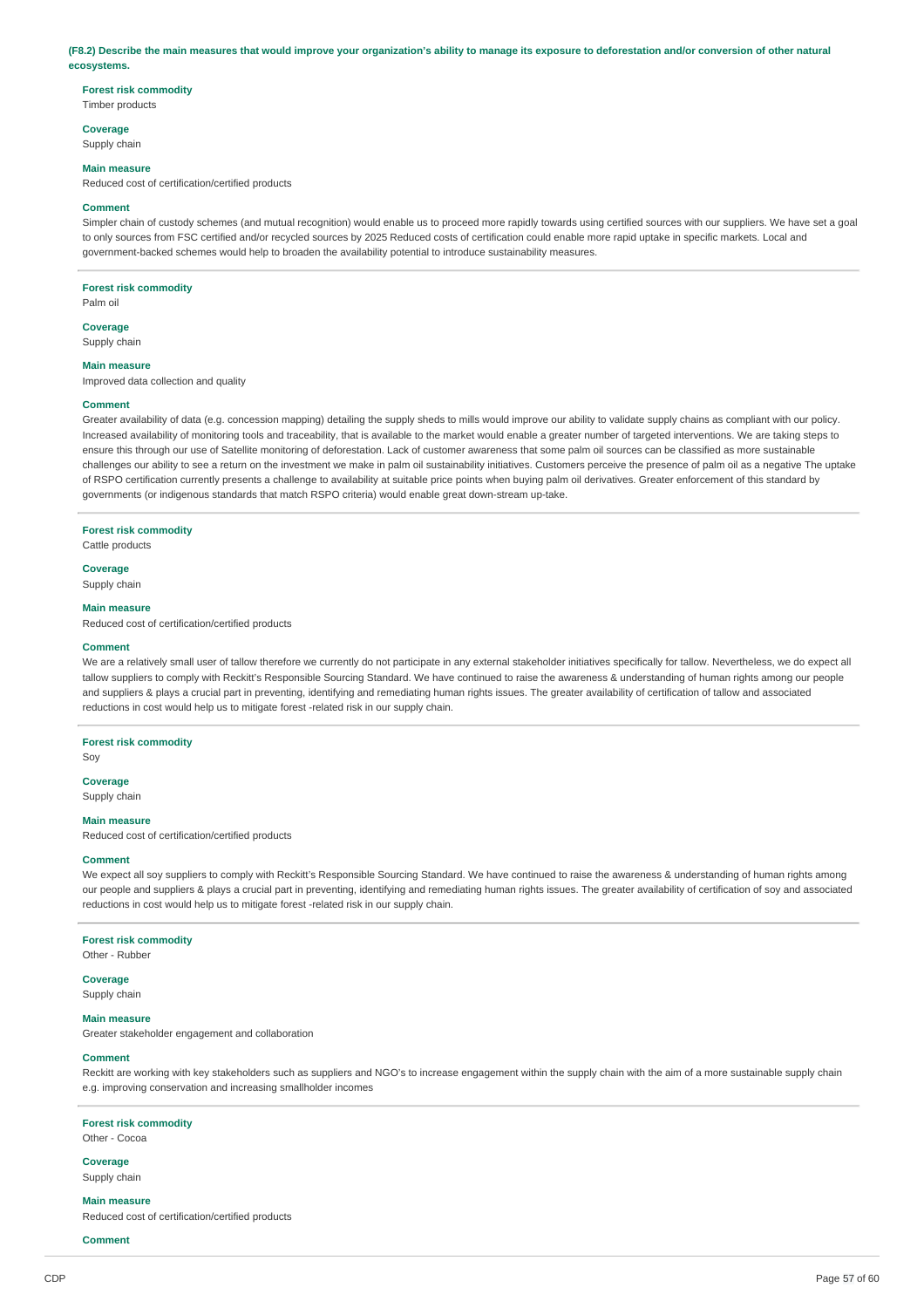**(F8.2) Describe the main measures that would improve your organization's ability to manage its exposure to deforestation and/or conversion of other natural ecosystems.**

**Forest risk commodity**
Timber products

**Coverage**
Supply chain

**Main measure**
Reduced cost of certification/certified products

**Comment**
Simpler chain of custody schemes (and mutual recognition) would enable us to proceed more rapidly towards using certified sources with our suppliers. We have set a goal to only sources from FSC certified and/or recycled sources by 2025 Reduced costs of certification could enable more rapid uptake in specific markets. Local and government-backed schemes would help to broaden the availability potential to introduce sustainability measures.

---

**Forest risk commodity**
Palm oil

**Coverage**
Supply chain

**Main measure**
Improved data collection and quality

**Comment**
Greater availability of data (e.g. concession mapping) detailing the supply sheds to mills would improve our ability to validate supply chains as compliant with our policy. Increased availability of monitoring tools and traceability, that is available to the market would enable a greater number of targeted interventions. We are taking steps to ensure this through our use of Satellite monitoring of deforestation. Lack of customer awareness that some palm oil sources can be classified as more sustainable challenges our ability to see a return on the investment we make in palm oil sustainability initiatives. Customers perceive the presence of palm oil as a negative The uptake of RSPO certification currently presents a challenge to availability at suitable price points when buying palm oil derivatives. Greater enforcement of this standard by governments (or indigenous standards that match RSPO criteria) would enable great down-stream up-take.

---

**Forest risk commodity**
Cattle products

**Coverage**
Supply chain

**Main measure**
Reduced cost of certification/certified products

**Comment**
We are a relatively small user of tallow therefore we currently do not participate in any external stakeholder initiatives specifically for tallow. Nevertheless, we do expect all tallow suppliers to comply with Reckitt's Responsible Sourcing Standard. We have continued to raise the awareness & understanding of human rights among our people and suppliers & plays a crucial part in preventing, identifying and remediating human rights issues. The greater availability of certification of tallow and associated reductions in cost would help us to mitigate forest -related risk in our supply chain.

---

**Forest risk commodity**
Soy

**Coverage**
Supply chain

**Main measure**
Reduced cost of certification/certified products

**Comment**
We expect all soy suppliers to comply with Reckitt's Responsible Sourcing Standard. We have continued to raise the awareness & understanding of human rights among our people and suppliers & plays a crucial part in preventing, identifying and remediating human rights issues. The greater availability of certification of soy and associated reductions in cost would help us to mitigate forest -related risk in our supply chain.

---

**Forest risk commodity**
Other - Rubber

**Coverage**
Supply chain

**Main measure**
Greater stakeholder engagement and collaboration

**Comment**
Reckitt are working with key stakeholders such as suppliers and NGO's to increase engagement within the supply chain with the aim of a more sustainable supply chain e.g. improving conservation and increasing smallholder incomes

---

**Forest risk commodity**
Other - Cocoa

**Coverage**
Supply chain

**Main measure**
Reduced cost of certification/certified products

**Comment**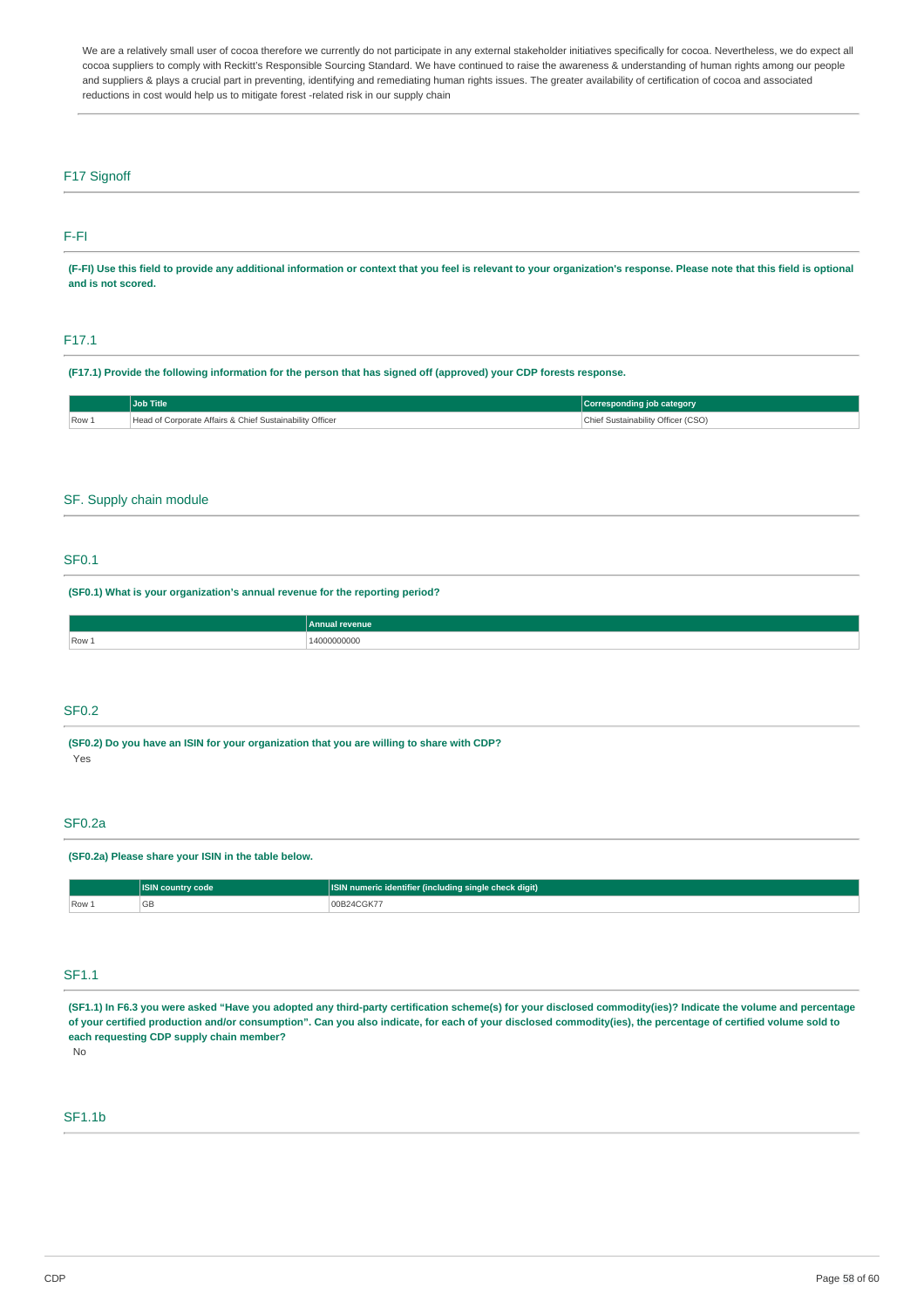We are a relatively small user of cocoa therefore we currently do not participate in any external stakeholder initiatives specifically for cocoa. Nevertheless, we do expect all cocoa suppliers to comply with Reckitt's Responsible Sourcing Standard. We have continued to raise the awareness & understanding of human rights among our people and suppliers & plays a crucial part in preventing, identifying and remediating human rights issues. The greater availability of certification of cocoa and associated reductions in cost would help us to mitigate forest -related risk in our supply chain

## F17 Signoff

### F-FI

**(F-FI) Use this field to provide any additional information or context that you feel is relevant to your organization's response. Please note that this field is optional and is not scored.**

### F17.1

**(F17.1) Provide the following information for the person that has signed off (approved) your CDP forests response.**

| | Job Title | Corresponding job category |
|---|---|---|
| Row 1 | Head of Corporate Affairs & Chief Sustainability Officer | Chief Sustainability Officer (CSO) |

## SF. Supply chain module

### SF0.1

**(SF0.1) What is your organization's annual revenue for the reporting period?**

| | Annual revenue |
|---|---|
| Row 1 | 14000000000 |

### SF0.2

**(SF0.2) Do you have an ISIN for your organization that you are willing to share with CDP?**

Yes

### SF0.2a

**(SF0.2a) Please share your ISIN in the table below.**

| | ISIN country code | ISIN numeric identifier (including single check digit) |
|---|---|---|
| Row 1 | GB | 00B24CGK77 |

### SF1.1

**(SF1.1) In F6.3 you were asked "Have you adopted any third-party certification scheme(s) for your disclosed commodity(ies)? Indicate the volume and percentage of your certified production and/or consumption". Can you also indicate, for each of your disclosed commodity(ies), the percentage of certified volume sold to each requesting CDP supply chain member?**

No

### SF1.1b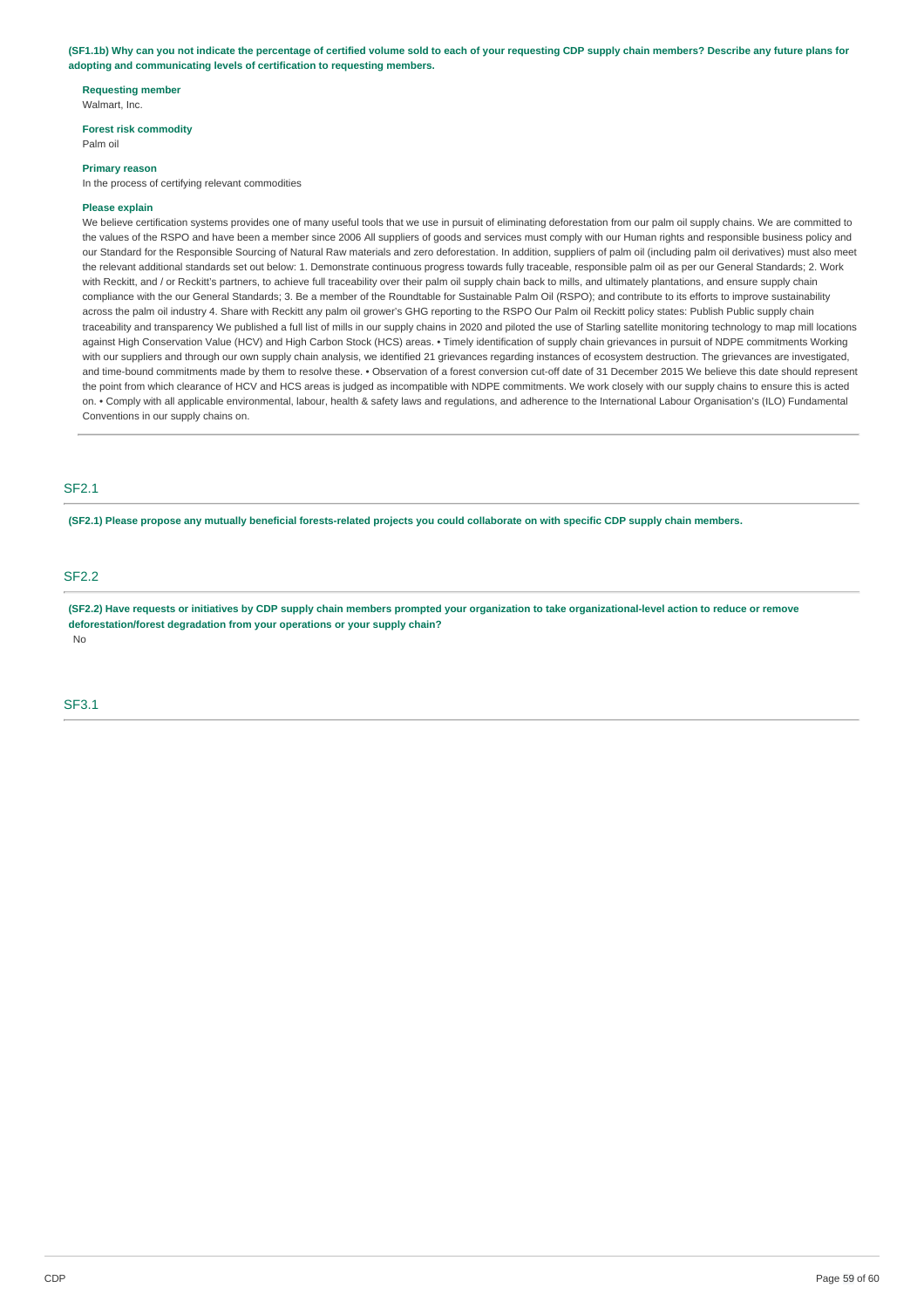**(SF1.1b) Why can you not indicate the percentage of certified volume sold to each of your requesting CDP supply chain members? Describe any future plans for adopting and communicating levels of certification to requesting members.**

**Requesting member**
Walmart, Inc.

**Forest risk commodity**
Palm oil

**Primary reason**
In the process of certifying relevant commodities

**Please explain**
We believe certification systems provides one of many useful tools that we use in pursuit of eliminating deforestation from our palm oil supply chains. We are committed to the values of the RSPO and have been a member since 2006 All suppliers of goods and services must comply with our Human rights and responsible business policy and our Standard for the Responsible Sourcing of Natural Raw materials and zero deforestation. In addition, suppliers of palm oil (including palm oil derivatives) must also meet the relevant additional standards set out below: 1. Demonstrate continuous progress towards fully traceable, responsible palm oil as per our General Standards; 2. Work with Reckitt, and / or Reckitt's partners, to achieve full traceability over their palm oil supply chain back to mills, and ultimately plantations, and ensure supply chain compliance with the our General Standards; 3. Be a member of the Roundtable for Sustainable Palm Oil (RSPO); and contribute to its efforts to improve sustainability across the palm oil industry 4. Share with Reckitt any palm oil grower's GHG reporting to the RSPO Our Palm oil Reckitt policy states: Publish Public supply chain traceability and transparency We published a full list of mills in our supply chains in 2020 and piloted the use of Starling satellite monitoring technology to map mill locations against High Conservation Value (HCV) and High Carbon Stock (HCS) areas. • Timely identification of supply chain grievances in pursuit of NDPE commitments Working with our suppliers and through our own supply chain analysis, we identified 21 grievances regarding instances of ecosystem destruction. The grievances are investigated, and time-bound commitments made by them to resolve these. • Observation of a forest conversion cut-off date of 31 December 2015 We believe this date should represent the point from which clearance of HCV and HCS areas is judged as incompatible with NDPE commitments. We work closely with our supply chains to ensure this is acted on. • Comply with all applicable environmental, labour, health & safety laws and regulations, and adherence to the International Labour Organisation's (ILO) Fundamental Conventions in our supply chains on.

## SF2.1

**(SF2.1) Please propose any mutually beneficial forests-related projects you could collaborate on with specific CDP supply chain members.**

## SF2.2

**(SF2.2) Have requests or initiatives by CDP supply chain members prompted your organization to take organizational-level action to reduce or remove deforestation/forest degradation from your operations or your supply chain?**

No

## SF3.1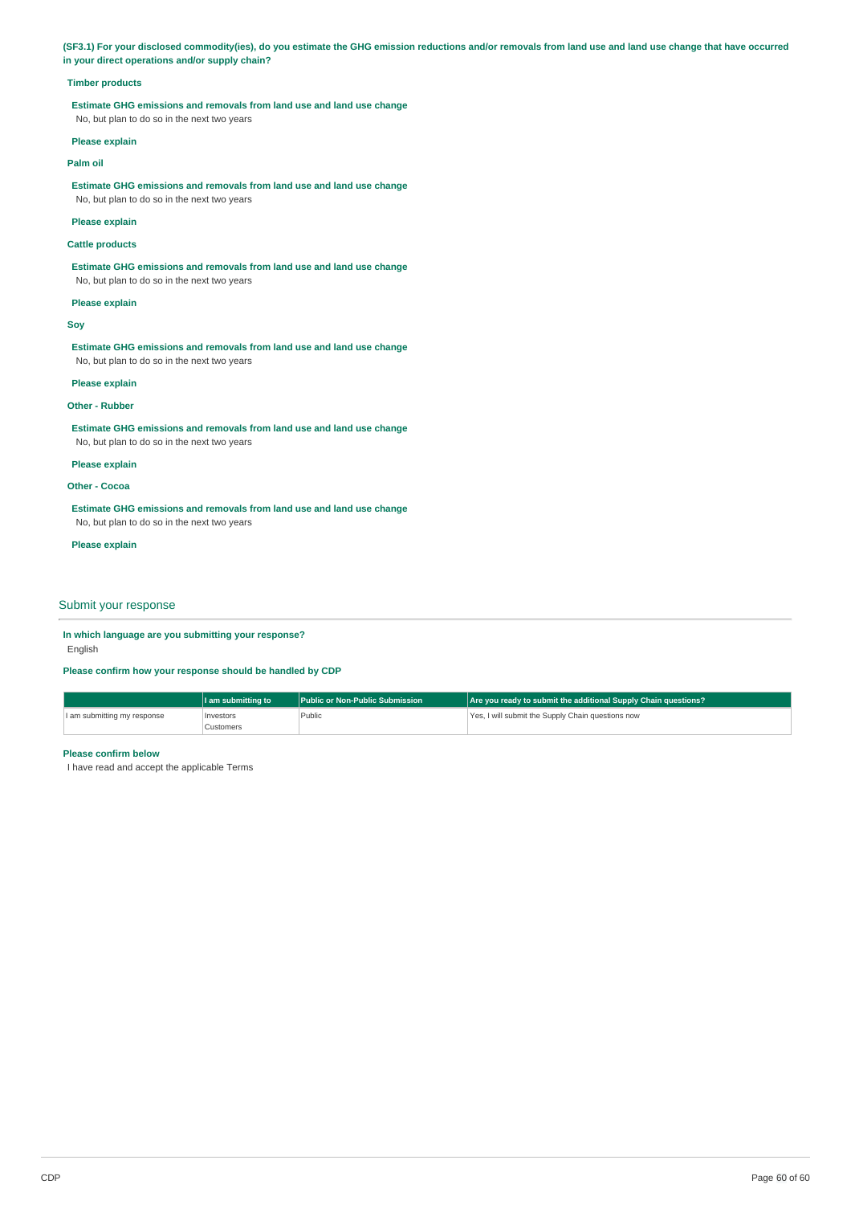**(SF3.1) For your disclosed commodity(ies), do you estimate the GHG emission reductions and/or removals from land use and land use change that have occurred in your direct operations and/or supply chain?**

**Timber products**

**Estimate GHG emissions and removals from land use and land use change**
No, but plan to do so in the next two years

**Please explain**

**Palm oil**

**Estimate GHG emissions and removals from land use and land use change**
No, but plan to do so in the next two years

**Please explain**

**Cattle products**

**Estimate GHG emissions and removals from land use and land use change**
No, but plan to do so in the next two years

**Please explain**

**Soy**

**Estimate GHG emissions and removals from land use and land use change**
No, but plan to do so in the next two years

**Please explain**

**Other - Rubber**

**Estimate GHG emissions and removals from land use and land use change**
No, but plan to do so in the next two years

**Please explain**

**Other - Cocoa**

**Estimate GHG emissions and removals from land use and land use change**
No, but plan to do so in the next two years

**Please explain**

## Submit your response

**In which language are you submitting your response?**
English

**Please confirm how your response should be handled by CDP**

| | I am submitting to | Public or Non-Public Submission | Are you ready to submit the additional Supply Chain questions? |
|---|---|---|---|
| I am submitting my response | Investors<br>Customers | Public | Yes, I will submit the Supply Chain questions now |

**Please confirm below**
I have read and accept the applicable Terms